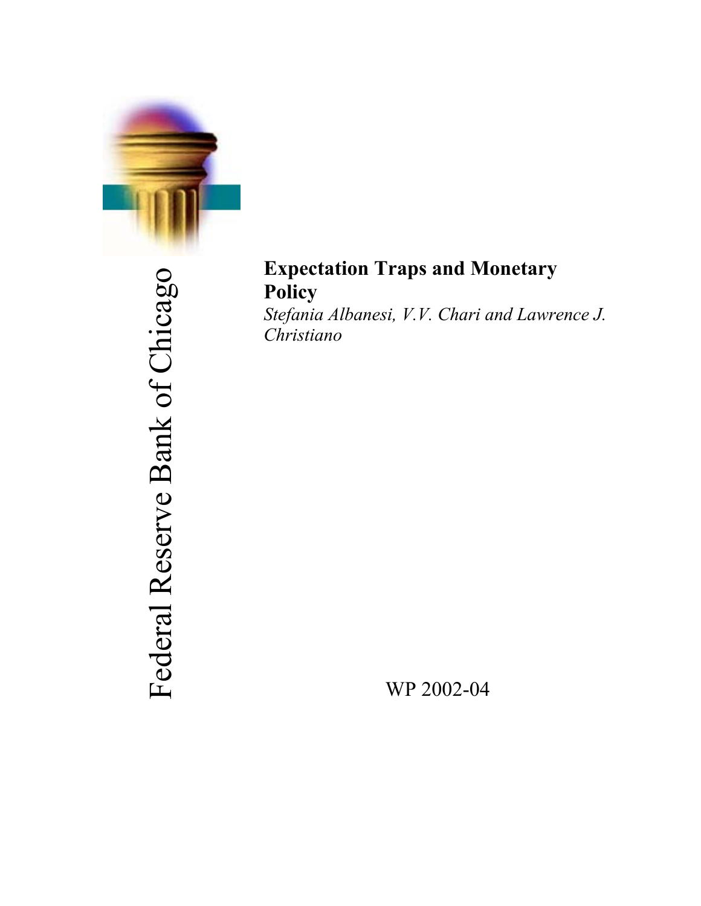Federal Reserve Bank of Chicago

**Expectation Traps and Monetary Policy**

*Stefania Albanesi, V.V. Chari and Lawrence J. Christiano*

WP 2002-04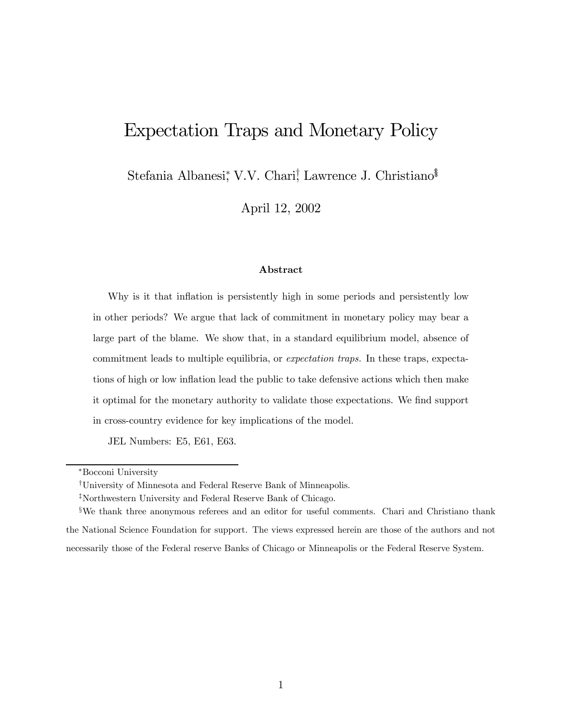# Expectation Traps and Monetary Policy

Stefania Albanesi,[*] V.V. Chari,[†] Lawrence J. Christiano[‡][§]

April 12, 2002

### Abstract

Why is it that inflation is persistently high in some periods and persistently low in other periods? We argue that lack of commitment in monetary policy may bear a large part of the blame. We show that, in a standard equilibrium model, absence of commitment leads to multiple equilibria, or *expectation traps.* In these traps, expectations of high or low inflation lead the public to take defensive actions which then make it optimal for the monetary authority to validate those expectations. We find support in cross-country evidence for key implications of the model.

JEL Numbers: E5, E61, E63.

---

[*] Bocconi University

[†] University of Minnesota and Federal Reserve Bank of Minneapolis.

[‡] Northwestern University and Federal Reserve Bank of Chicago.

[§] We thank three anonymous referees and an editor for useful comments. Chari and Christiano thank the National Science Foundation for support. The views expressed herein are those of the authors and not necessarily those of the Federal reserve Banks of Chicago or Minneapolis or the Federal Reserve System.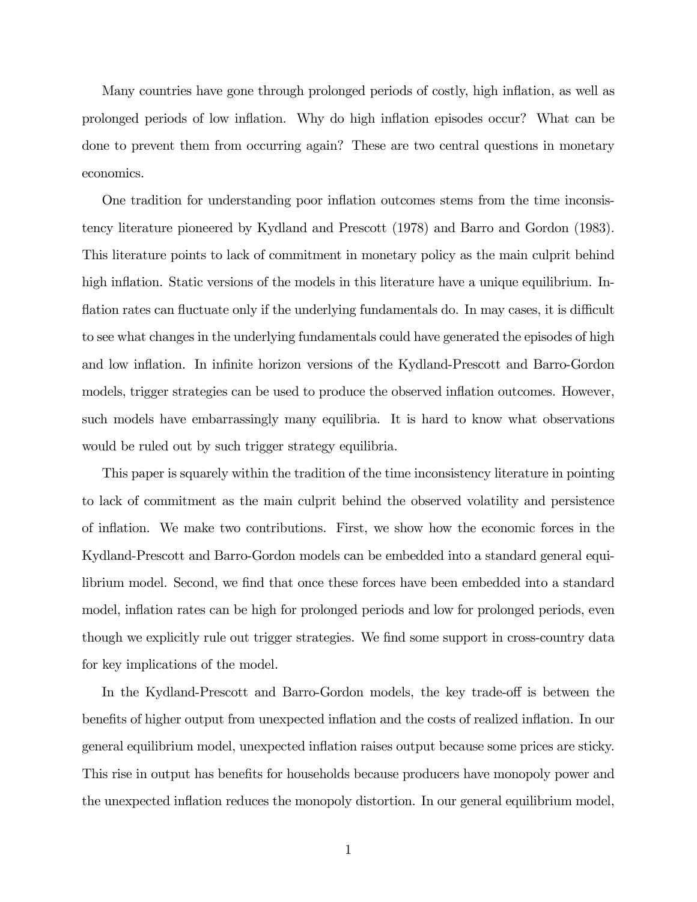Many countries have gone through prolonged periods of costly, high inflation, as well as prolonged periods of low inflation. Why do high inflation episodes occur? What can be done to prevent them from occurring again? These are two central questions in monetary economics.

One tradition for understanding poor inflation outcomes stems from the time inconsistency literature pioneered by Kydland and Prescott (1978) and Barro and Gordon (1983). This literature points to lack of commitment in monetary policy as the main culprit behind high inflation. Static versions of the models in this literature have a unique equilibrium. Inflation rates can fluctuate only if the underlying fundamentals do. In may cases, it is difficult to see what changes in the underlying fundamentals could have generated the episodes of high and low inflation. In infinite horizon versions of the Kydland-Prescott and Barro-Gordon models, trigger strategies can be used to produce the observed inflation outcomes. However, such models have embarrassingly many equilibria. It is hard to know what observations would be ruled out by such trigger strategy equilibria.

This paper is squarely within the tradition of the time inconsistency literature in pointing to lack of commitment as the main culprit behind the observed volatility and persistence of inflation. We make two contributions. First, we show how the economic forces in the Kydland-Prescott and Barro-Gordon models can be embedded into a standard general equilibrium model. Second, we find that once these forces have been embedded into a standard model, inflation rates can be high for prolonged periods and low for prolonged periods, even though we explicitly rule out trigger strategies. We find some support in cross-country data for key implications of the model.

In the Kydland-Prescott and Barro-Gordon models, the key trade-off is between the benefits of higher output from unexpected inflation and the costs of realized inflation. In our general equilibrium model, unexpected inflation raises output because some prices are sticky. This rise in output has benefits for households because producers have monopoly power and the unexpected inflation reduces the monopoly distortion. In our general equilibrium model,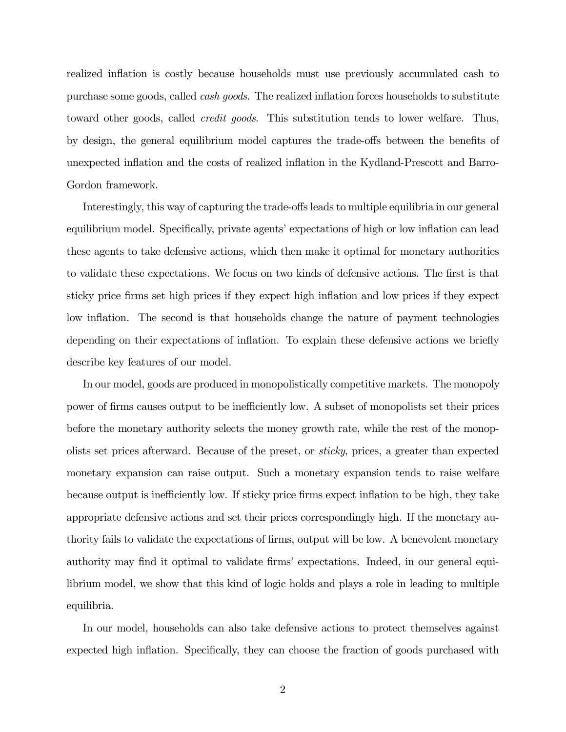realized inflation is costly because households must use previously accumulated cash to purchase some goods, called *cash goods*. The realized inflation forces households to substitute toward other goods, called *credit goods*. This substitution tends to lower welfare. Thus, by design, the general equilibrium model captures the trade-offs between the benefits of unexpected inflation and the costs of realized inflation in the Kydland-Prescott and Barro-Gordon framework.

Interestingly, this way of capturing the trade-offs leads to multiple equilibria in our general equilibrium model. Specifically, private agents' expectations of high or low inflation can lead these agents to take defensive actions, which then make it optimal for monetary authorities to validate these expectations. We focus on two kinds of defensive actions. The first is that sticky price firms set high prices if they expect high inflation and low prices if they expect low inflation. The second is that households change the nature of payment technologies depending on their expectations of inflation. To explain these defensive actions we briefly describe key features of our model.

In our model, goods are produced in monopolistically competitive markets. The monopoly power of firms causes output to be inefficiently low. A subset of monopolists set their prices before the monetary authority selects the money growth rate, while the rest of the monopolists set prices afterward. Because of the preset, or *sticky*, prices, a greater than expected monetary expansion can raise output. Such a monetary expansion tends to raise welfare because output is inefficiently low. If sticky price firms expect inflation to be high, they take appropriate defensive actions and set their prices correspondingly high. If the monetary authority fails to validate the expectations of firms, output will be low. A benevolent monetary authority may find it optimal to validate firms' expectations. Indeed, in our general equilibrium model, we show that this kind of logic holds and plays a role in leading to multiple equilibria.

In our model, households can also take defensive actions to protect themselves against expected high inflation. Specifically, they can choose the fraction of goods purchased with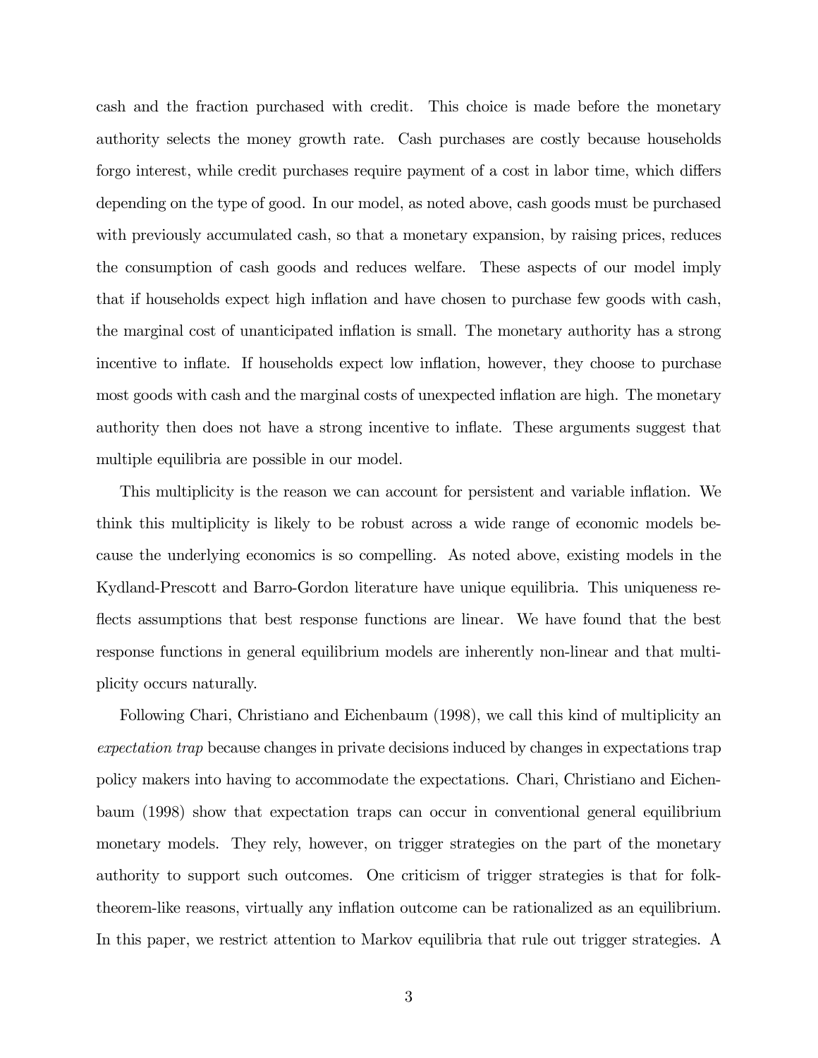cash and the fraction purchased with credit. This choice is made before the monetary authority selects the money growth rate. Cash purchases are costly because households forgo interest, while credit purchases require payment of a cost in labor time, which differs depending on the type of good. In our model, as noted above, cash goods must be purchased with previously accumulated cash, so that a monetary expansion, by raising prices, reduces the consumption of cash goods and reduces welfare. These aspects of our model imply that if households expect high inflation and have chosen to purchase few goods with cash, the marginal cost of unanticipated inflation is small. The monetary authority has a strong incentive to inflate. If households expect low inflation, however, they choose to purchase most goods with cash and the marginal costs of unexpected inflation are high. The monetary authority then does not have a strong incentive to inflate. These arguments suggest that multiple equilibria are possible in our model.

This multiplicity is the reason we can account for persistent and variable inflation. We think this multiplicity is likely to be robust across a wide range of economic models because the underlying economics is so compelling. As noted above, existing models in the Kydland-Prescott and Barro-Gordon literature have unique equilibria. This uniqueness reflects assumptions that best response functions are linear. We have found that the best response functions in general equilibrium models are inherently non-linear and that multiplicity occurs naturally.

Following Chari, Christiano and Eichenbaum (1998), we call this kind of multiplicity an *expectation trap* because changes in private decisions induced by changes in expectations trap policy makers into having to accommodate the expectations. Chari, Christiano and Eichenbaum (1998) show that expectation traps can occur in conventional general equilibrium monetary models. They rely, however, on trigger strategies on the part of the monetary authority to support such outcomes. One criticism of trigger strategies is that for folk-theorem-like reasons, virtually any inflation outcome can be rationalized as an equilibrium. In this paper, we restrict attention to Markov equilibria that rule out trigger strategies. A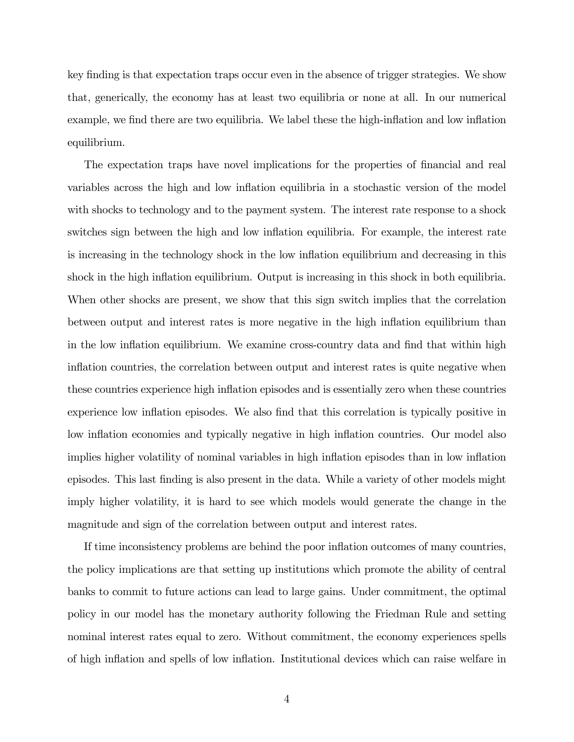key finding is that expectation traps occur even in the absence of trigger strategies. We show that, generically, the economy has at least two equilibria or none at all. In our numerical example, we find there are two equilibria. We label these the high-inflation and low inflation equilibrium.

The expectation traps have novel implications for the properties of financial and real variables across the high and low inflation equilibria in a stochastic version of the model with shocks to technology and to the payment system. The interest rate response to a shock switches sign between the high and low inflation equilibria. For example, the interest rate is increasing in the technology shock in the low inflation equilibrium and decreasing in this shock in the high inflation equilibrium. Output is increasing in this shock in both equilibria. When other shocks are present, we show that this sign switch implies that the correlation between output and interest rates is more negative in the high inflation equilibrium than in the low inflation equilibrium. We examine cross-country data and find that within high inflation countries, the correlation between output and interest rates is quite negative when these countries experience high inflation episodes and is essentially zero when these countries experience low inflation episodes. We also find that this correlation is typically positive in low inflation economies and typically negative in high inflation countries. Our model also implies higher volatility of nominal variables in high inflation episodes than in low inflation episodes. This last finding is also present in the data. While a variety of other models might imply higher volatility, it is hard to see which models would generate the change in the magnitude and sign of the correlation between output and interest rates.

If time inconsistency problems are behind the poor inflation outcomes of many countries, the policy implications are that setting up institutions which promote the ability of central banks to commit to future actions can lead to large gains. Under commitment, the optimal policy in our model has the monetary authority following the Friedman Rule and setting nominal interest rates equal to zero. Without commitment, the economy experiences spells of high inflation and spells of low inflation. Institutional devices which can raise welfare in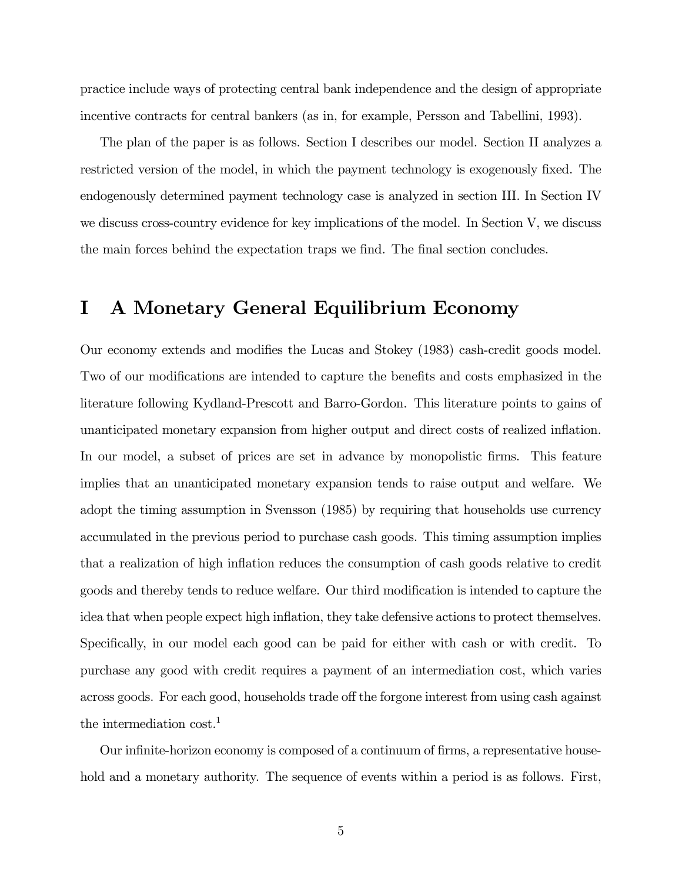practice include ways of protecting central bank independence and the design of appropriate incentive contracts for central bankers (as in, for example, Persson and Tabellini, 1993).

The plan of the paper is as follows. Section I describes our model. Section II analyzes a restricted version of the model, in which the payment technology is exogenously fixed. The endogenously determined payment technology case is analyzed in section III. In Section IV we discuss cross-country evidence for key implications of the model. In Section V, we discuss the main forces behind the expectation traps we find. The final section concludes.

# I A Monetary General Equilibrium Economy

Our economy extends and modifies the Lucas and Stokey (1983) cash-credit goods model. Two of our modifications are intended to capture the benefits and costs emphasized in the literature following Kydland-Prescott and Barro-Gordon. This literature points to gains of unanticipated monetary expansion from higher output and direct costs of realized inflation. In our model, a subset of prices are set in advance by monopolistic firms. This feature implies that an unanticipated monetary expansion tends to raise output and welfare. We adopt the timing assumption in Svensson (1985) by requiring that households use currency accumulated in the previous period to purchase cash goods. This timing assumption implies that a realization of high inflation reduces the consumption of cash goods relative to credit goods and thereby tends to reduce welfare. Our third modification is intended to capture the idea that when people expect high inflation, they take defensive actions to protect themselves. Specifically, in our model each good can be paid for either with cash or with credit. To purchase any good with credit requires a payment of an intermediation cost, which varies across goods. For each good, households trade off the forgone interest from using cash against the intermediation cost.[1]

Our infinite-horizon economy is composed of a continuum of firms, a representative household and a monetary authority. The sequence of events within a period is as follows. First,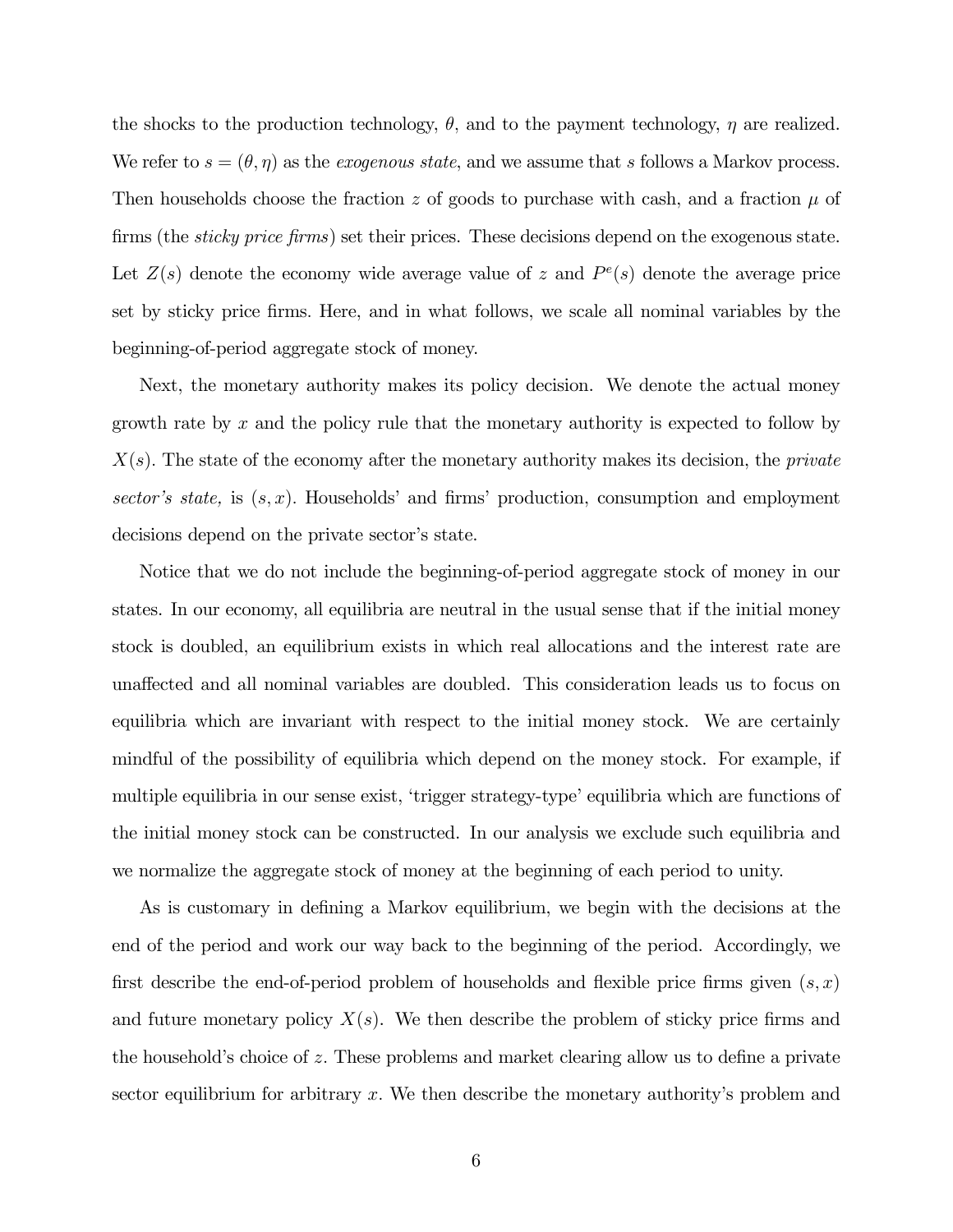the shocks to the production technology, $\theta$, and to the payment technology, $\eta$ are realized. We refer to $s = (\theta, \eta)$ as the *exogenous state*, and we assume that $s$ follows a Markov process. Then households choose the fraction $z$ of goods to purchase with cash, and a fraction $\mu$ of firms (the *sticky price firms*) set their prices. These decisions depend on the exogenous state. Let $Z(s)$ denote the economy wide average value of $z$ and $P^e(s)$ denote the average price set by sticky price firms. Here, and in what follows, we scale all nominal variables by the beginning-of-period aggregate stock of money.

Next, the monetary authority makes its policy decision. We denote the actual money growth rate by $x$ and the policy rule that the monetary authority is expected to follow by $X(s)$. The state of the economy after the monetary authority makes its decision, the *private sector's state,* is $(s, x)$. Households' and firms' production, consumption and employment decisions depend on the private sector's state.

Notice that we do not include the beginning-of-period aggregate stock of money in our states. In our economy, all equilibria are neutral in the usual sense that if the initial money stock is doubled, an equilibrium exists in which real allocations and the interest rate are unaffected and all nominal variables are doubled. This consideration leads us to focus on equilibria which are invariant with respect to the initial money stock. We are certainly mindful of the possibility of equilibria which depend on the money stock. For example, if multiple equilibria in our sense exist, 'trigger strategy-type' equilibria which are functions of the initial money stock can be constructed. In our analysis we exclude such equilibria and we normalize the aggregate stock of money at the beginning of each period to unity.

As is customary in defining a Markov equilibrium, we begin with the decisions at the end of the period and work our way back to the beginning of the period. Accordingly, we first describe the end-of-period problem of households and flexible price firms given $(s, x)$ and future monetary policy $X(s)$. We then describe the problem of sticky price firms and the household's choice of $z$. These problems and market clearing allow us to define a private sector equilibrium for arbitrary $x$. We then describe the monetary authority's problem and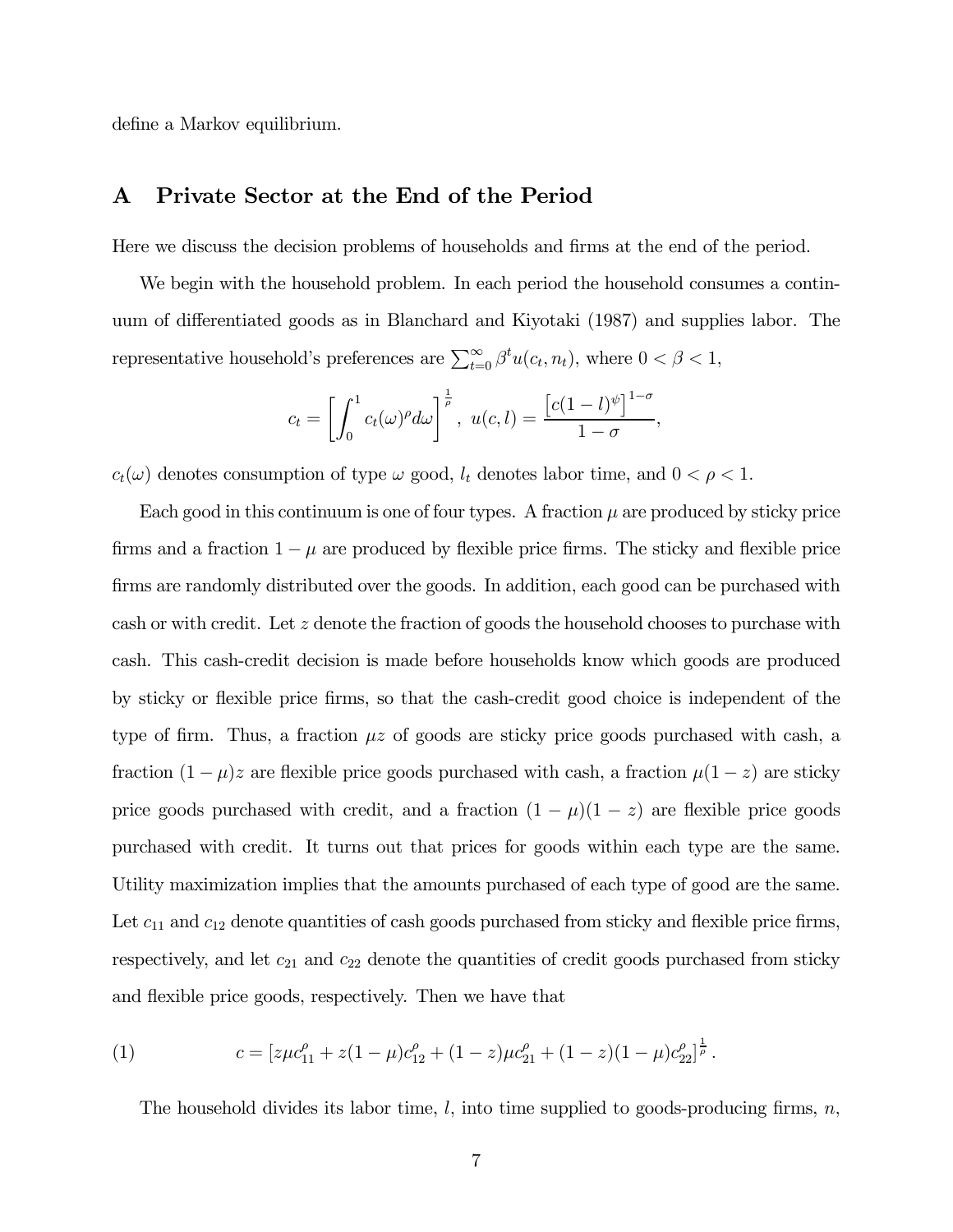define a Markov equilibrium.

# A Private Sector at the End of the Period

Here we discuss the decision problems of households and firms at the end of the period.

We begin with the household problem. In each period the household consumes a continuum of differentiated goods as in Blanchard and Kiyotaki (1987) and supplies labor. The representative household's preferences are $\sum_{t=0}^{\infty} \beta^t u(c_t, n_t)$, where $0 < \beta < 1$,

$$c_t = \left[ \int_0^1 c_t(\omega)^\rho d\omega \right]^{\frac{1}{\rho}}, \ u(c, l) = \frac{\left[ c(1-l)^\psi \right]^{1-\sigma}}{1-\sigma},$$

$c_t(\omega)$ denotes consumption of type $\omega$ good, $l_t$ denotes labor time, and $0 < \rho < 1$.

Each good in this continuum is one of four types. A fraction $\mu$ are produced by sticky price firms and a fraction $1 - \mu$ are produced by flexible price firms. The sticky and flexible price firms are randomly distributed over the goods. In addition, each good can be purchased with cash or with credit. Let $z$ denote the fraction of goods the household chooses to purchase with cash. This cash-credit decision is made before households know which goods are produced by sticky or flexible price firms, so that the cash-credit good choice is independent of the type of firm. Thus, a fraction $\mu z$ of goods are sticky price goods purchased with cash, a fraction $(1 - \mu)z$ are flexible price goods purchased with cash, a fraction $\mu(1 - z)$ are sticky price goods purchased with credit, and a fraction $(1 - \mu)(1 - z)$ are flexible price goods purchased with credit. It turns out that prices for goods within each type are the same. Utility maximization implies that the amounts purchased of each type of good are the same. Let $c_{11}$ and $c_{12}$ denote quantities of cash goods purchased from sticky and flexible price firms, respectively, and let $c_{21}$ and $c_{22}$ denote the quantities of credit goods purchased from sticky and flexible price goods, respectively. Then we have that

$$c = \left[ z\mu c_{11}^\rho + z(1-\mu)c_{12}^\rho + (1-z)\mu c_{21}^\rho + (1-z)(1-\mu)c_{22}^\rho \right]^{\frac{1}{\rho}}. \tag{1}$$

The household divides its labor time, $l$, into time supplied to goods-producing firms, $n$,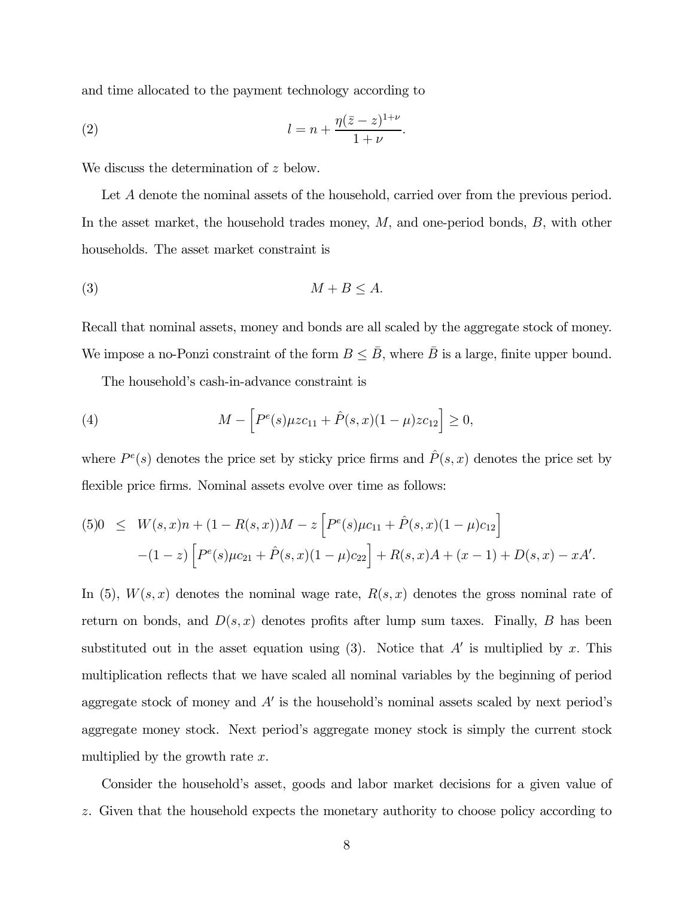and time allocated to the payment technology according to

$$l = n + \frac{\eta(\bar{z} - z)^{1+\nu}}{1+\nu}. \tag{2}$$

We discuss the determination of $z$ below.

Let $A$ denote the nominal assets of the household, carried over from the previous period. In the asset market, the household trades money, $M$, and one-period bonds, $B$, with other households. The asset market constraint is

$$M + B \leq A. \tag{3}$$

Recall that nominal assets, money and bonds are all scaled by the aggregate stock of money. We impose a no-Ponzi constraint of the form $B \leq \bar{B}$, where $\bar{B}$ is a large, finite upper bound.

The household's cash-in-advance constraint is

$$M - \left[P^e(s)\mu z c_{11} + \hat{P}(s,x)(1-\mu)z c_{12}\right] \geq 0, \tag{4}$$

where $P^e(s)$ denotes the price set by sticky price firms and $\hat{P}(s,x)$ denotes the price set by flexible price firms. Nominal assets evolve over time as follows:

$$\begin{aligned} (5) \quad 0 \leq \; & W(s,x)n + (1 - R(s,x))M - z\left[P^e(s)\mu c_{11} + \hat{P}(s,x)(1-\mu)c_{12}\right] \\ & -(1-z)\left[P^e(s)\mu c_{21} + \hat{P}(s,x)(1-\mu)c_{22}\right] + R(s,x)A + (x-1) + D(s,x) - xA'. \end{aligned}$$

In (5), $W(s,x)$ denotes the nominal wage rate, $R(s,x)$ denotes the gross nominal rate of return on bonds, and $D(s,x)$ denotes profits after lump sum taxes. Finally, $B$ has been substituted out in the asset equation using (3). Notice that $A'$ is multiplied by $x$. This multiplication reflects that we have scaled all nominal variables by the beginning of period aggregate stock of money and $A'$ is the household's nominal assets scaled by next period's aggregate money stock. Next period's aggregate money stock is simply the current stock multiplied by the growth rate $x$.

Consider the household's asset, goods and labor market decisions for a given value of $z$. Given that the household expects the monetary authority to choose policy according to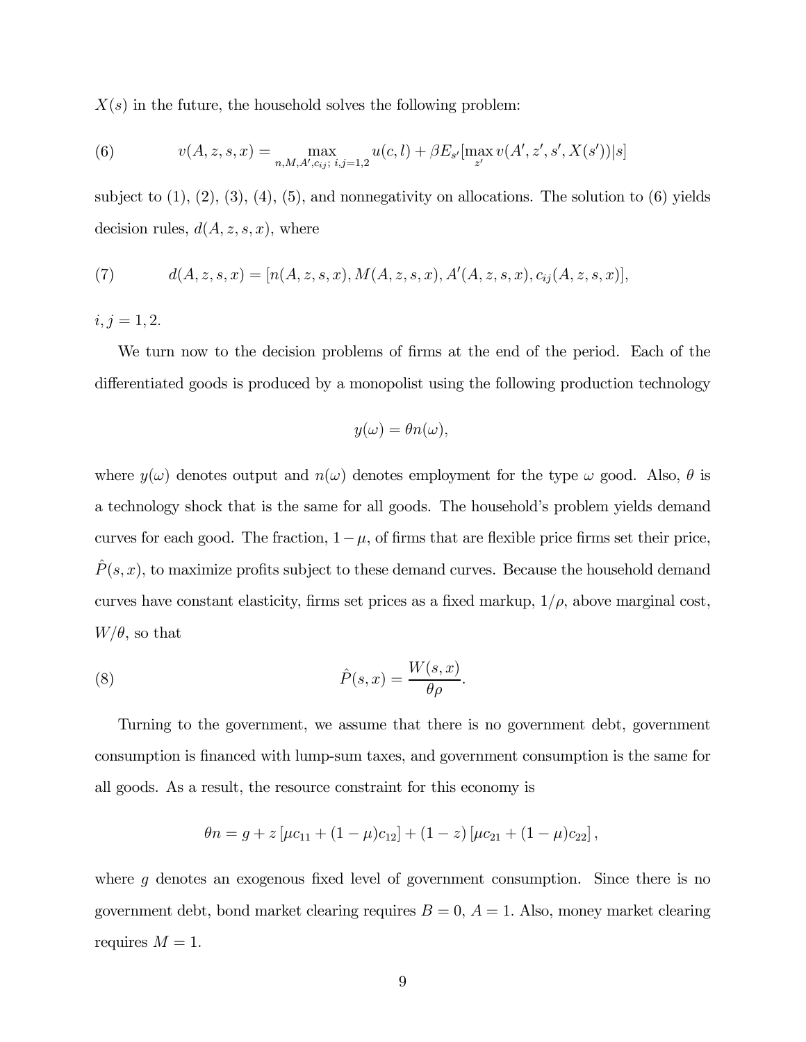$X(s)$ in the future, the household solves the following problem:

$$v(A, z, s, x) = \max_{n, M, A', c_{ij};\, i,j=1,2} u(c, l) + \beta E_{s'}[\max_{z'} v(A', z', s', X(s'))|s] \tag{6}$$

subject to (1), (2), (3), (4), (5), and nonnegativity on allocations. The solution to (6) yields decision rules, $d(A, z, s, x)$, where

$$d(A, z, s, x) = [n(A, z, s, x), M(A, z, s, x), A'(A, z, s, x), c_{ij}(A, z, s, x)], \tag{7}$$

$i, j = 1, 2$.

We turn now to the decision problems of firms at the end of the period. Each of the differentiated goods is produced by a monopolist using the following production technology

$$y(\omega) = \theta n(\omega),$$

where $y(\omega)$ denotes output and $n(\omega)$ denotes employment for the type $\omega$ good. Also, $\theta$ is a technology shock that is the same for all goods. The household's problem yields demand curves for each good. The fraction, $1 - \mu$, of firms that are flexible price firms set their price, $\hat{P}(s, x)$, to maximize profits subject to these demand curves. Because the household demand curves have constant elasticity, firms set prices as a fixed markup, $1/\rho$, above marginal cost, $W/\theta$, so that

$$\hat{P}(s, x) = \frac{W(s, x)}{\theta \rho}. \tag{8}$$

Turning to the government, we assume that there is no government debt, government consumption is financed with lump-sum taxes, and government consumption is the same for all goods. As a result, the resource constraint for this economy is

$$\theta n = g + z\left[\mu c_{11} + (1 - \mu) c_{12}\right] + (1 - z)\left[\mu c_{21} + (1 - \mu) c_{22}\right],$$

where $g$ denotes an exogenous fixed level of government consumption. Since there is no government debt, bond market clearing requires $B = 0$, $A = 1$. Also, money market clearing requires $M = 1$.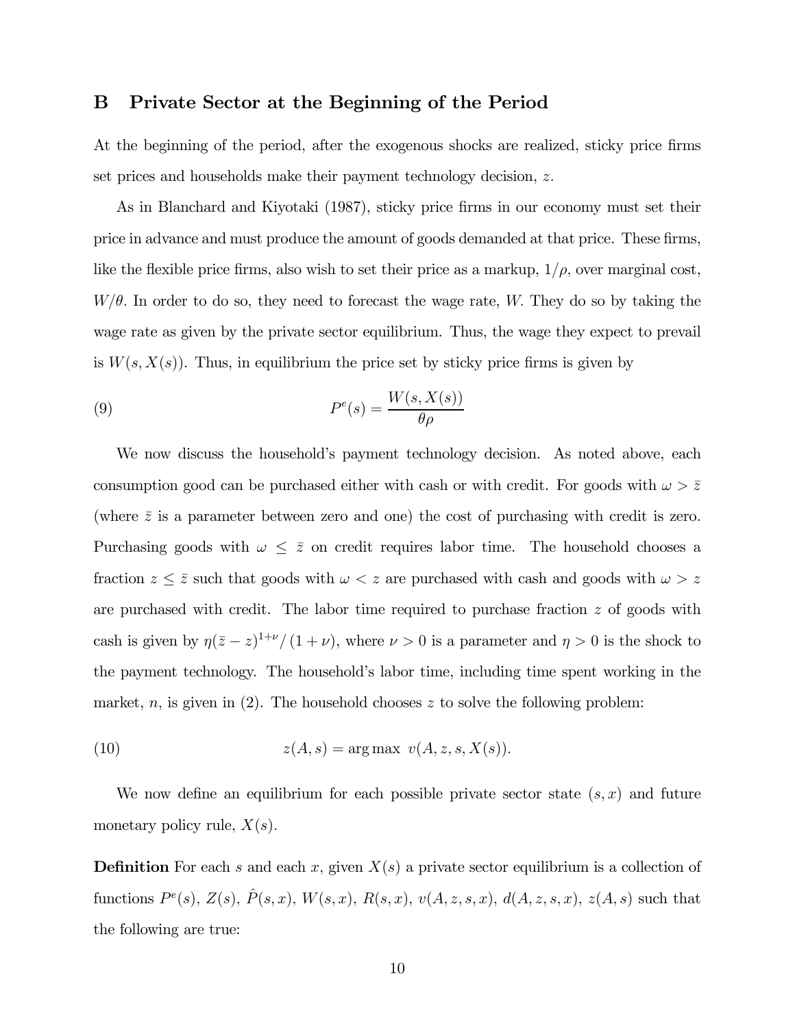## B Private Sector at the Beginning of the Period

At the beginning of the period, after the exogenous shocks are realized, sticky price firms set prices and households make their payment technology decision, $z$.

As in Blanchard and Kiyotaki (1987), sticky price firms in our economy must set their price in advance and must produce the amount of goods demanded at that price. These firms, like the flexible price firms, also wish to set their price as a markup, $1/\rho$, over marginal cost, $W/\theta$. In order to do so, they need to forecast the wage rate, $W$. They do so by taking the wage rate as given by the private sector equilibrium. Thus, the wage they expect to prevail is $W(s, X(s))$. Thus, in equilibrium the price set by sticky price firms is given by

$$P^e(s) = \frac{W(s, X(s))}{\theta\rho} \tag{9}$$

We now discuss the household's payment technology decision. As noted above, each consumption good can be purchased either with cash or with credit. For goods with $\omega > \bar{z}$ (where $\bar{z}$ is a parameter between zero and one) the cost of purchasing with credit is zero. Purchasing goods with $\omega \leq \bar{z}$ on credit requires labor time. The household chooses a fraction $z \leq \bar{z}$ such that goods with $\omega < z$ are purchased with cash and goods with $\omega > z$ are purchased with credit. The labor time required to purchase fraction $z$ of goods with cash is given by $\eta(\bar{z} - z)^{1+\nu}/(1+\nu)$, where $\nu > 0$ is a parameter and $\eta > 0$ is the shock to the payment technology. The household's labor time, including time spent working in the market, $n$, is given in (2). The household chooses $z$ to solve the following problem:

$$z(A, s) = \arg\max \ v(A, z, s, X(s)). \tag{10}$$

We now define an equilibrium for each possible private sector state $(s, x)$ and future monetary policy rule, $X(s)$.

**Definition** For each $s$ and each $x$, given $X(s)$ a private sector equilibrium is a collection of functions $P^e(s)$, $Z(s)$, $\hat{P}(s,x)$, $W(s,x)$, $R(s,x)$, $v(A,z,s,x)$, $d(A,z,s,x)$, $z(A,s)$ such that the following are true: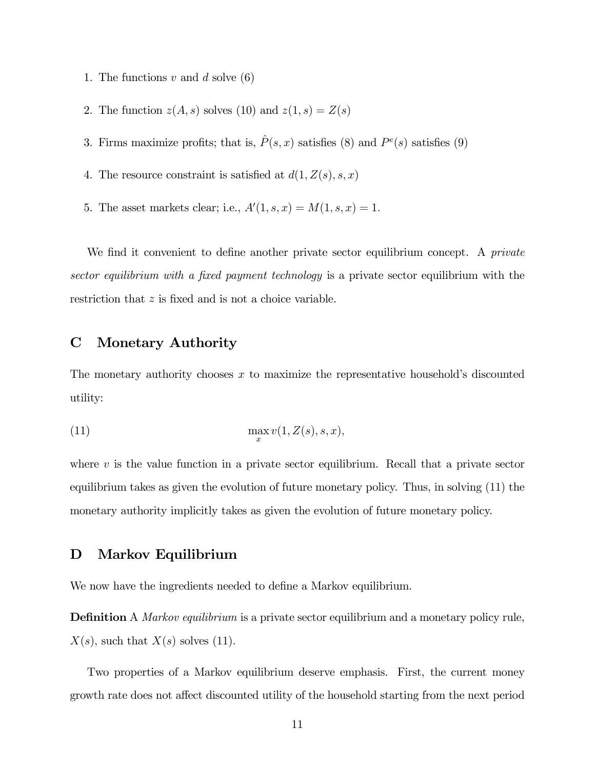1. The functions $v$ and $d$ solve (6)

2. The function $z(A, s)$ solves (10) and $z(1, s) = Z(s)$

3. Firms maximize profits; that is, $\hat{P}(s, x)$ satisfies (8) and $P^e(s)$ satisfies (9)

4. The resource constraint is satisfied at $d(1, Z(s), s, x)$

5. The asset markets clear; i.e., $A'(1, s, x) = M(1, s, x) = 1$.

We find it convenient to define another private sector equilibrium concept. A *private sector equilibrium with a fixed payment technology* is a private sector equilibrium with the restriction that $z$ is fixed and is not a choice variable.

## C Monetary Authority

The monetary authority chooses $x$ to maximize the representative household's discounted utility:

$$\max_{x} v(1, Z(s), s, x), \tag{11}$$

where $v$ is the value function in a private sector equilibrium. Recall that a private sector equilibrium takes as given the evolution of future monetary policy. Thus, in solving (11) the monetary authority implicitly takes as given the evolution of future monetary policy.

## D Markov Equilibrium

We now have the ingredients needed to define a Markov equilibrium.

**Definition** A *Markov equilibrium* is a private sector equilibrium and a monetary policy rule, $X(s)$, such that $X(s)$ solves (11).

Two properties of a Markov equilibrium deserve emphasis. First, the current money growth rate does not affect discounted utility of the household starting from the next period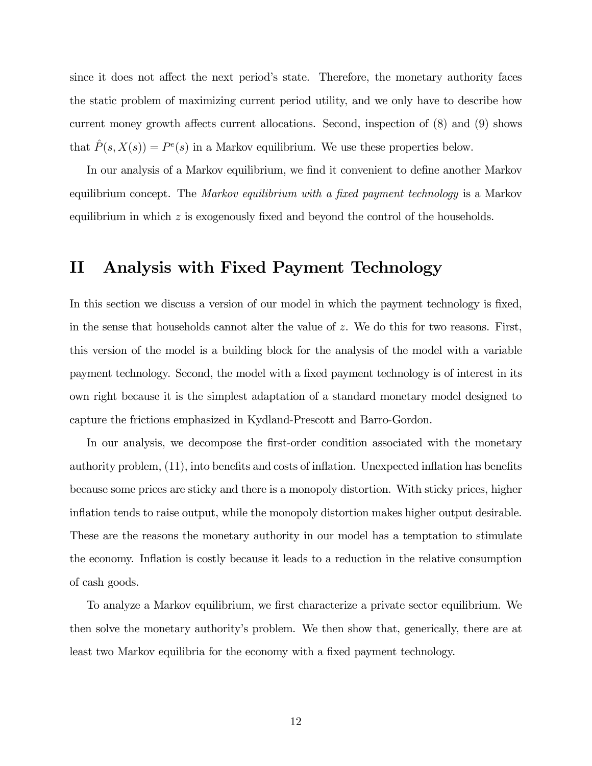since it does not affect the next period's state. Therefore, the monetary authority faces the static problem of maximizing current period utility, and we only have to describe how current money growth affects current allocations. Second, inspection of (8) and (9) shows that $\hat{P}(s, X(s)) = P^e(s)$ in a Markov equilibrium. We use these properties below.

In our analysis of a Markov equilibrium, we find it convenient to define another Markov equilibrium concept. The *Markov equilibrium with a fixed payment technology* is a Markov equilibrium in which $z$ is exogenously fixed and beyond the control of the households.

# II Analysis with Fixed Payment Technology

In this section we discuss a version of our model in which the payment technology is fixed, in the sense that households cannot alter the value of $z$. We do this for two reasons. First, this version of the model is a building block for the analysis of the model with a variable payment technology. Second, the model with a fixed payment technology is of interest in its own right because it is the simplest adaptation of a standard monetary model designed to capture the frictions emphasized in Kydland-Prescott and Barro-Gordon.

In our analysis, we decompose the first-order condition associated with the monetary authority problem, (11), into benefits and costs of inflation. Unexpected inflation has benefits because some prices are sticky and there is a monopoly distortion. With sticky prices, higher inflation tends to raise output, while the monopoly distortion makes higher output desirable. These are the reasons the monetary authority in our model has a temptation to stimulate the economy. Inflation is costly because it leads to a reduction in the relative consumption of cash goods.

To analyze a Markov equilibrium, we first characterize a private sector equilibrium. We then solve the monetary authority's problem. We then show that, generically, there are at least two Markov equilibria for the economy with a fixed payment technology.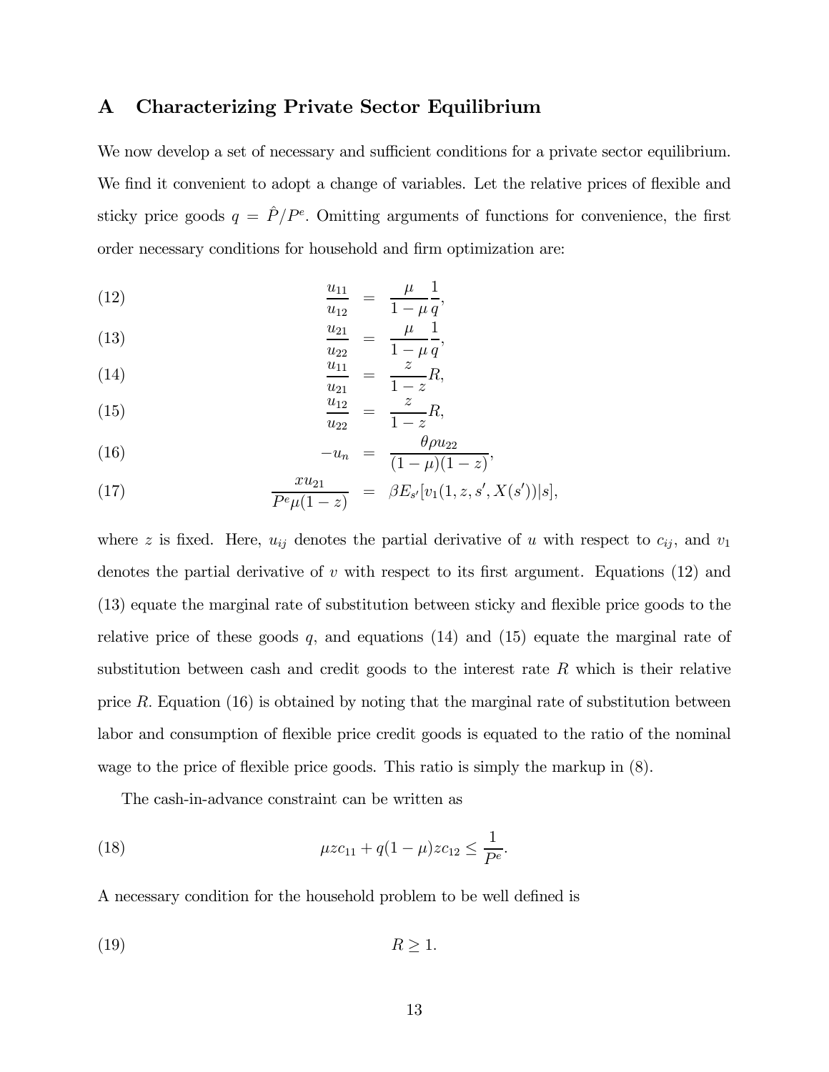# A Characterizing Private Sector Equilibrium

We now develop a set of necessary and sufficient conditions for a private sector equilibrium. We find it convenient to adopt a change of variables. Let the relative prices of flexible and sticky price goods $q = \hat{P}/P^e$. Omitting arguments of functions for convenience, the first order necessary conditions for household and firm optimization are:

$$\frac{u_{11}}{u_{12}} = \frac{\mu}{1-\mu}\frac{1}{q}, \tag{12}$$

$$\frac{u_{21}}{u_{22}} = \frac{\mu}{1-\mu}\frac{1}{q}, \tag{13}$$

$$\frac{u_{11}}{u_{21}} = \frac{z}{1-z}R, \tag{14}$$

$$\frac{u_{12}}{u_{22}} = \frac{z}{1-z}R, \tag{15}$$

$$-u_n = \frac{\theta \rho u_{22}}{(1-\mu)(1-z)}, \tag{16}$$

$$\frac{x u_{21}}{P^e \mu (1-z)} = \beta E_{s'}[v_1(1, z, s', X(s'))|s], \tag{17}$$

where $z$ is fixed. Here, $u_{ij}$ denotes the partial derivative of $u$ with respect to $c_{ij}$, and $v_1$ denotes the partial derivative of $v$ with respect to its first argument. Equations (12) and (13) equate the marginal rate of substitution between sticky and flexible price goods to the relative price of these goods $q$, and equations (14) and (15) equate the marginal rate of substitution between cash and credit goods to the interest rate $R$ which is their relative price $R$. Equation (16) is obtained by noting that the marginal rate of substitution between labor and consumption of flexible price credit goods is equated to the ratio of the nominal wage to the price of flexible price goods. This ratio is simply the markup in (8).

The cash-in-advance constraint can be written as

$$\mu z c_{11} + q(1-\mu) z c_{12} \leq \frac{1}{P^e}. \tag{18}$$

A necessary condition for the household problem to be well defined is

$$R \geq 1. \tag{19}$$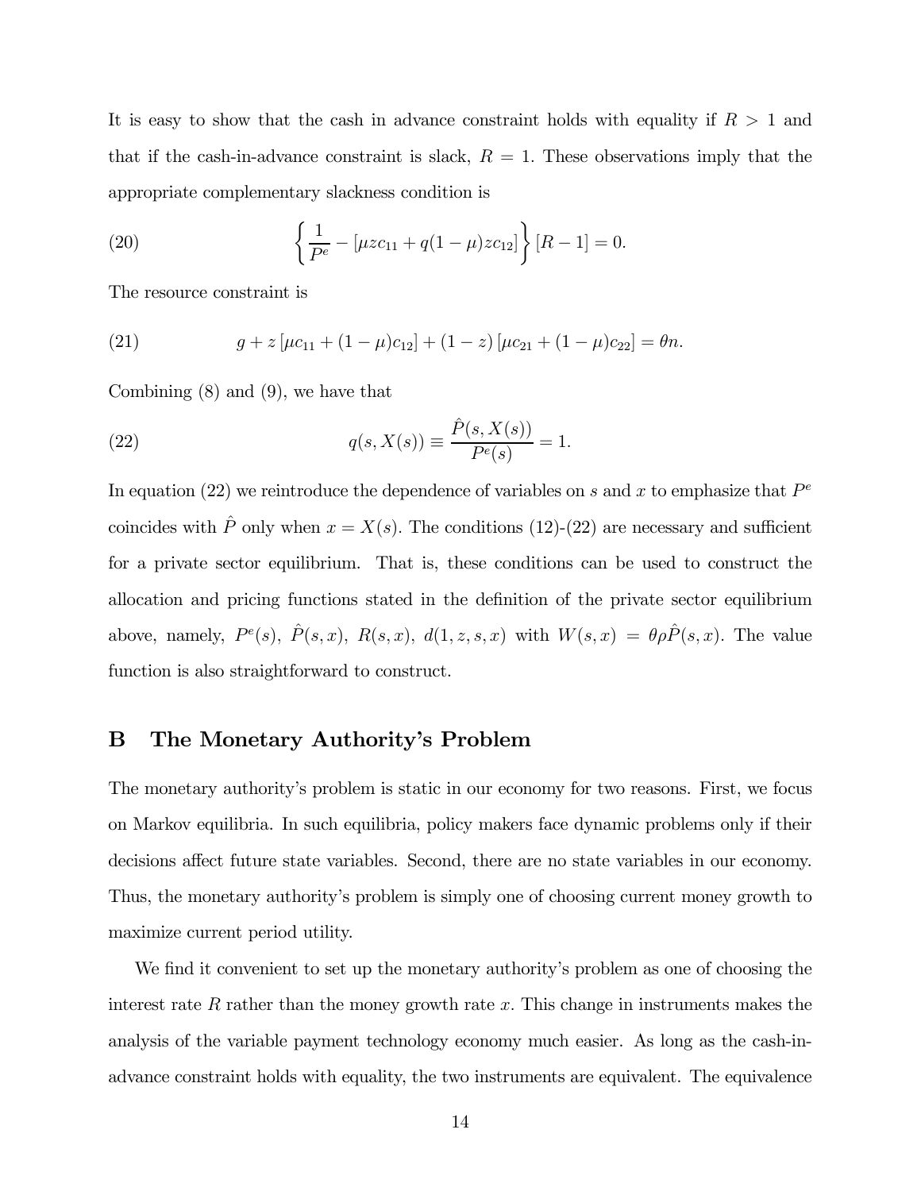It is easy to show that the cash in advance constraint holds with equality if $R > 1$ and that if the cash-in-advance constraint is slack, $R = 1$. These observations imply that the appropriate complementary slackness condition is

$$\left\{ \frac{1}{P^e} - [\mu z c_{11} + q(1-\mu) z c_{12}] \right\} [R - 1] = 0. \tag{20}$$

The resource constraint is

$$g + z\left[\mu c_{11} + (1-\mu)c_{12}\right] + (1-z)\left[\mu c_{21} + (1-\mu)c_{22}\right] = \theta n. \tag{21}$$

Combining (8) and (9), we have that

$$q(s, X(s)) \equiv \frac{\hat{P}(s, X(s))}{P^e(s)} = 1. \tag{22}$$

In equation (22) we reintroduce the dependence of variables on $s$ and $x$ to emphasize that $P^e$ coincides with $\hat{P}$ only when $x = X(s)$. The conditions (12)-(22) are necessary and sufficient for a private sector equilibrium. That is, these conditions can be used to construct the allocation and pricing functions stated in the definition of the private sector equilibrium above, namely, $P^e(s)$, $\hat{P}(s, x)$, $R(s, x)$, $d(1, z, s, x)$ with $W(s, x) = \theta \rho \hat{P}(s, x)$. The value function is also straightforward to construct.

## B The Monetary Authority's Problem

The monetary authority's problem is static in our economy for two reasons. First, we focus on Markov equilibria. In such equilibria, policy makers face dynamic problems only if their decisions affect future state variables. Second, there are no state variables in our economy. Thus, the monetary authority's problem is simply one of choosing current money growth to maximize current period utility.

We find it convenient to set up the monetary authority's problem as one of choosing the interest rate $R$ rather than the money growth rate $x$. This change in instruments makes the analysis of the variable payment technology economy much easier. As long as the cash-in-advance constraint holds with equality, the two instruments are equivalent. The equivalence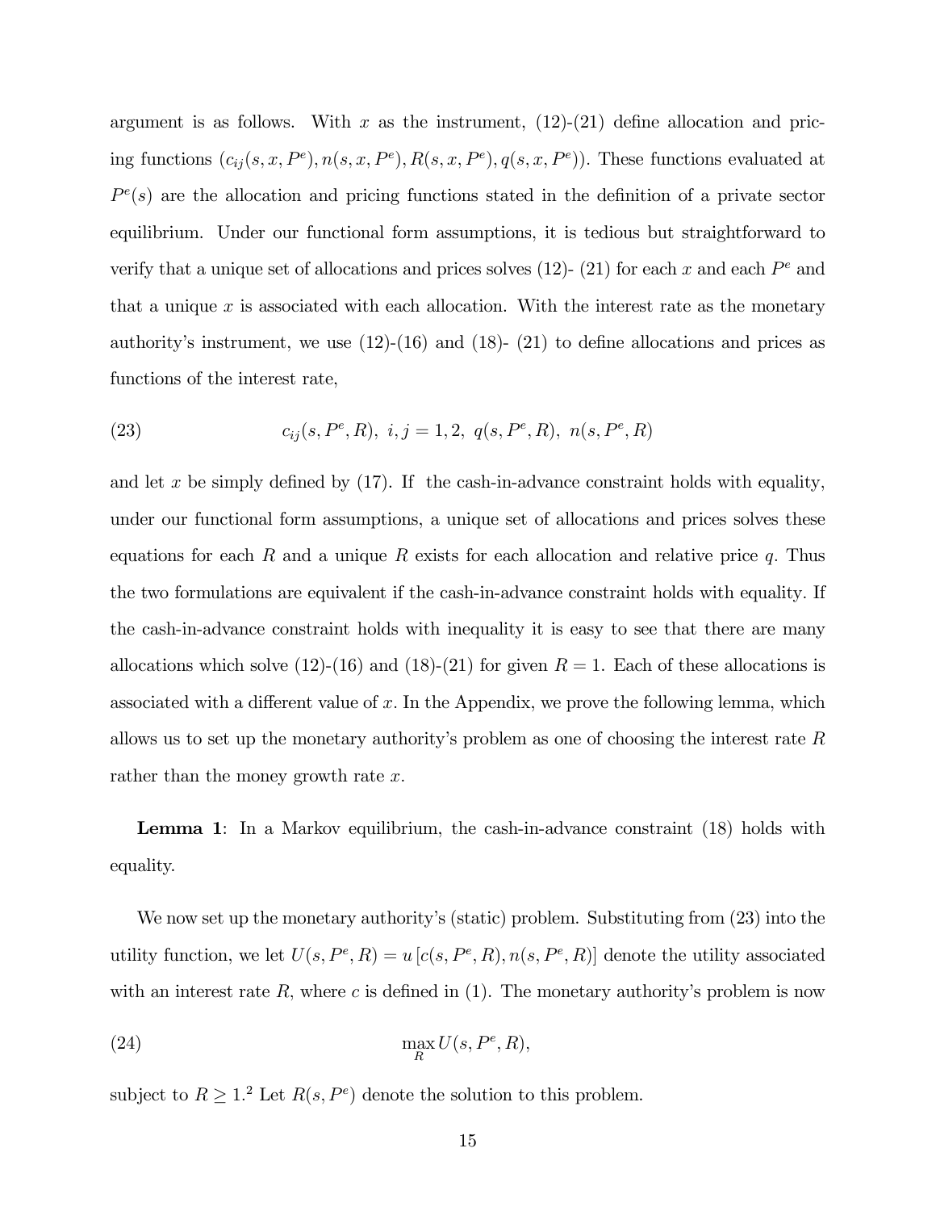argument is as follows. With $x$ as the instrument, (12)-(21) define allocation and pricing functions $(c_{ij}(s, x, P^e), n(s, x, P^e), R(s, x, P^e), q(s, x, P^e))$. These functions evaluated at $P^e(s)$ are the allocation and pricing functions stated in the definition of a private sector equilibrium. Under our functional form assumptions, it is tedious but straightforward to verify that a unique set of allocations and prices solves (12)- (21) for each $x$ and each $P^e$ and that a unique $x$ is associated with each allocation. With the interest rate as the monetary authority's instrument, we use (12)-(16) and (18)- (21) to define allocations and prices as functions of the interest rate,

$$
c_{ij}(s, P^e, R),\ i, j = 1, 2,\ q(s, P^e, R),\ n(s, P^e, R) \tag{23}
$$

and let $x$ be simply defined by (17). If the cash-in-advance constraint holds with equality, under our functional form assumptions, a unique set of allocations and prices solves these equations for each $R$ and a unique $R$ exists for each allocation and relative price $q$. Thus the two formulations are equivalent if the cash-in-advance constraint holds with equality. If the cash-in-advance constraint holds with inequality it is easy to see that there are many allocations which solve (12)-(16) and (18)-(21) for given $R = 1$. Each of these allocations is associated with a different value of $x$. In the Appendix, we prove the following lemma, which allows us to set up the monetary authority's problem as one of choosing the interest rate $R$ rather than the money growth rate $x$.

**Lemma 1**: In a Markov equilibrium, the cash-in-advance constraint (18) holds with equality.

We now set up the monetary authority's (static) problem. Substituting from (23) into the utility function, we let $U(s, P^e, R) = u\left[c(s, P^e, R), n(s, P^e, R)\right]$ denote the utility associated with an interest rate $R$, where $c$ is defined in (1). The monetary authority's problem is now

$$
\max_R U(s, P^e, R), \tag{24}
$$

subject to $R \geq 1$.[2] Let $R(s, P^e)$ denote the solution to this problem.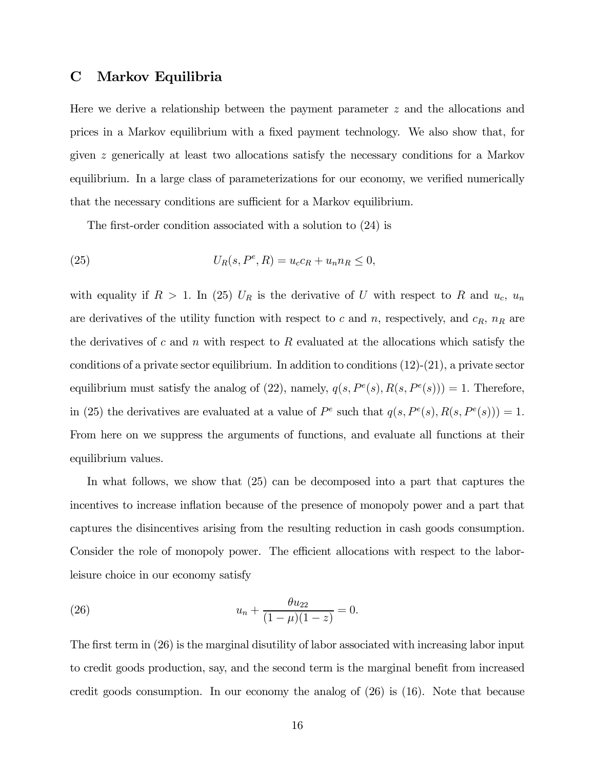# C Markov Equilibria

Here we derive a relationship between the payment parameter $z$ and the allocations and prices in a Markov equilibrium with a fixed payment technology. We also show that, for given $z$ generically at least two allocations satisfy the necessary conditions for a Markov equilibrium. In a large class of parameterizations for our economy, we verified numerically that the necessary conditions are sufficient for a Markov equilibrium.

The first-order condition associated with a solution to (24) is

$$U_R(s, P^e, R) = u_c c_R + u_n n_R \leq 0, \tag{25}$$

with equality if $R > 1$. In (25) $U_R$ is the derivative of $U$ with respect to $R$ and $u_c$, $u_n$ are derivatives of the utility function with respect to $c$ and $n$, respectively, and $c_R$, $n_R$ are the derivatives of $c$ and $n$ with respect to $R$ evaluated at the allocations which satisfy the conditions of a private sector equilibrium. In addition to conditions (12)-(21), a private sector equilibrium must satisfy the analog of (22), namely, $q(s, P^e(s), R(s, P^e(s))) = 1$. Therefore, in (25) the derivatives are evaluated at a value of $P^e$ such that $q(s, P^e(s), R(s, P^e(s))) = 1$. From here on we suppress the arguments of functions, and evaluate all functions at their equilibrium values.

In what follows, we show that (25) can be decomposed into a part that captures the incentives to increase inflation because of the presence of monopoly power and a part that captures the disincentives arising from the resulting reduction in cash goods consumption. Consider the role of monopoly power. The efficient allocations with respect to the labor-leisure choice in our economy satisfy

$$u_n + \frac{\theta u_{22}}{(1-\mu)(1-z)} = 0. \tag{26}$$

The first term in (26) is the marginal disutility of labor associated with increasing labor input to credit goods production, say, and the second term is the marginal benefit from increased credit goods consumption. In our economy the analog of (26) is (16). Note that because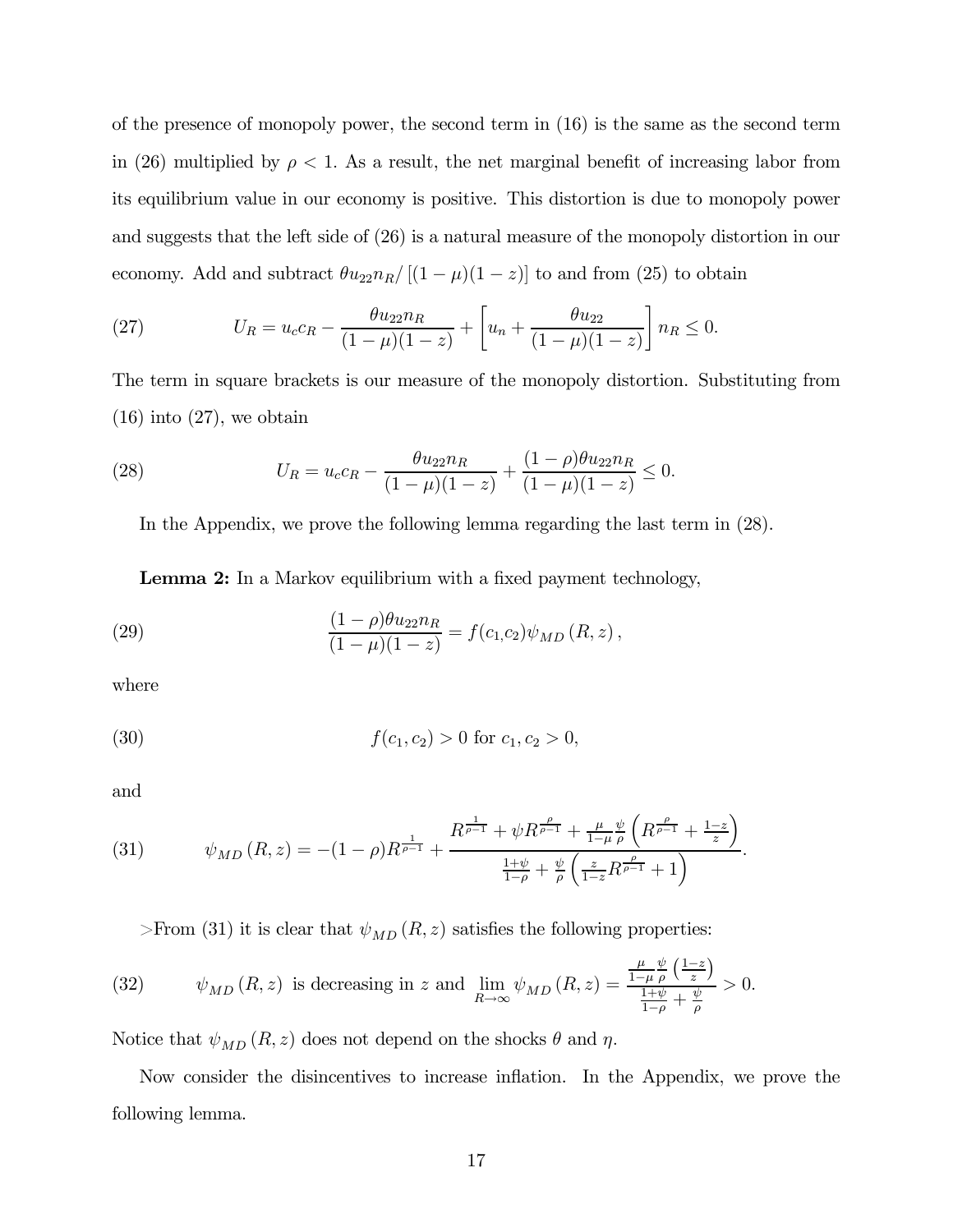of the presence of monopoly power, the second term in (16) is the same as the second term in (26) multiplied by $\rho < 1$. As a result, the net marginal benefit of increasing labor from its equilibrium value in our economy is positive. This distortion is due to monopoly power and suggests that the left side of (26) is a natural measure of the monopoly distortion in our economy. Add and subtract $\theta u_{22} n_R / [(1-\mu)(1-z)]$ to and from (25) to obtain

$$U_R = u_c c_R - \frac{\theta u_{22} n_R}{(1-\mu)(1-z)} + \left[ u_n + \frac{\theta u_{22}}{(1-\mu)(1-z)} \right] n_R \leq 0. \tag{27}$$

The term in square brackets is our measure of the monopoly distortion. Substituting from (16) into (27), we obtain

$$U_R = u_c c_R - \frac{\theta u_{22} n_R}{(1-\mu)(1-z)} + \frac{(1-\rho)\theta u_{22} n_R}{(1-\mu)(1-z)} \leq 0. \tag{28}$$

In the Appendix, we prove the following lemma regarding the last term in (28).

**Lemma 2:** In a Markov equilibrium with a fixed payment technology,

$$\frac{(1-\rho)\theta u_{22} n_R}{(1-\mu)(1-z)} = f(c_1, c_2) \psi_{MD}(R, z), \tag{29}$$

where

$$f(c_1, c_2) > 0 \text{ for } c_1, c_2 > 0, \tag{30}$$

and

$$\psi_{MD}(R, z) = -(1-\rho) R^{\frac{1}{\rho-1}} + \frac{R^{\frac{1}{\rho-1}} + \psi R^{\frac{\rho}{\rho-1}} + \frac{\mu}{1-\mu}\frac{\psi}{\rho}\left( R^{\frac{\rho}{\rho-1}} + \frac{1-z}{z} \right)}{\frac{1+\psi}{1-\rho} + \frac{\psi}{\rho}\left( \frac{z}{1-z} R^{\frac{\rho}{\rho-1}} + 1 \right)}. \tag{31}$$

>From (31) it is clear that $\psi_{MD}(R, z)$ satisfies the following properties:

$$\psi_{MD}(R, z) \text{ is decreasing in } z \text{ and } \lim_{R \to \infty} \psi_{MD}(R, z) = \frac{\frac{\mu}{1-\mu}\frac{\psi}{\rho}\left( \frac{1-z}{z} \right)}{\frac{1+\psi}{1-\rho} + \frac{\psi}{\rho}} > 0. \tag{32}$$

Notice that $\psi_{MD}(R, z)$ does not depend on the shocks $\theta$ and $\eta$.

Now consider the disincentives to increase inflation. In the Appendix, we prove the following lemma.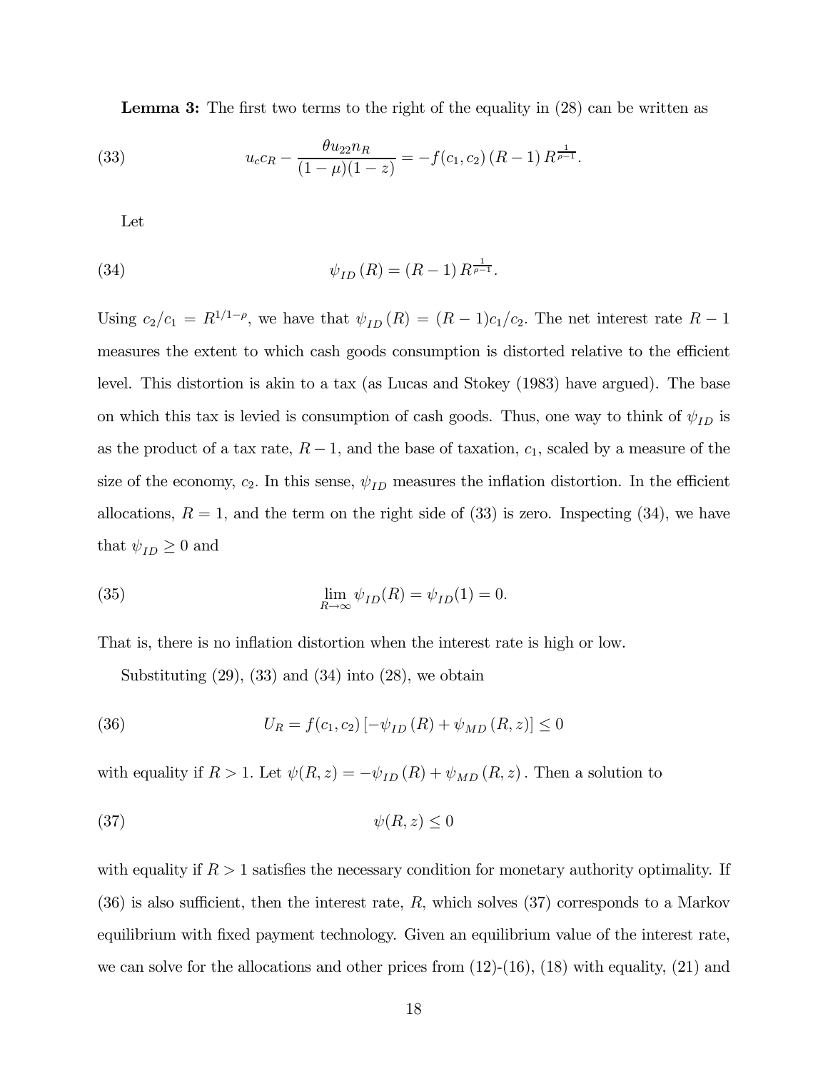**Lemma 3:** The first two terms to the right of the equality in (28) can be written as

$$u_c c_R - \frac{\theta u_{22} n_R}{(1-\mu)(1-z)} = -f(c_1, c_2)\,(R-1)\,R^{\frac{1}{\rho-1}}. \tag{33}$$

Let

$$\psi_{ID}(R) = (R-1)\,R^{\frac{1}{\rho-1}}. \tag{34}$$

Using $c_2/c_1 = R^{1/1-\rho}$, we have that $\psi_{ID}(R) = (R-1)c_1/c_2$. The net interest rate $R-1$ measures the extent to which cash goods consumption is distorted relative to the efficient level. This distortion is akin to a tax (as Lucas and Stokey (1983) have argued). The base on which this tax is levied is consumption of cash goods. Thus, one way to think of $\psi_{ID}$ is as the product of a tax rate, $R-1$, and the base of taxation, $c_1$, scaled by a measure of the size of the economy, $c_2$. In this sense, $\psi_{ID}$ measures the inflation distortion. In the efficient allocations, $R=1$, and the term on the right side of (33) is zero. Inspecting (34), we have that $\psi_{ID} \geq 0$ and

$$\lim_{R\to\infty} \psi_{ID}(R) = \psi_{ID}(1) = 0. \tag{35}$$

That is, there is no inflation distortion when the interest rate is high or low.

Substituting (29), (33) and (34) into (28), we obtain

$$U_R = f(c_1, c_2)\left[-\psi_{ID}(R) + \psi_{MD}(R, z)\right] \leq 0 \tag{36}$$

with equality if $R > 1$. Let $\psi(R, z) = -\psi_{ID}(R) + \psi_{MD}(R, z)$. Then a solution to

$$\psi(R, z) \leq 0 \tag{37}$$

with equality if $R > 1$ satisfies the necessary condition for monetary authority optimality. If (36) is also sufficient, then the interest rate, $R$, which solves (37) corresponds to a Markov equilibrium with fixed payment technology. Given an equilibrium value of the interest rate, we can solve for the allocations and other prices from (12)-(16), (18) with equality, (21) and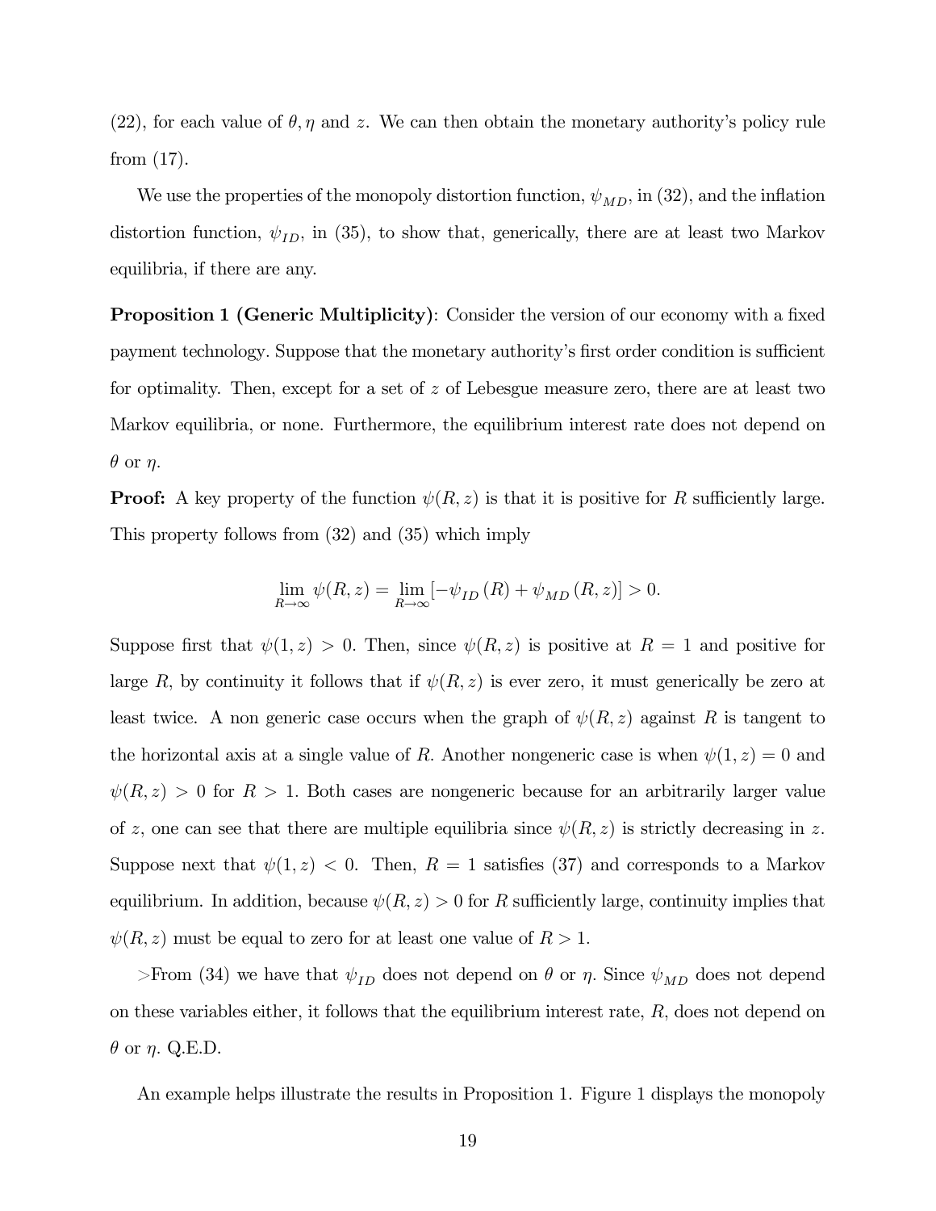(22), for each value of $\theta, \eta$ and $z$. We can then obtain the monetary authority's policy rule from (17).

We use the properties of the monopoly distortion function, $\psi_{MD}$, in (32), and the inflation distortion function, $\psi_{ID}$, in (35), to show that, generically, there are at least two Markov equilibria, if there are any.

**Proposition 1 (Generic Multiplicity)**: Consider the version of our economy with a fixed payment technology. Suppose that the monetary authority's first order condition is sufficient for optimality. Then, except for a set of $z$ of Lebesgue measure zero, there are at least two Markov equilibria, or none. Furthermore, the equilibrium interest rate does not depend on $\theta$ or $\eta$.

**Proof:** A key property of the function $\psi(R, z)$ is that it is positive for $R$ sufficiently large. This property follows from (32) and (35) which imply

$$\lim_{R \to \infty} \psi(R, z) = \lim_{R \to \infty} \left[ -\psi_{ID}(R) + \psi_{MD}(R, z) \right] > 0.$$

Suppose first that $\psi(1, z) > 0$. Then, since $\psi(R, z)$ is positive at $R = 1$ and positive for large $R$, by continuity it follows that if $\psi(R, z)$ is ever zero, it must generically be zero at least twice. A non generic case occurs when the graph of $\psi(R, z)$ against $R$ is tangent to the horizontal axis at a single value of $R$. Another nongeneric case is when $\psi(1, z) = 0$ and $\psi(R, z) > 0$ for $R > 1$. Both cases are nongeneric because for an arbitrarily larger value of $z$, one can see that there are multiple equilibria since $\psi(R, z)$ is strictly decreasing in $z$. Suppose next that $\psi(1, z) < 0$. Then, $R = 1$ satisfies (37) and corresponds to a Markov equilibrium. In addition, because $\psi(R, z) > 0$ for $R$ sufficiently large, continuity implies that $\psi(R, z)$ must be equal to zero for at least one value of $R > 1$.

>From (34) we have that $\psi_{ID}$ does not depend on $\theta$ or $\eta$. Since $\psi_{MD}$ does not depend on these variables either, it follows that the equilibrium interest rate, $R$, does not depend on $\theta$ or $\eta$. Q.E.D.

An example helps illustrate the results in Proposition 1. Figure 1 displays the monopoly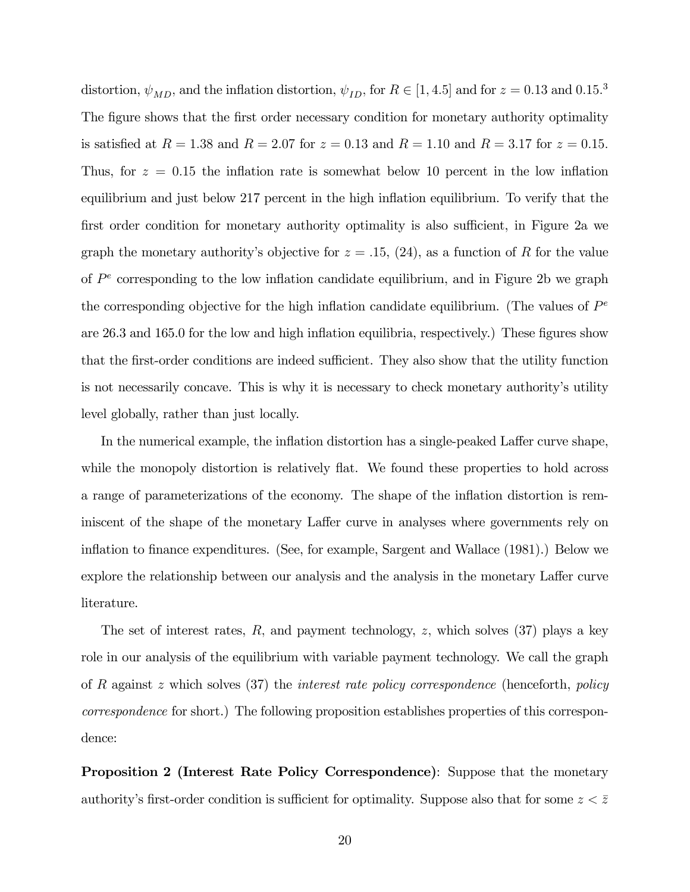distortion, $\psi_{MD}$, and the inflation distortion, $\psi_{ID}$, for $R \in [1, 4.5]$ and for $z = 0.13$ and $0.15$.[3] The figure shows that the first order necessary condition for monetary authority optimality is satisfied at $R = 1.38$ and $R = 2.07$ for $z = 0.13$ and $R = 1.10$ and $R = 3.17$ for $z = 0.15$. Thus, for $z = 0.15$ the inflation rate is somewhat below 10 percent in the low inflation equilibrium and just below 217 percent in the high inflation equilibrium. To verify that the first order condition for monetary authority optimality is also sufficient, in Figure 2a we graph the monetary authority's objective for $z = .15$, (24), as a function of $R$ for the value of $P^e$ corresponding to the low inflation candidate equilibrium, and in Figure 2b we graph the corresponding objective for the high inflation candidate equilibrium. (The values of $P^e$ are 26.3 and 165.0 for the low and high inflation equilibria, respectively.) These figures show that the first-order conditions are indeed sufficient. They also show that the utility function is not necessarily concave. This is why it is necessary to check monetary authority's utility level globally, rather than just locally.

In the numerical example, the inflation distortion has a single-peaked Laffer curve shape, while the monopoly distortion is relatively flat. We found these properties to hold across a range of parameterizations of the economy. The shape of the inflation distortion is reminiscent of the shape of the monetary Laffer curve in analyses where governments rely on inflation to finance expenditures. (See, for example, Sargent and Wallace (1981).) Below we explore the relationship between our analysis and the analysis in the monetary Laffer curve literature.

The set of interest rates, $R$, and payment technology, $z$, which solves (37) plays a key role in our analysis of the equilibrium with variable payment technology. We call the graph of $R$ against $z$ which solves (37) the *interest rate policy correspondence* (henceforth, *policy correspondence* for short.) The following proposition establishes properties of this correspondence:

**Proposition 2 (Interest Rate Policy Correspondence)**: Suppose that the monetary authority's first-order condition is sufficient for optimality. Suppose also that for some $z < \bar{z}$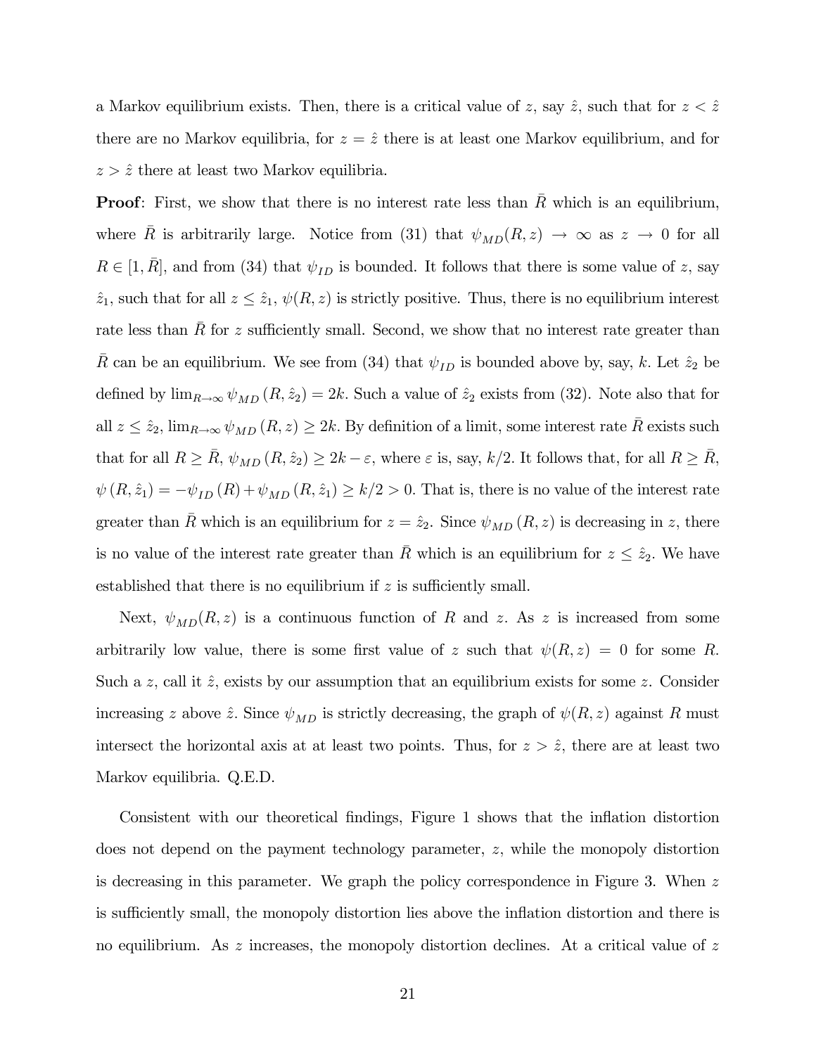a Markov equilibrium exists. Then, there is a critical value of $z$, say $\hat{z}$, such that for $z < \hat{z}$ there are no Markov equilibria, for $z = \hat{z}$ there is at least one Markov equilibrium, and for $z > \hat{z}$ there at least two Markov equilibria.

**Proof**: First, we show that there is no interest rate less than $\bar{R}$ which is an equilibrium, where $\bar{R}$ is arbitrarily large. Notice from (31) that $\psi_{MD}(R, z) \rightarrow \infty$ as $z \rightarrow 0$ for all $R \in [1, \bar{R}]$, and from (34) that $\psi_{ID}$ is bounded. It follows that there is some value of $z$, say $\hat{z}_1$, such that for all $z \leq \hat{z}_1$, $\psi(R, z)$ is strictly positive. Thus, there is no equilibrium interest rate less than $\bar{R}$ for $z$ sufficiently small. Second, we show that no interest rate greater than $\bar{R}$ can be an equilibrium. We see from (34) that $\psi_{ID}$ is bounded above by, say, $k$. Let $\hat{z}_2$ be defined by $\lim_{R \rightarrow \infty} \psi_{MD}(R, \hat{z}_2) = 2k$. Such a value of $\hat{z}_2$ exists from (32). Note also that for all $z \leq \hat{z}_2$, $\lim_{R \rightarrow \infty} \psi_{MD}(R, z) \geq 2k$. By definition of a limit, some interest rate $\bar{R}$ exists such that for all $R \geq \bar{R}$, $\psi_{MD}(R, \hat{z}_2) \geq 2k - \varepsilon$, where $\varepsilon$ is, say, $k/2$. It follows that, for all $R \geq \bar{R}$, $\psi(R, \hat{z}_1) = -\psi_{ID}(R) + \psi_{MD}(R, \hat{z}_1) \geq k/2 > 0$. That is, there is no value of the interest rate greater than $\bar{R}$ which is an equilibrium for $z = \hat{z}_2$. Since $\psi_{MD}(R, z)$ is decreasing in $z$, there is no value of the interest rate greater than $\bar{R}$ which is an equilibrium for $z \leq \hat{z}_2$. We have established that there is no equilibrium if $z$ is sufficiently small.

Next, $\psi_{MD}(R, z)$ is a continuous function of $R$ and $z$. As $z$ is increased from some arbitrarily low value, there is some first value of $z$ such that $\psi(R, z) = 0$ for some $R$. Such a $z$, call it $\hat{z}$, exists by our assumption that an equilibrium exists for some $z$. Consider increasing $z$ above $\hat{z}$. Since $\psi_{MD}$ is strictly decreasing, the graph of $\psi(R, z)$ against $R$ must intersect the horizontal axis at at least two points. Thus, for $z > \hat{z}$, there are at least two Markov equilibria. Q.E.D.

Consistent with our theoretical findings, Figure 1 shows that the inflation distortion does not depend on the payment technology parameter, $z$, while the monopoly distortion is decreasing in this parameter. We graph the policy correspondence in Figure 3. When $z$ is sufficiently small, the monopoly distortion lies above the inflation distortion and there is no equilibrium. As $z$ increases, the monopoly distortion declines. At a critical value of $z$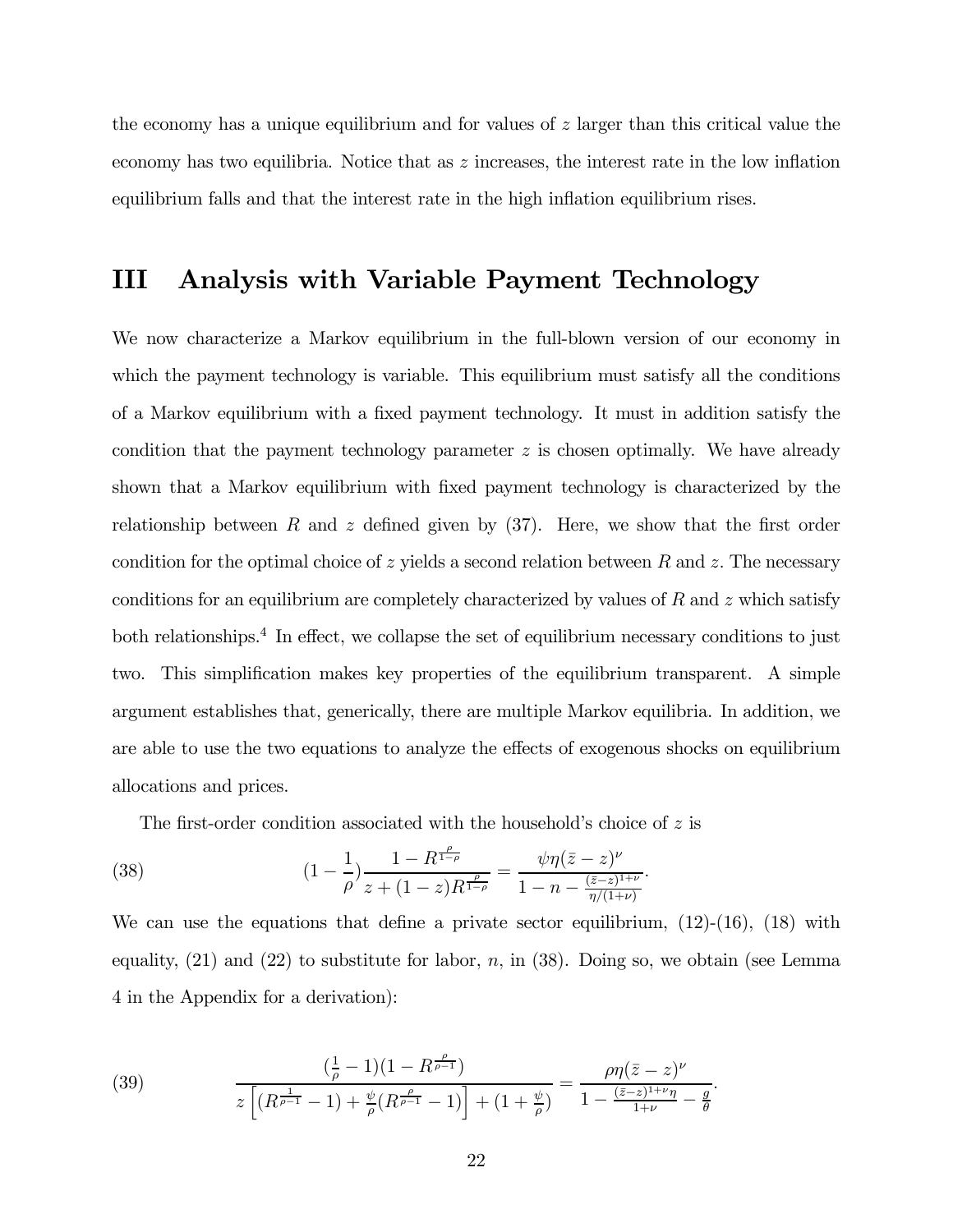the economy has a unique equilibrium and for values of $z$ larger than this critical value the economy has two equilibria. Notice that as $z$ increases, the interest rate in the low inflation equilibrium falls and that the interest rate in the high inflation equilibrium rises.

# III Analysis with Variable Payment Technology

We now characterize a Markov equilibrium in the full-blown version of our economy in which the payment technology is variable. This equilibrium must satisfy all the conditions of a Markov equilibrium with a fixed payment technology. It must in addition satisfy the condition that the payment technology parameter $z$ is chosen optimally. We have already shown that a Markov equilibrium with fixed payment technology is characterized by the relationship between $R$ and $z$ defined given by (37). Here, we show that the first order condition for the optimal choice of $z$ yields a second relation between $R$ and $z$. The necessary conditions for an equilibrium are completely characterized by values of $R$ and $z$ which satisfy both relationships.[4] In effect, we collapse the set of equilibrium necessary conditions to just two. This simplification makes key properties of the equilibrium transparent. A simple argument establishes that, generically, there are multiple Markov equilibria. In addition, we are able to use the two equations to analyze the effects of exogenous shocks on equilibrium allocations and prices.

The first-order condition associated with the household's choice of $z$ is

$$(1-\frac{1}{\rho})\frac{1-R^{\frac{\rho}{1-\rho}}}{z+(1-z)R^{\frac{\rho}{1-\rho}}}=\frac{\psi\eta(\bar{z}-z)^{\nu}}{1-n-\frac{(\bar{z}-z)^{1+\nu}}{\eta/(1+\nu)}}. \tag{38}$$

We can use the equations that define a private sector equilibrium, (12)-(16), (18) with equality, (21) and (22) to substitute for labor, $n$, in (38). Doing so, we obtain (see Lemma 4 in the Appendix for a derivation):

$$\frac{(\frac{1}{\rho}-1)(1-R^{\frac{\rho}{\rho-1}})}{z\left[(R^{\frac{1}{\rho-1}}-1)+\frac{\psi}{\rho}(R^{\frac{\rho}{\rho-1}}-1)\right]+(1+\frac{\psi}{\rho})}=\frac{\rho\eta(\bar{z}-z)^{\nu}}{1-\frac{(\bar{z}-z)^{1+\nu}\eta}{1+\nu}-\frac{g}{\theta}}. \tag{39}$$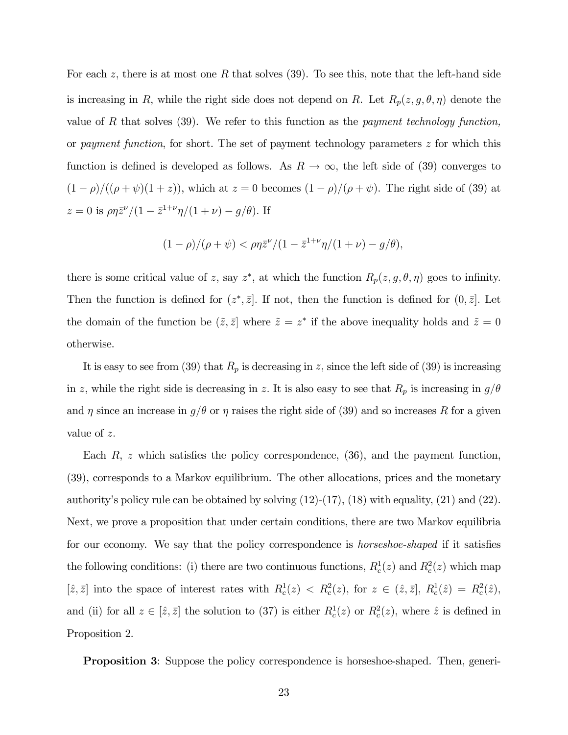For each $z$, there is at most one $R$ that solves (39). To see this, note that the left-hand side is increasing in $R$, while the right side does not depend on $R$. Let $R_p(z, g, \theta, \eta)$ denote the value of $R$ that solves (39). We refer to this function as the *payment technology function*, or *payment function*, for short. The set of payment technology parameters $z$ for which this function is defined is developed as follows. As $R \to \infty$, the left side of (39) converges to $(1-\rho)/((\rho+\psi)(1+z))$, which at $z = 0$ becomes $(1-\rho)/(\rho+\psi)$. The right side of (39) at $z = 0$ is $\rho\eta\bar{z}^{\nu}/(1 - \bar{z}^{1+\nu}\eta/(1+\nu) - g/\theta)$. If

$$(1-\rho)/(\rho+\psi) < \rho\eta\bar{z}^{\nu}/(1 - \bar{z}^{1+\nu}\eta/(1+\nu) - g/\theta),$$

there is some critical value of $z$, say $z^*$, at which the function $R_p(z, g, \theta, \eta)$ goes to infinity. Then the function is defined for $(z^*, \bar{z}]$. If not, then the function is defined for $(0, \bar{z}]$. Let the domain of the function be $(\tilde{z}, \bar{z}]$ where $\tilde{z} = z^*$ if the above inequality holds and $\tilde{z} = 0$ otherwise.

It is easy to see from (39) that $R_p$ is decreasing in $z$, since the left side of (39) is increasing in $z$, while the right side is decreasing in $z$. It is also easy to see that $R_p$ is increasing in $g/\theta$ and $\eta$ since an increase in $g/\theta$ or $\eta$ raises the right side of (39) and so increases $R$ for a given value of $z$.

Each $R$, $z$ which satisfies the policy correspondence, (36), and the payment function, (39), corresponds to a Markov equilibrium. The other allocations, prices and the monetary authority's policy rule can be obtained by solving (12)-(17), (18) with equality, (21) and (22). Next, we prove a proposition that under certain conditions, there are two Markov equilibria for our economy. We say that the policy correspondence is *horseshoe-shaped* if it satisfies the following conditions: (i) there are two continuous functions, $R_c^1(z)$ and $R_c^2(z)$ which map $[\hat{z}, \bar{z}]$ into the space of interest rates with $R_c^1(z) < R_c^2(z)$, for $z \in (\hat{z}, \bar{z}]$, $R_c^1(\hat{z}) = R_c^2(\hat{z})$, and (ii) for all $z \in [\hat{z}, \bar{z}]$ the solution to (37) is either $R_c^1(z)$ or $R_c^2(z)$, where $\hat{z}$ is defined in Proposition 2.

**Proposition 3**: Suppose the policy correspondence is horseshoe-shaped. Then, generi-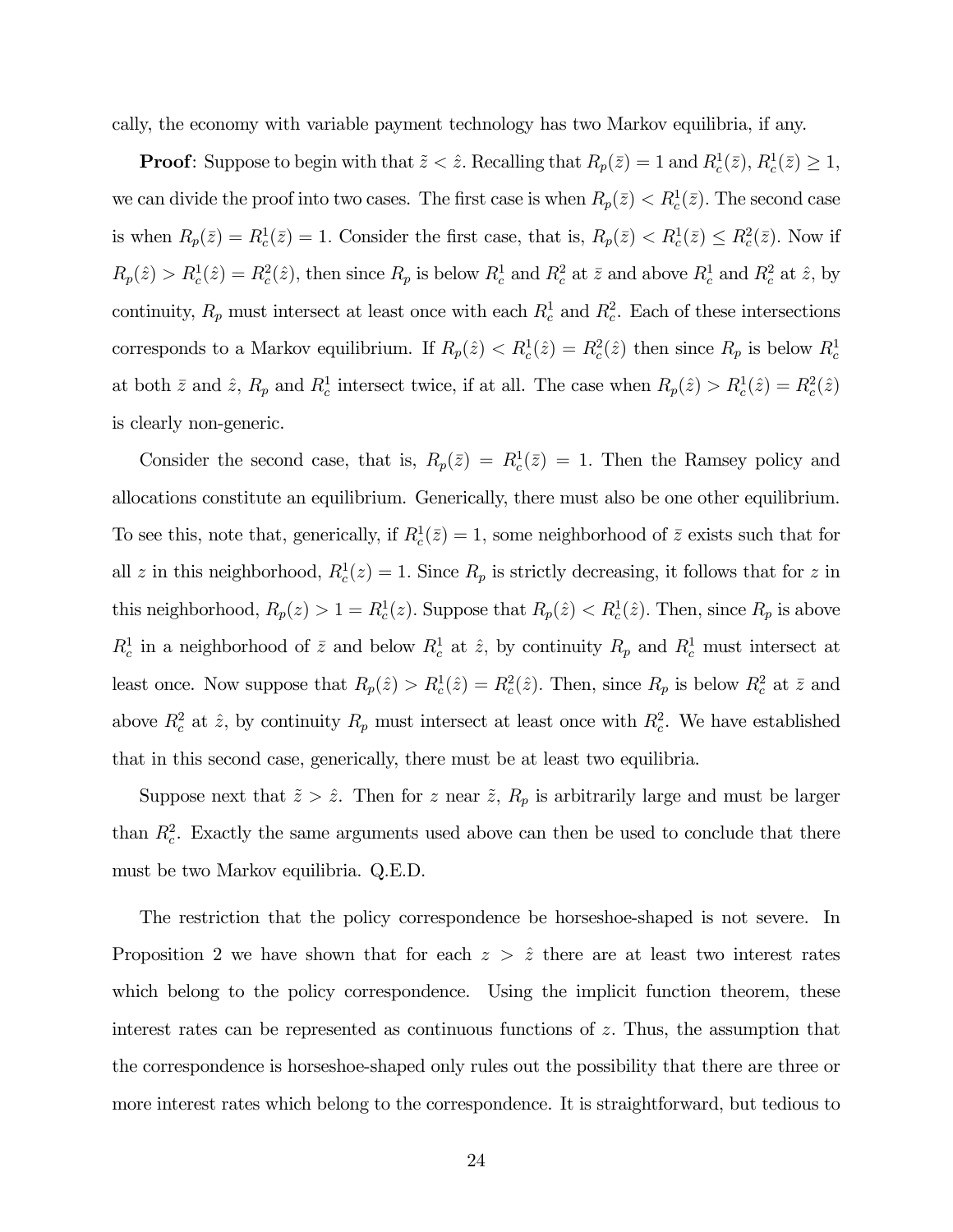cally, the economy with variable payment technology has two Markov equilibria, if any.

**Proof**: Suppose to begin with that $\tilde{z} < \hat{z}$. Recalling that $R_p(\bar{z}) = 1$ and $R_c^1(\bar{z})$, $R_c^1(\bar{z}) \geq 1$, we can divide the proof into two cases. The first case is when $R_p(\bar{z}) < R_c^1(\bar{z})$. The second case is when $R_p(\bar{z}) = R_c^1(\bar{z}) = 1$. Consider the first case, that is, $R_p(\bar{z}) < R_c^1(\bar{z}) \leq R_c^2(\bar{z})$. Now if $R_p(\hat{z}) > R_c^1(\hat{z}) = R_c^2(\hat{z})$, then since $R_p$ is below $R_c^1$ and $R_c^2$ at $\bar{z}$ and above $R_c^1$ and $R_c^2$ at $\hat{z}$, by continuity, $R_p$ must intersect at least once with each $R_c^1$ and $R_c^2$. Each of these intersections corresponds to a Markov equilibrium. If $R_p(\hat{z}) < R_c^1(\hat{z}) = R_c^2(\hat{z})$ then since $R_p$ is below $R_c^1$ at both $\bar{z}$ and $\hat{z}$, $R_p$ and $R_c^1$ intersect twice, if at all. The case when $R_p(\hat{z}) > R_c^1(\hat{z}) = R_c^2(\hat{z})$ is clearly non-generic.

Consider the second case, that is, $R_p(\bar{z}) = R_c^1(\bar{z}) = 1$. Then the Ramsey policy and allocations constitute an equilibrium. Generically, there must also be one other equilibrium. To see this, note that, generically, if $R_c^1(\bar{z}) = 1$, some neighborhood of $\bar{z}$ exists such that for all $z$ in this neighborhood, $R_c^1(z) = 1$. Since $R_p$ is strictly decreasing, it follows that for $z$ in this neighborhood, $R_p(z) > 1 = R_c^1(z)$. Suppose that $R_p(\hat{z}) < R_c^1(\hat{z})$. Then, since $R_p$ is above $R_c^1$ in a neighborhood of $\bar{z}$ and below $R_c^1$ at $\hat{z}$, by continuity $R_p$ and $R_c^1$ must intersect at least once. Now suppose that $R_p(\hat{z}) > R_c^1(\hat{z}) = R_c^2(\hat{z})$. Then, since $R_p$ is below $R_c^2$ at $\bar{z}$ and above $R_c^2$ at $\hat{z}$, by continuity $R_p$ must intersect at least once with $R_c^2$. We have established that in this second case, generically, there must be at least two equilibria.

Suppose next that $\tilde{z} > \hat{z}$. Then for $z$ near $\tilde{z}$, $R_p$ is arbitrarily large and must be larger than $R_c^2$. Exactly the same arguments used above can then be used to conclude that there must be two Markov equilibria. Q.E.D.

The restriction that the policy correspondence be horseshoe-shaped is not severe. In Proposition 2 we have shown that for each $z > \hat{z}$ there are at least two interest rates which belong to the policy correspondence. Using the implicit function theorem, these interest rates can be represented as continuous functions of $z$. Thus, the assumption that the correspondence is horseshoe-shaped only rules out the possibility that there are three or more interest rates which belong to the correspondence. It is straightforward, but tedious to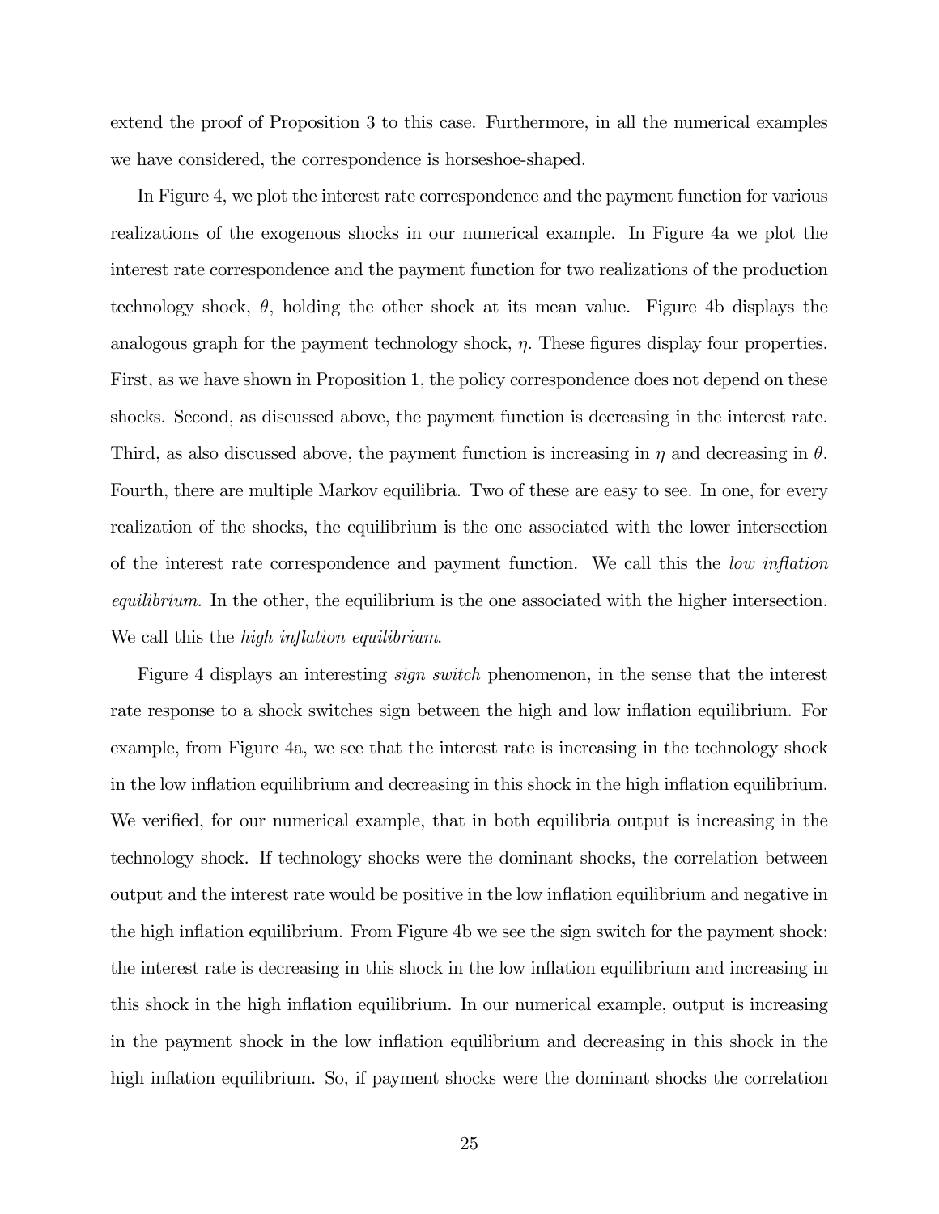extend the proof of Proposition 3 to this case. Furthermore, in all the numerical examples we have considered, the correspondence is horseshoe-shaped.

In Figure 4, we plot the interest rate correspondence and the payment function for various realizations of the exogenous shocks in our numerical example. In Figure 4a we plot the interest rate correspondence and the payment function for two realizations of the production technology shock, $\theta$, holding the other shock at its mean value. Figure 4b displays the analogous graph for the payment technology shock, $\eta$. These figures display four properties. First, as we have shown in Proposition 1, the policy correspondence does not depend on these shocks. Second, as discussed above, the payment function is decreasing in the interest rate. Third, as also discussed above, the payment function is increasing in $\eta$ and decreasing in $\theta$. Fourth, there are multiple Markov equilibria. Two of these are easy to see. In one, for every realization of the shocks, the equilibrium is the one associated with the lower intersection of the interest rate correspondence and payment function. We call this the *low inflation equilibrium.* In the other, the equilibrium is the one associated with the higher intersection. We call this the *high inflation equilibrium*.

Figure 4 displays an interesting *sign switch* phenomenon, in the sense that the interest rate response to a shock switches sign between the high and low inflation equilibrium. For example, from Figure 4a, we see that the interest rate is increasing in the technology shock in the low inflation equilibrium and decreasing in this shock in the high inflation equilibrium. We verified, for our numerical example, that in both equilibria output is increasing in the technology shock. If technology shocks were the dominant shocks, the correlation between output and the interest rate would be positive in the low inflation equilibrium and negative in the high inflation equilibrium. From Figure 4b we see the sign switch for the payment shock: the interest rate is decreasing in this shock in the low inflation equilibrium and increasing in this shock in the high inflation equilibrium. In our numerical example, output is increasing in the payment shock in the low inflation equilibrium and decreasing in this shock in the high inflation equilibrium. So, if payment shocks were the dominant shocks the correlation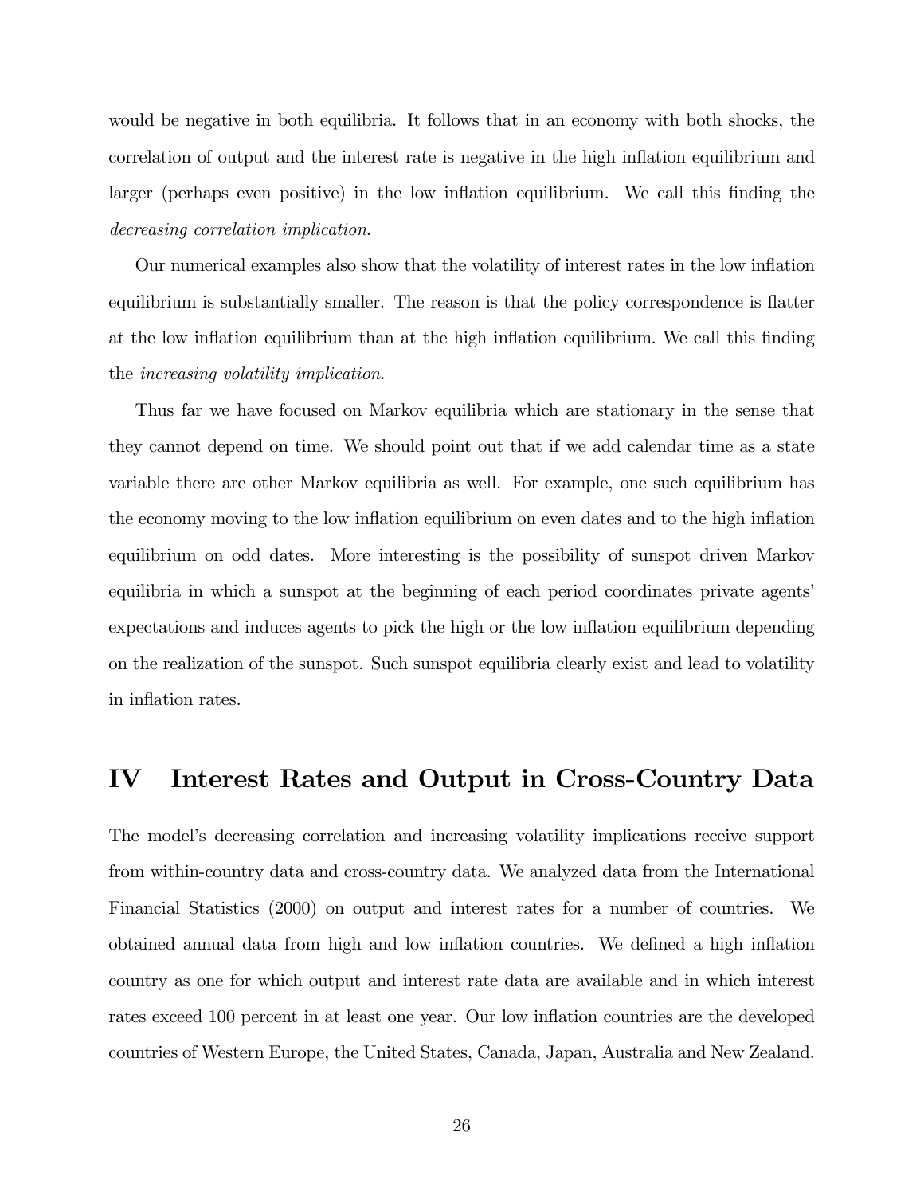would be negative in both equilibria. It follows that in an economy with both shocks, the correlation of output and the interest rate is negative in the high inflation equilibrium and larger (perhaps even positive) in the low inflation equilibrium. We call this finding the *decreasing correlation implication*.

Our numerical examples also show that the volatility of interest rates in the low inflation equilibrium is substantially smaller. The reason is that the policy correspondence is flatter at the low inflation equilibrium than at the high inflation equilibrium. We call this finding the *increasing volatility implication.*

Thus far we have focused on Markov equilibria which are stationary in the sense that they cannot depend on time. We should point out that if we add calendar time as a state variable there are other Markov equilibria as well. For example, one such equilibrium has the economy moving to the low inflation equilibrium on even dates and to the high inflation equilibrium on odd dates. More interesting is the possibility of sunspot driven Markov equilibria in which a sunspot at the beginning of each period coordinates private agents' expectations and induces agents to pick the high or the low inflation equilibrium depending on the realization of the sunspot. Such sunspot equilibria clearly exist and lead to volatility in inflation rates.

## IV Interest Rates and Output in Cross-Country Data

The model's decreasing correlation and increasing volatility implications receive support from within-country data and cross-country data. We analyzed data from the International Financial Statistics (2000) on output and interest rates for a number of countries. We obtained annual data from high and low inflation countries. We defined a high inflation country as one for which output and interest rate data are available and in which interest rates exceed 100 percent in at least one year. Our low inflation countries are the developed countries of Western Europe, the United States, Canada, Japan, Australia and New Zealand.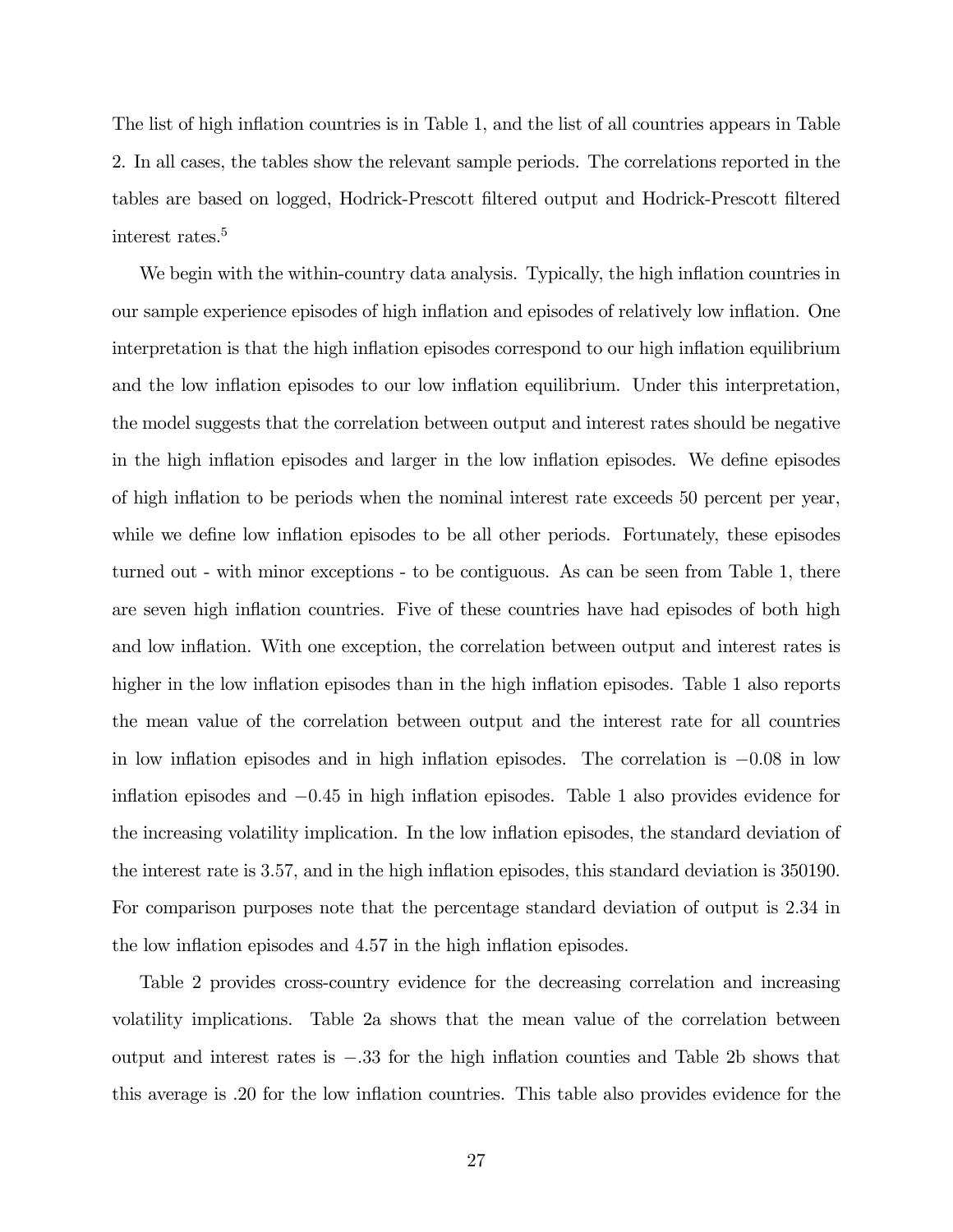The list of high inflation countries is in Table 1, and the list of all countries appears in Table 2. In all cases, the tables show the relevant sample periods. The correlations reported in the tables are based on logged, Hodrick-Prescott filtered output and Hodrick-Prescott filtered interest rates.[5]

We begin with the within-country data analysis. Typically, the high inflation countries in our sample experience episodes of high inflation and episodes of relatively low inflation. One interpretation is that the high inflation episodes correspond to our high inflation equilibrium and the low inflation episodes to our low inflation equilibrium. Under this interpretation, the model suggests that the correlation between output and interest rates should be negative in the high inflation episodes and larger in the low inflation episodes. We define episodes of high inflation to be periods when the nominal interest rate exceeds 50 percent per year, while we define low inflation episodes to be all other periods. Fortunately, these episodes turned out - with minor exceptions - to be contiguous. As can be seen from Table 1, there are seven high inflation countries. Five of these countries have had episodes of both high and low inflation. With one exception, the correlation between output and interest rates is higher in the low inflation episodes than in the high inflation episodes. Table 1 also reports the mean value of the correlation between output and the interest rate for all countries in low inflation episodes and in high inflation episodes. The correlation is $-0.08$ in low inflation episodes and $-0.45$ in high inflation episodes. Table 1 also provides evidence for the increasing volatility implication. In the low inflation episodes, the standard deviation of the interest rate is 3.57, and in the high inflation episodes, this standard deviation is 350190. For comparison purposes note that the percentage standard deviation of output is 2.34 in the low inflation episodes and 4.57 in the high inflation episodes.

Table 2 provides cross-country evidence for the decreasing correlation and increasing volatility implications. Table 2a shows that the mean value of the correlation between output and interest rates is $-.33$ for the high inflation counties and Table 2b shows that this average is .20 for the low inflation countries. This table also provides evidence for the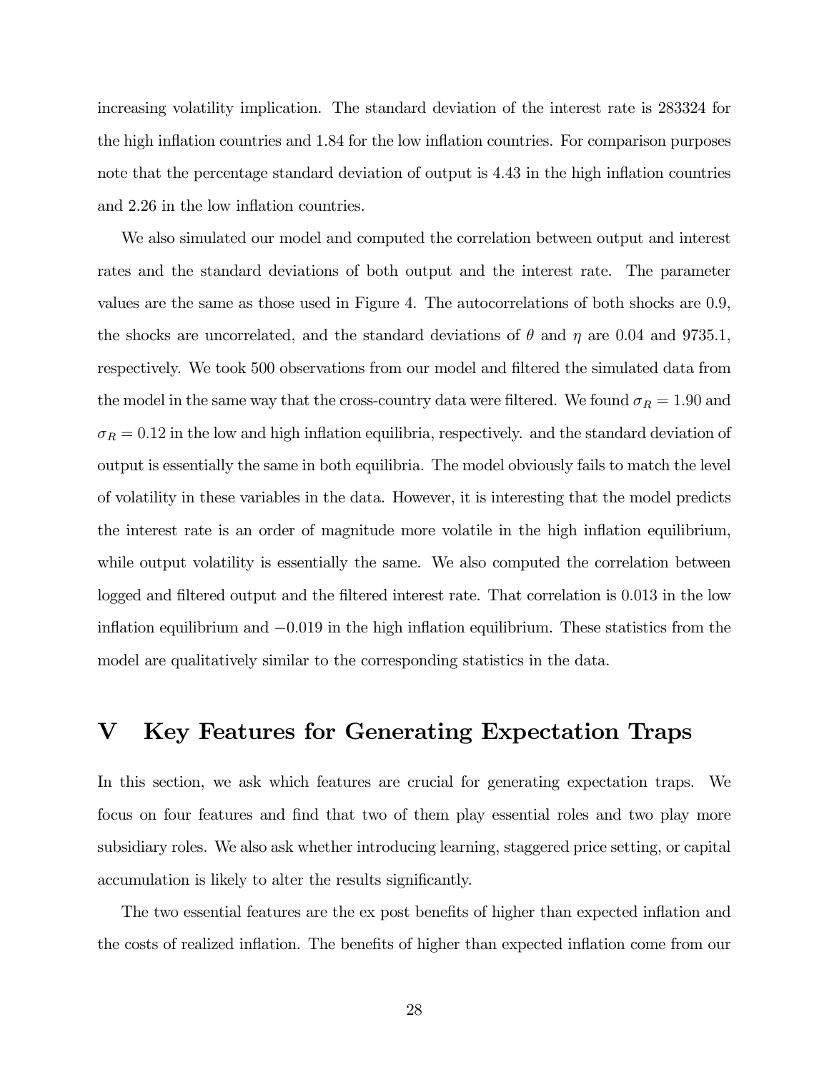increasing volatility implication. The standard deviation of the interest rate is 283324 for the high inflation countries and 1.84 for the low inflation countries. For comparison purposes note that the percentage standard deviation of output is 4.43 in the high inflation countries and 2.26 in the low inflation countries.

We also simulated our model and computed the correlation between output and interest rates and the standard deviations of both output and the interest rate. The parameter values are the same as those used in Figure 4. The autocorrelations of both shocks are 0.9, the shocks are uncorrelated, and the standard deviations of $\theta$ and $\eta$ are 0.04 and 9735.1, respectively. We took 500 observations from our model and filtered the simulated data from the model in the same way that the cross-country data were filtered. We found $\sigma_R = 1.90$ and $\sigma_R = 0.12$ in the low and high inflation equilibria, respectively. and the standard deviation of output is essentially the same in both equilibria. The model obviously fails to match the level of volatility in these variables in the data. However, it is interesting that the model predicts the interest rate is an order of magnitude more volatile in the high inflation equilibrium, while output volatility is essentially the same. We also computed the correlation between logged and filtered output and the filtered interest rate. That correlation is 0.013 in the low inflation equilibrium and $-0.019$ in the high inflation equilibrium. These statistics from the model are qualitatively similar to the corresponding statistics in the data.

# V Key Features for Generating Expectation Traps

In this section, we ask which features are crucial for generating expectation traps. We focus on four features and find that two of them play essential roles and two play more subsidiary roles. We also ask whether introducing learning, staggered price setting, or capital accumulation is likely to alter the results significantly.

The two essential features are the ex post benefits of higher than expected inflation and the costs of realized inflation. The benefits of higher than expected inflation come from our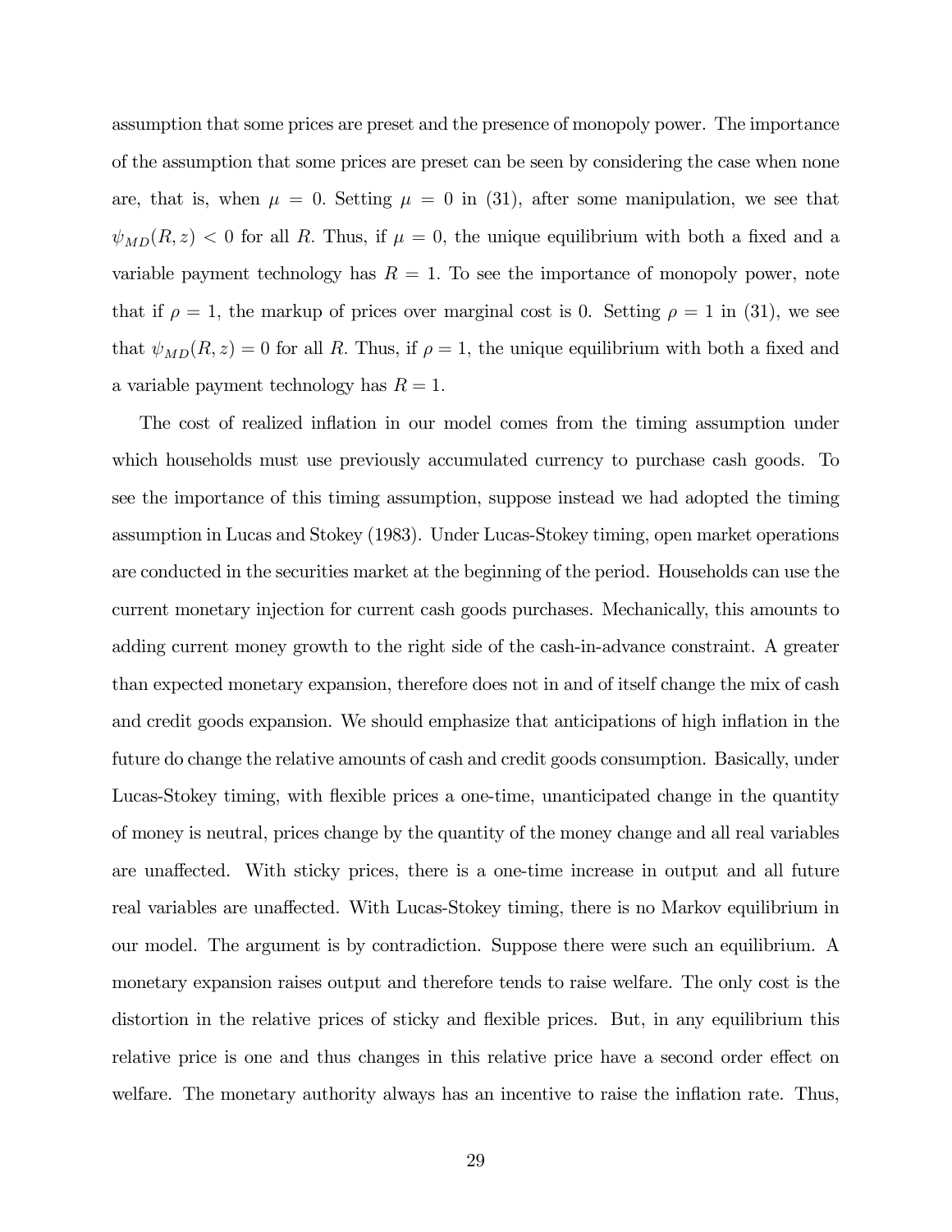assumption that some prices are preset and the presence of monopoly power. The importance of the assumption that some prices are preset can be seen by considering the case when none are, that is, when $\mu = 0$. Setting $\mu = 0$ in (31), after some manipulation, we see that $\psi_{MD}(R, z) < 0$ for all $R$. Thus, if $\mu = 0$, the unique equilibrium with both a fixed and a variable payment technology has $R = 1$. To see the importance of monopoly power, note that if $\rho = 1$, the markup of prices over marginal cost is 0. Setting $\rho = 1$ in (31), we see that $\psi_{MD}(R, z) = 0$ for all $R$. Thus, if $\rho = 1$, the unique equilibrium with both a fixed and a variable payment technology has $R = 1$.

The cost of realized inflation in our model comes from the timing assumption under which households must use previously accumulated currency to purchase cash goods. To see the importance of this timing assumption, suppose instead we had adopted the timing assumption in Lucas and Stokey (1983). Under Lucas-Stokey timing, open market operations are conducted in the securities market at the beginning of the period. Households can use the current monetary injection for current cash goods purchases. Mechanically, this amounts to adding current money growth to the right side of the cash-in-advance constraint. A greater than expected monetary expansion, therefore does not in and of itself change the mix of cash and credit goods expansion. We should emphasize that anticipations of high inflation in the future do change the relative amounts of cash and credit goods consumption. Basically, under Lucas-Stokey timing, with flexible prices a one-time, unanticipated change in the quantity of money is neutral, prices change by the quantity of the money change and all real variables are unaffected. With sticky prices, there is a one-time increase in output and all future real variables are unaffected. With Lucas-Stokey timing, there is no Markov equilibrium in our model. The argument is by contradiction. Suppose there were such an equilibrium. A monetary expansion raises output and therefore tends to raise welfare. The only cost is the distortion in the relative prices of sticky and flexible prices. But, in any equilibrium this relative price is one and thus changes in this relative price have a second order effect on welfare. The monetary authority always has an incentive to raise the inflation rate. Thus,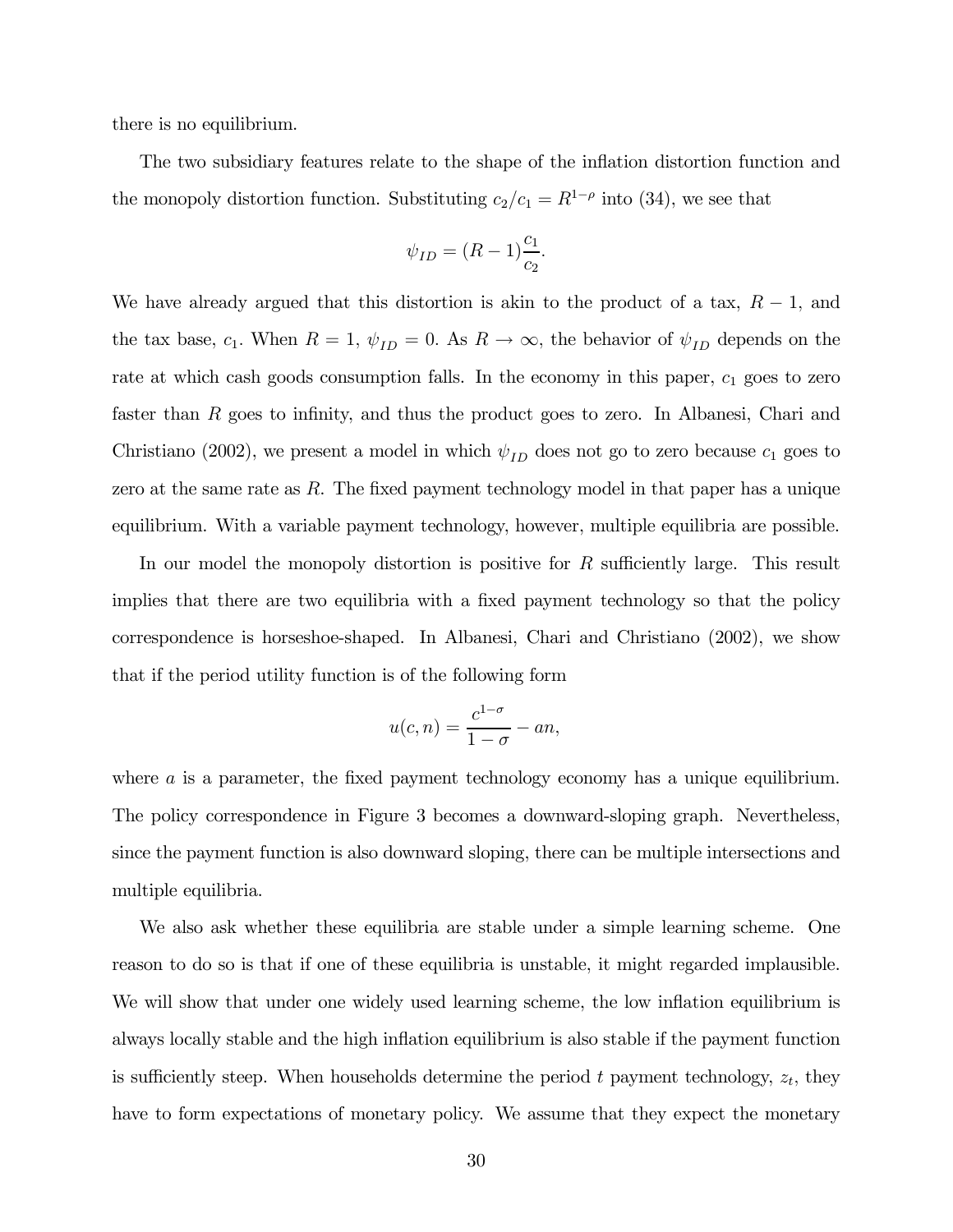there is no equilibrium.

The two subsidiary features relate to the shape of the inflation distortion function and the monopoly distortion function. Substituting $c_2/c_1 = R^{1-\rho}$ into (34), we see that

$$\psi_{ID} = (R-1)\frac{c_1}{c_2}.$$

We have already argued that this distortion is akin to the product of a tax, $R-1$, and the tax base, $c_1$. When $R = 1$, $\psi_{ID} = 0$. As $R \to \infty$, the behavior of $\psi_{ID}$ depends on the rate at which cash goods consumption falls. In the economy in this paper, $c_1$ goes to zero faster than $R$ goes to infinity, and thus the product goes to zero. In Albanesi, Chari and Christiano (2002), we present a model in which $\psi_{ID}$ does not go to zero because $c_1$ goes to zero at the same rate as $R$. The fixed payment technology model in that paper has a unique equilibrium. With a variable payment technology, however, multiple equilibria are possible.

In our model the monopoly distortion is positive for $R$ sufficiently large. This result implies that there are two equilibria with a fixed payment technology so that the policy correspondence is horseshoe-shaped. In Albanesi, Chari and Christiano (2002), we show that if the period utility function is of the following form

$$u(c,n) = \frac{c^{1-\sigma}}{1-\sigma} - an,$$

where $a$ is a parameter, the fixed payment technology economy has a unique equilibrium. The policy correspondence in Figure 3 becomes a downward-sloping graph. Nevertheless, since the payment function is also downward sloping, there can be multiple intersections and multiple equilibria.

We also ask whether these equilibria are stable under a simple learning scheme. One reason to do so is that if one of these equilibria is unstable, it might regarded implausible. We will show that under one widely used learning scheme, the low inflation equilibrium is always locally stable and the high inflation equilibrium is also stable if the payment function is sufficiently steep. When households determine the period $t$ payment technology, $z_t$, they have to form expectations of monetary policy. We assume that they expect the monetary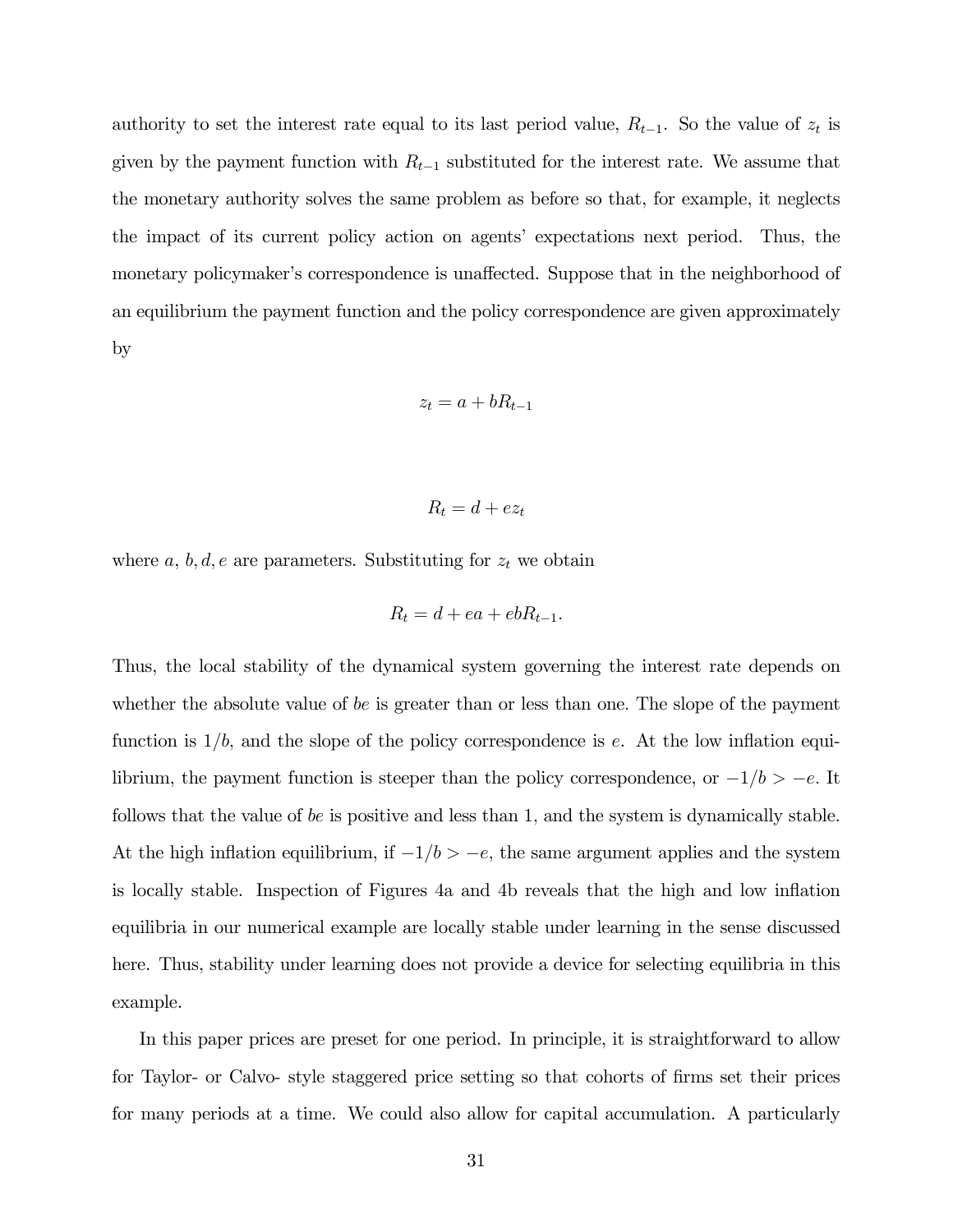authority to set the interest rate equal to its last period value, $R_{t-1}$. So the value of $z_t$ is given by the payment function with $R_{t-1}$ substituted for the interest rate. We assume that the monetary authority solves the same problem as before so that, for example, it neglects the impact of its current policy action on agents' expectations next period. Thus, the monetary policymaker's correspondence is unaffected. Suppose that in the neighborhood of an equilibrium the payment function and the policy correspondence are given approximately by

$$z_t = a + bR_{t-1}$$

$$R_t = d + ez_t$$

where $a$, $b, d, e$ are parameters. Substituting for $z_t$ we obtain

$$R_t = d + ea + ebR_{t-1}.$$

Thus, the local stability of the dynamical system governing the interest rate depends on whether the absolute value of $be$ is greater than or less than one. The slope of the payment function is $1/b$, and the slope of the policy correspondence is $e$. At the low inflation equilibrium, the payment function is steeper than the policy correspondence, or $-1/b > -e$. It follows that the value of $be$ is positive and less than 1, and the system is dynamically stable. At the high inflation equilibrium, if $-1/b > -e$, the same argument applies and the system is locally stable. Inspection of Figures 4a and 4b reveals that the high and low inflation equilibria in our numerical example are locally stable under learning in the sense discussed here. Thus, stability under learning does not provide a device for selecting equilibria in this example.

In this paper prices are preset for one period. In principle, it is straightforward to allow for Taylor- or Calvo- style staggered price setting so that cohorts of firms set their prices for many periods at a time. We could also allow for capital accumulation. A particularly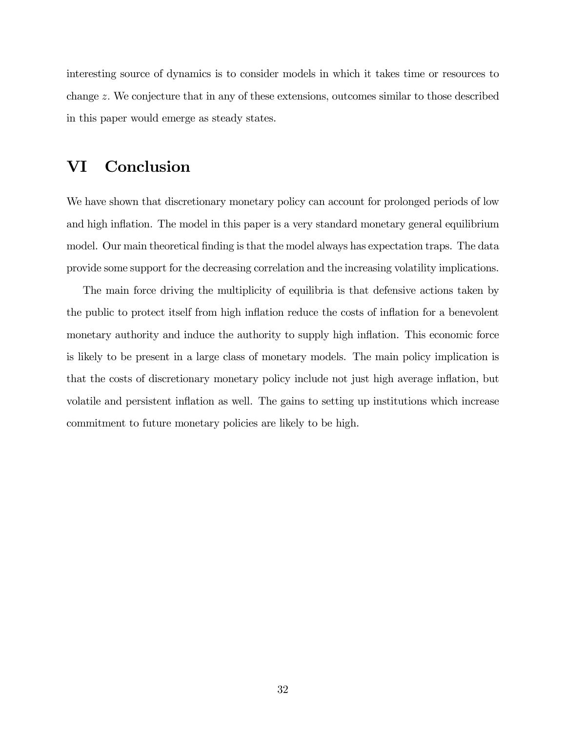interesting source of dynamics is to consider models in which it takes time or resources to change $z$. We conjecture that in any of these extensions, outcomes similar to those described in this paper would emerge as steady states.

# VI Conclusion

We have shown that discretionary monetary policy can account for prolonged periods of low and high inflation. The model in this paper is a very standard monetary general equilibrium model. Our main theoretical finding is that the model always has expectation traps. The data provide some support for the decreasing correlation and the increasing volatility implications.

The main force driving the multiplicity of equilibria is that defensive actions taken by the public to protect itself from high inflation reduce the costs of inflation for a benevolent monetary authority and induce the authority to supply high inflation. This economic force is likely to be present in a large class of monetary models. The main policy implication is that the costs of discretionary monetary policy include not just high average inflation, but volatile and persistent inflation as well. The gains to setting up institutions which increase commitment to future monetary policies are likely to be high.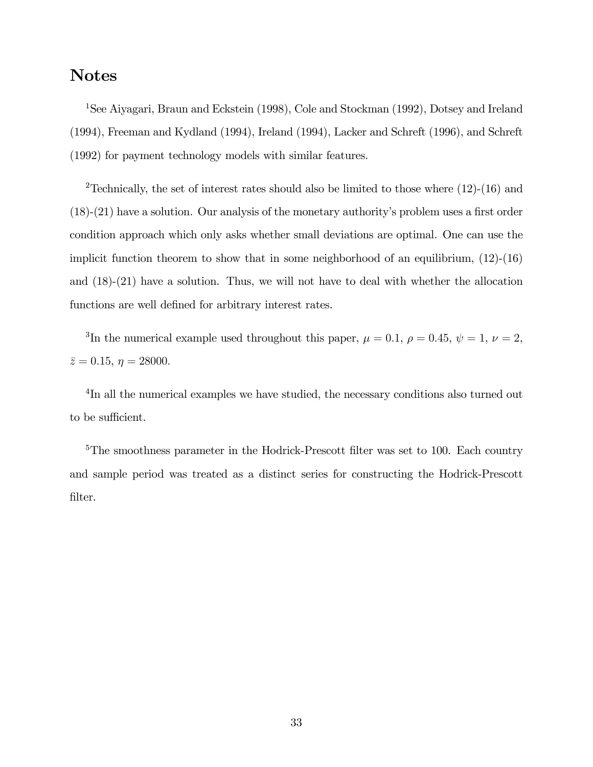# Notes

[1]See Aiyagari, Braun and Eckstein (1998), Cole and Stockman (1992), Dotsey and Ireland (1994), Freeman and Kydland (1994), Ireland (1994), Lacker and Schreft (1996), and Schreft (1992) for payment technology models with similar features.

[2]Technically, the set of interest rates should also be limited to those where (12)-(16) and (18)-(21) have a solution. Our analysis of the monetary authority's problem uses a first order condition approach which only asks whether small deviations are optimal. One can use the implicit function theorem to show that in some neighborhood of an equilibrium, (12)-(16) and (18)-(21) have a solution. Thus, we will not have to deal with whether the allocation functions are well defined for arbitrary interest rates.

[3]In the numerical example used throughout this paper, $\mu = 0.1$, $\rho = 0.45$, $\psi = 1$, $\nu = 2$, $\bar{z} = 0.15$, $\eta = 28000$.

[4]In all the numerical examples we have studied, the necessary conditions also turned out to be sufficient.

[5]The smoothness parameter in the Hodrick-Prescott filter was set to 100. Each country and sample period was treated as a distinct series for constructing the Hodrick-Prescott filter.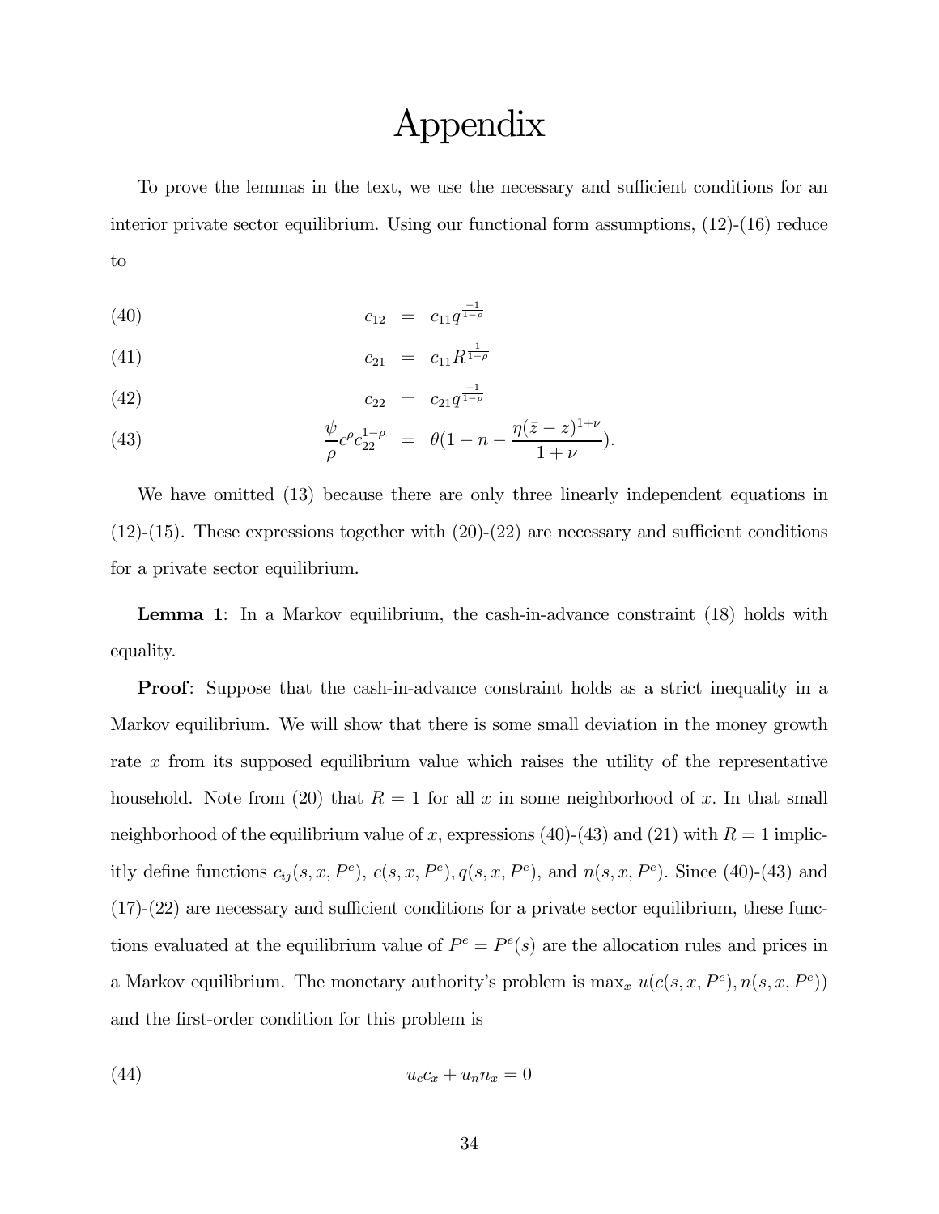# Appendix

To prove the lemmas in the text, we use the necessary and sufficient conditions for an interior private sector equilibrium. Using our functional form assumptions, (12)-(16) reduce to

$$c_{12} = c_{11} q^{\frac{-1}{1-\rho}} \tag{40}$$

$$c_{21} = c_{11} R^{\frac{1}{1-\rho}} \tag{41}$$

$$c_{22} = c_{21} q^{\frac{-1}{1-\rho}} \tag{42}$$

$$\frac{\psi}{\rho} c^{\rho} c_{22}^{1-\rho} = \theta \left(1 - n - \frac{\eta (\bar{z} - z)^{1+\nu}}{1+\nu}\right). \tag{43}$$

We have omitted (13) because there are only three linearly independent equations in (12)-(15). These expressions together with (20)-(22) are necessary and sufficient conditions for a private sector equilibrium.

**Lemma 1**: In a Markov equilibrium, the cash-in-advance constraint (18) holds with equality.

**Proof**: Suppose that the cash-in-advance constraint holds as a strict inequality in a Markov equilibrium. We will show that there is some small deviation in the money growth rate $x$ from its supposed equilibrium value which raises the utility of the representative household. Note from (20) that $R = 1$ for all $x$ in some neighborhood of $x$. In that small neighborhood of the equilibrium value of $x$, expressions (40)-(43) and (21) with $R = 1$ implicitly define functions $c_{ij}(s, x, P^e)$, $c(s, x, P^e)$, $q(s, x, P^e)$, and $n(s, x, P^e)$. Since (40)-(43) and (17)-(22) are necessary and sufficient conditions for a private sector equilibrium, these functions evaluated at the equilibrium value of $P^e = P^e(s)$ are the allocation rules and prices in a Markov equilibrium. The monetary authority's problem is $\max_x \, u(c(s, x, P^e), n(s, x, P^e))$ and the first-order condition for this problem is

$$u_c c_x + u_n n_x = 0 \tag{44}$$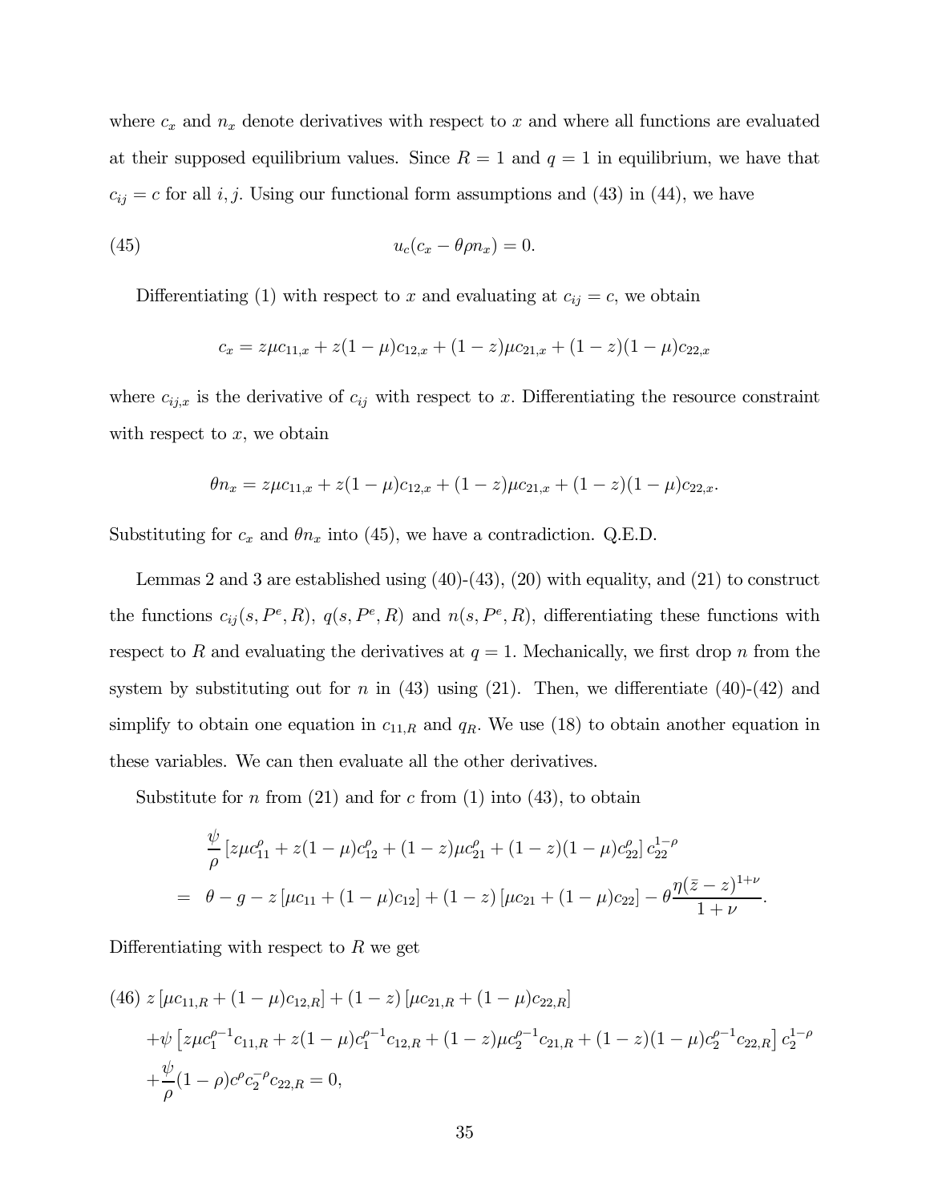where $c_x$ and $n_x$ denote derivatives with respect to $x$ and where all functions are evaluated at their supposed equilibrium values. Since $R = 1$ and $q = 1$ in equilibrium, we have that $c_{ij} = c$ for all $i, j$. Using our functional form assumptions and (43) in (44), we have

$$u_c(c_x - \theta\rho n_x) = 0. \tag{45}$$

Differentiating (1) with respect to $x$ and evaluating at $c_{ij} = c$, we obtain

$$c_x = z\mu c_{11,x} + z(1-\mu)c_{12,x} + (1-z)\mu c_{21,x} + (1-z)(1-\mu)c_{22,x}$$

where $c_{ij,x}$ is the derivative of $c_{ij}$ with respect to $x$. Differentiating the resource constraint with respect to $x$, we obtain

$$\theta n_x = z\mu c_{11,x} + z(1-\mu)c_{12,x} + (1-z)\mu c_{21,x} + (1-z)(1-\mu)c_{22,x}.$$

Substituting for $c_x$ and $\theta n_x$ into (45), we have a contradiction. Q.E.D.

Lemmas 2 and 3 are established using (40)-(43), (20) with equality, and (21) to construct the functions $c_{ij}(s, P^e, R)$, $q(s, P^e, R)$ and $n(s, P^e, R)$, differentiating these functions with respect to $R$ and evaluating the derivatives at $q = 1$. Mechanically, we first drop $n$ from the system by substituting out for $n$ in (43) using (21). Then, we differentiate (40)-(42) and simplify to obtain one equation in $c_{11,R}$ and $q_R$. We use (18) to obtain another equation in these variables. We can then evaluate all the other derivatives.

Substitute for $n$ from (21) and for $c$ from (1) into (43), to obtain

$$\begin{aligned}
&\frac{\psi}{\rho}\left[z\mu c_{11}^{\rho} + z(1-\mu)c_{12}^{\rho} + (1-z)\mu c_{21}^{\rho} + (1-z)(1-\mu)c_{22}^{\rho}\right]c_{22}^{1-\rho} \\
= \;& \theta - g - z\left[\mu c_{11} + (1-\mu)c_{12}\right] + (1-z)\left[\mu c_{21} + (1-\mu)c_{22}\right] - \theta\frac{\eta(\bar{z}-z)^{1+\nu}}{1+\nu}.
\end{aligned}$$

Differentiating with respect to $R$ we get

$$\begin{aligned}
&z\left[\mu c_{11,R} + (1-\mu)c_{12,R}\right] + (1-z)\left[\mu c_{21,R} + (1-\mu)c_{22,R}\right] \\
&+\psi\left[z\mu c_1^{\rho-1}c_{11,R} + z(1-\mu)c_1^{\rho-1}c_{12,R} + (1-z)\mu c_2^{\rho-1}c_{21,R} + (1-z)(1-\mu)c_2^{\rho-1}c_{22,R}\right]c_2^{1-\rho} \\
&+\frac{\psi}{\rho}(1-\rho)c^{\rho}c_2^{-\rho}c_{22,R} = 0,
\end{aligned} \tag{46}$$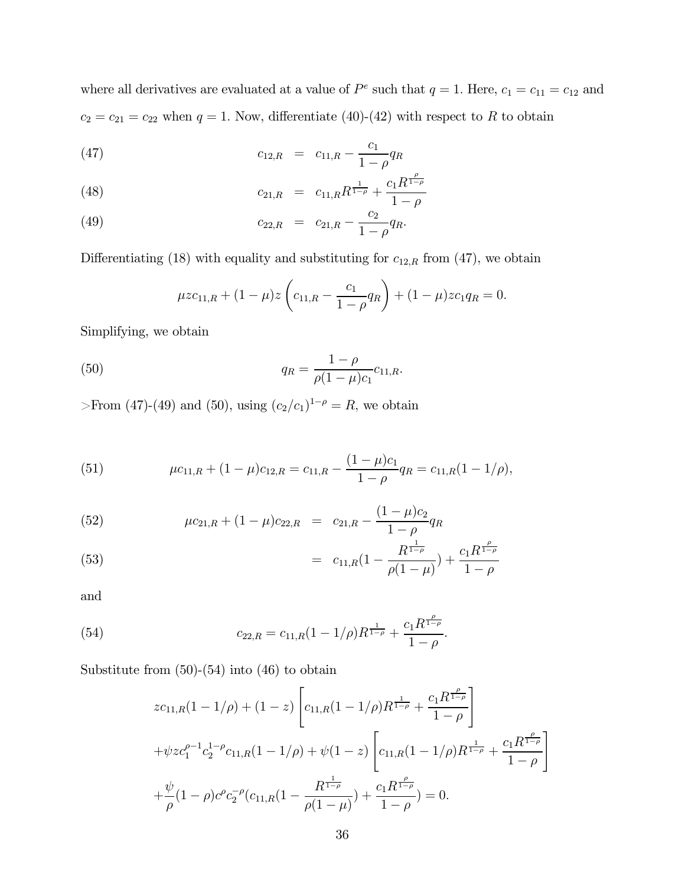where all derivatives are evaluated at a value of $P^e$ such that $q = 1$. Here, $c_1 = c_{11} = c_{12}$ and $c_2 = c_{21} = c_{22}$ when $q = 1$. Now, differentiate (40)-(42) with respect to $R$ to obtain

$$
\begin{aligned}
c_{12,R} &= c_{11,R} - \frac{c_1}{1-\rho} q_R && (47) \\
c_{21,R} &= c_{11,R} R^{\frac{1}{1-\rho}} + \frac{c_1 R^{\frac{\rho}{1-\rho}}}{1-\rho} && (48) \\
c_{22,R} &= c_{21,R} - \frac{c_2}{1-\rho} q_R. && (49)
\end{aligned}
$$

Differentiating (18) with equality and substituting for $c_{12,R}$ from (47), we obtain

$$
\mu z c_{11,R} + (1-\mu) z \left( c_{11,R} - \frac{c_1}{1-\rho} q_R \right) + (1-\mu) z c_1 q_R = 0.
$$

Simplifying, we obtain

$$
q_R = \frac{1-\rho}{\rho(1-\mu)c_1} c_{11,R}. \tag{50}
$$

>From (47)-(49) and (50), using $(c_2/c_1)^{1-\rho} = R$, we obtain

$$
\mu c_{11,R} + (1-\mu) c_{12,R} = c_{11,R} - \frac{(1-\mu)c_1}{1-\rho} q_R = c_{11,R}(1 - 1/\rho), \tag{51}
$$

$$
\begin{aligned}
\mu c_{21,R} + (1-\mu) c_{22,R} &= c_{21,R} - \frac{(1-\mu)c_2}{1-\rho} q_R && (52) \\
&= c_{11,R}\left(1 - \frac{R^{\frac{1}{1-\rho}}}{\rho(1-\mu)}\right) + \frac{c_1 R^{\frac{\rho}{1-\rho}}}{1-\rho} && (53)
\end{aligned}
$$

and

$$
c_{22,R} = c_{11,R}(1 - 1/\rho) R^{\frac{1}{1-\rho}} + \frac{c_1 R^{\frac{\rho}{1-\rho}}}{1-\rho}. \tag{54}
$$

Substitute from (50)-(54) into (46) to obtain

$$
\begin{aligned}
& z c_{11,R}(1 - 1/\rho) + (1-z) \left[ c_{11,R}(1 - 1/\rho) R^{\frac{1}{1-\rho}} + \frac{c_1 R^{\frac{\rho}{1-\rho}}}{1-\rho} \right] \\
& + \psi z c_1^{\rho-1} c_2^{1-\rho} c_{11,R}(1 - 1/\rho) + \psi(1-z) \left[ c_{11,R}(1 - 1/\rho) R^{\frac{1}{1-\rho}} + \frac{c_1 R^{\frac{\rho}{1-\rho}}}{1-\rho} \right] \\
& + \frac{\psi}{\rho}(1-\rho) c^{\rho} c_2^{-\rho} \left( c_{11,R}\left(1 - \frac{R^{\frac{1}{1-\rho}}}{\rho(1-\mu)}\right) + \frac{c_1 R^{\frac{\rho}{1-\rho}}}{1-\rho} \right) = 0.
\end{aligned}
$$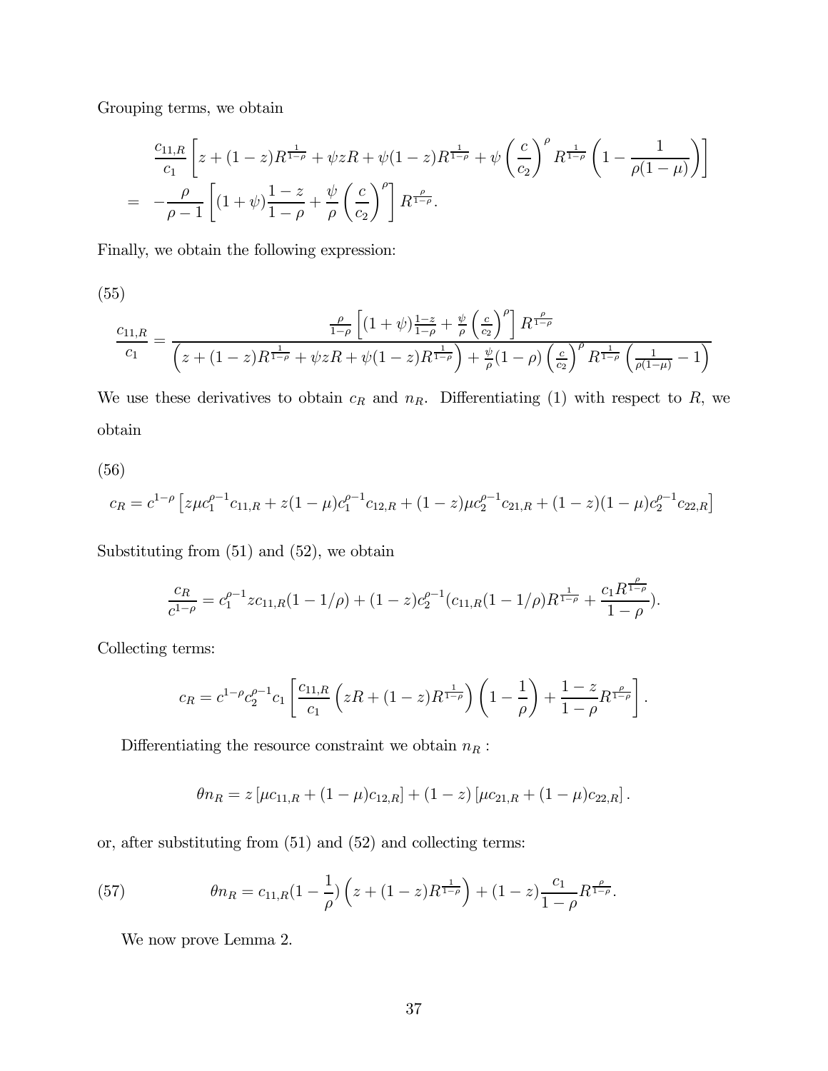Grouping terms, we obtain

$$
\begin{aligned}
&\frac{c_{11,R}}{c_1}\left[z+(1-z)R^{\frac{1}{1-\rho}}+\psi zR+\psi(1-z)R^{\frac{1}{1-\rho}}+\psi\left(\frac{c}{c_2}\right)^{\rho}R^{\frac{1}{1-\rho}}\left(1-\frac{1}{\rho(1-\mu)}\right)\right] \\
= &-\frac{\rho}{\rho-1}\left[(1+\psi)\frac{1-z}{1-\rho}+\frac{\psi}{\rho}\left(\frac{c}{c_2}\right)^{\rho}\right]R^{\frac{\rho}{1-\rho}}.
\end{aligned}
$$

Finally, we obtain the following expression:

(55)

$$
\frac{c_{11,R}}{c_1}=\frac{\frac{\rho}{1-\rho}\left[(1+\psi)\frac{1-z}{1-\rho}+\frac{\psi}{\rho}\left(\frac{c}{c_2}\right)^{\rho}\right]R^{\frac{\rho}{1-\rho}}}{\left(z+(1-z)R^{\frac{1}{1-\rho}}+\psi zR+\psi(1-z)R^{\frac{1}{1-\rho}}\right)+\frac{\psi}{\rho}(1-\rho)\left(\frac{c}{c_2}\right)^{\rho}R^{\frac{1}{1-\rho}}\left(\frac{1}{\rho(1-\mu)}-1\right)}
$$

We use these derivatives to obtain $c_R$ and $n_R$. Differentiating (1) with respect to $R$, we obtain

(56)

$$
c_R=c^{1-\rho}\left[z\mu c_1^{\rho-1}c_{11,R}+z(1-\mu)c_1^{\rho-1}c_{12,R}+(1-z)\mu c_2^{\rho-1}c_{21,R}+(1-z)(1-\mu)c_2^{\rho-1}c_{22,R}\right]
$$

Substituting from (51) and (52), we obtain

$$
\frac{c_R}{c^{1-\rho}}=c_1^{\rho-1}zc_{11,R}(1-1/\rho)+(1-z)c_2^{\rho-1}(c_{11,R}(1-1/\rho)R^{\frac{1}{1-\rho}}+\frac{c_1R^{\frac{\rho}{1-\rho}}}{1-\rho}).
$$

Collecting terms:

$$
c_R=c^{1-\rho}c_2^{\rho-1}c_1\left[\frac{c_{11,R}}{c_1}\left(zR+(1-z)R^{\frac{1}{1-\rho}}\right)\left(1-\frac{1}{\rho}\right)+\frac{1-z}{1-\rho}R^{\frac{\rho}{1-\rho}}\right].
$$

Differentiating the resource constraint we obtain $n_R$ :

$$
\theta n_R=z\left[\mu c_{11,R}+(1-\mu)c_{12,R}\right]+(1-z)\left[\mu c_{21,R}+(1-\mu)c_{22,R}\right].
$$

or, after substituting from (51) and (52) and collecting terms:

$$
\theta n_R=c_{11,R}(1-\frac{1}{\rho})\left(z+(1-z)R^{\frac{1}{1-\rho}}\right)+(1-z)\frac{c_1}{1-\rho}R^{\frac{\rho}{1-\rho}}. \tag{57}
$$

We now prove Lemma 2.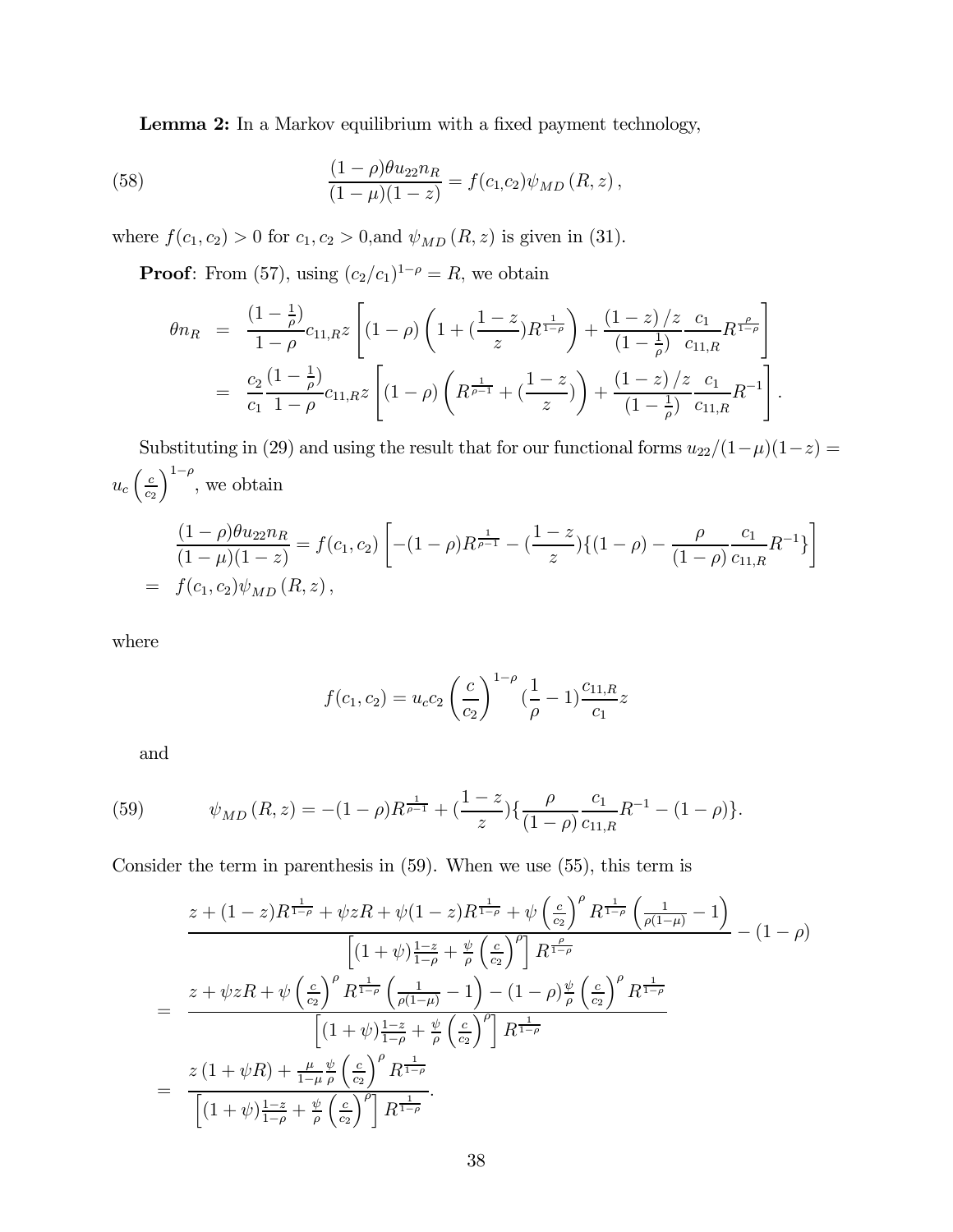**Lemma 2:** In a Markov equilibrium with a fixed payment technology,

$$\frac{(1-\rho)\theta u_{22} n_R}{(1-\mu)(1-z)} = f(c_1, c_2)\psi_{MD}(R,z), \tag{58}$$

where $f(c_1, c_2) > 0$ for $c_1, c_2 > 0$,and $\psi_{MD}(R,z)$ is given in (31).

**Proof**: From (57), using $(c_2/c_1)^{1-\rho} = R$, we obtain

$$\begin{aligned}
\theta n_R &= \frac{(1-\frac{1}{\rho})}{1-\rho} c_{11,R} z \left[ (1-\rho)\left(1 + (\frac{1-z}{z}) R^{\frac{1}{1-\rho}}\right) + \frac{(1-z)/z}{(1-\frac{1}{\rho})} \frac{c_1}{c_{11,R}} R^{\frac{\rho}{1-\rho}} \right] \\
&= \frac{c_2}{c_1} \frac{(1-\frac{1}{\rho})}{1-\rho} c_{11,R} z \left[ (1-\rho)\left(R^{\frac{1}{\rho-1}} + (\frac{1-z}{z})\right) + \frac{(1-z)/z}{(1-\frac{1}{\rho})} \frac{c_1}{c_{11,R}} R^{-1} \right].
\end{aligned}$$

Substituting in (29) and using the result that for our functional forms $u_{22}/(1-\mu)(1-z) = u_c \left(\frac{c}{c_2}\right)^{1-\rho}$, we obtain

$$\begin{aligned}
&\frac{(1-\rho)\theta u_{22} n_R}{(1-\mu)(1-z)} = f(c_1, c_2) \left[ -(1-\rho) R^{\frac{1}{\rho-1}} - (\frac{1-z}{z}) \{ (1-\rho) - \frac{\rho}{(1-\rho)} \frac{c_1}{c_{11,R}} R^{-1} \} \right] \\
&= f(c_1, c_2)\psi_{MD}(R,z),
\end{aligned}$$

where

$$f(c_1, c_2) = u_c c_2 \left(\frac{c}{c_2}\right)^{1-\rho} (\frac{1}{\rho} - 1) \frac{c_{11,R}}{c_1} z$$

and

$$\psi_{MD}(R,z) = -(1-\rho) R^{\frac{1}{\rho-1}} + (\frac{1-z}{z}) \{ \frac{\rho}{(1-\rho)} \frac{c_1}{c_{11,R}} R^{-1} - (1-\rho) \}. \tag{59}$$

Consider the term in parenthesis in (59). When we use (55), this term is

$$\begin{aligned}
&\frac{z + (1-z) R^{\frac{1}{1-\rho}} + \psi z R + \psi(1-z) R^{\frac{1}{1-\rho}} + \psi \left(\frac{c}{c_2}\right)^{\rho} R^{\frac{1}{1-\rho}} \left(\frac{1}{\rho(1-\mu)} - 1\right)}{\left[(1+\psi)\frac{1-z}{1-\rho} + \frac{\psi}{\rho}\left(\frac{c}{c_2}\right)^{\rho}\right] R^{\frac{\rho}{1-\rho}}} - (1-\rho) \\
&= \frac{z + \psi z R + \psi \left(\frac{c}{c_2}\right)^{\rho} R^{\frac{1}{1-\rho}} \left(\frac{1}{\rho(1-\mu)} - 1\right) - (1-\rho)\frac{\psi}{\rho}\left(\frac{c}{c_2}\right)^{\rho} R^{\frac{1}{1-\rho}}}{\left[(1+\psi)\frac{1-z}{1-\rho} + \frac{\psi}{\rho}\left(\frac{c}{c_2}\right)^{\rho}\right] R^{\frac{1}{1-\rho}}} \\
&= \frac{z(1+\psi R) + \frac{\mu}{1-\mu}\frac{\psi}{\rho}\left(\frac{c}{c_2}\right)^{\rho} R^{\frac{1}{1-\rho}}}{\left[(1+\psi)\frac{1-z}{1-\rho} + \frac{\psi}{\rho}\left(\frac{c}{c_2}\right)^{\rho}\right] R^{\frac{1}{1-\rho}}}.
\end{aligned}$$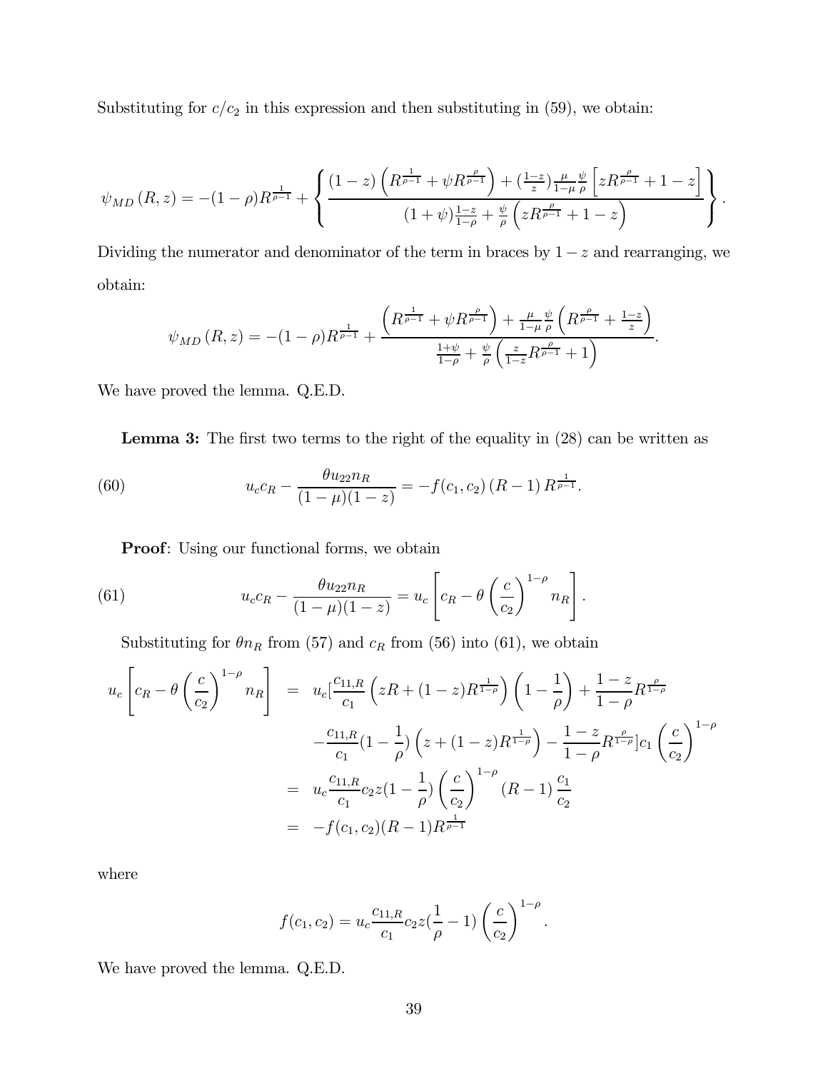Substituting for $c/c_2$ in this expression and then substituting in (59), we obtain:

$$\psi_{MD}(R,z) = -(1-\rho)R^{\frac{1}{\rho-1}} + \left\{ \frac{(1-z)\left(R^{\frac{1}{\rho-1}} + \psi R^{\frac{\rho}{\rho-1}}\right) + (\frac{1-z}{z})\frac{\mu}{1-\mu}\frac{\psi}{\rho}\left[zR^{\frac{\rho}{\rho-1}} + 1 - z\right]}{(1+\psi)\frac{1-z}{1-\rho} + \frac{\psi}{\rho}\left(zR^{\frac{\rho}{\rho-1}} + 1 - z\right)} \right\}.$$

Dividing the numerator and denominator of the term in braces by $1-z$ and rearranging, we obtain:

$$\psi_{MD}(R,z) = -(1-\rho)R^{\frac{1}{\rho-1}} + \frac{\left(R^{\frac{1}{\rho-1}} + \psi R^{\frac{\rho}{\rho-1}}\right) + \frac{\mu}{1-\mu}\frac{\psi}{\rho}\left(R^{\frac{\rho}{\rho-1}} + \frac{1-z}{z}\right)}{\frac{1+\psi}{1-\rho} + \frac{\psi}{\rho}\left(\frac{z}{1-z}R^{\frac{\rho}{\rho-1}} + 1\right)}.$$

We have proved the lemma. Q.E.D.

**Lemma 3:** The first two terms to the right of the equality in (28) can be written as

$$u_c c_R - \frac{\theta u_{22} n_R}{(1-\mu)(1-z)} = -f(c_1, c_2)\,(R-1)\,R^{\frac{1}{\rho-1}}. \tag{60}$$

**Proof**: Using our functional forms, we obtain

$$u_c c_R - \frac{\theta u_{22} n_R}{(1-\mu)(1-z)} = u_c\left[c_R - \theta\left(\frac{c}{c_2}\right)^{1-\rho} n_R\right]. \tag{61}$$

Substituting for $\theta n_R$ from (57) and $c_R$ from (56) into (61), we obtain

$$\begin{aligned}
u_c\left[c_R - \theta\left(\frac{c}{c_2}\right)^{1-\rho} n_R\right] &= u_c\Big[\frac{c_{11,R}}{c_1}\left(zR + (1-z)R^{\frac{1}{1-\rho}}\right)\left(1 - \frac{1}{\rho}\right) + \frac{1-z}{1-\rho}R^{\frac{\rho}{1-\rho}} \\
&\quad - \frac{c_{11,R}}{c_1}(1-\frac{1}{\rho})\left(z + (1-z)R^{\frac{1}{1-\rho}}\right) - \frac{1-z}{1-\rho}R^{\frac{\rho}{1-\rho}}\Big]c_1\left(\frac{c}{c_2}\right)^{1-\rho} \\
&= u_c\frac{c_{11,R}}{c_1}c_2 z(1-\frac{1}{\rho})\left(\frac{c}{c_2}\right)^{1-\rho}(R-1)\frac{c_1}{c_2} \\
&= -f(c_1,c_2)(R-1)R^{\frac{1}{\rho-1}}
\end{aligned}$$

where

$$f(c_1,c_2) = u_c\frac{c_{11,R}}{c_1}c_2 z(\frac{1}{\rho} - 1)\left(\frac{c}{c_2}\right)^{1-\rho}.$$

We have proved the lemma. Q.E.D.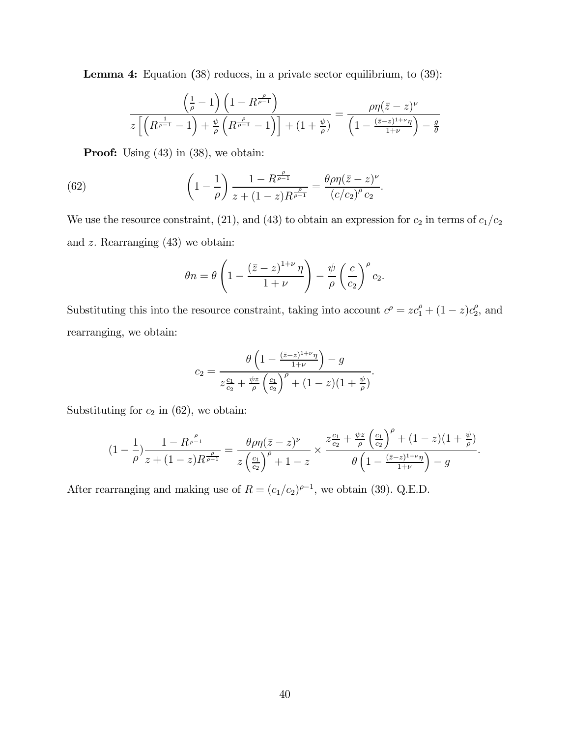**Lemma 4:** Equation (38) reduces, in a private sector equilibrium, to (39):

$$\frac{\left(\frac{1}{\rho}-1\right)\left(1-R^{\frac{\rho}{\rho-1}}\right)}{z\left[\left(R^{\frac{1}{\rho-1}}-1\right)+\frac{\psi}{\rho}\left(R^{\frac{\rho}{\rho-1}}-1\right)\right]+\left(1+\frac{\psi}{\rho}\right)}=\frac{\rho\eta(\bar{z}-z)^{\nu}}{\left(1-\frac{(\bar{z}-z)^{1+\nu}\eta}{1+\nu}\right)-\frac{g}{\theta}}$$

**Proof:** Using (43) in (38), we obtain:

$$\left(1-\frac{1}{\rho}\right)\frac{1-R^{\frac{\rho}{\rho-1}}}{z+(1-z)R^{\frac{\rho}{\rho-1}}}=\frac{\theta\rho\eta(\bar{z}-z)^{\nu}}{\left(c/c_2\right)^{\rho}c_2}. \tag{62}$$

We use the resource constraint, (21), and (43) to obtain an expression for $c_2$ in terms of $c_1/c_2$ and $z$. Rearranging (43) we obtain:

$$\theta n=\theta\left(1-\frac{\left(\bar{z}-z\right)^{1+\nu}\eta}{1+\nu}\right)-\frac{\psi}{\rho}\left(\frac{c}{c_2}\right)^{\rho}c_2.$$

Substituting this into the resource constraint, taking into account $c^{\rho}=zc_1^{\rho}+(1-z)c_2^{\rho}$, and rearranging, we obtain:

$$c_2=\frac{\theta\left(1-\frac{(\bar{z}-z)^{1+\nu}\eta}{1+\nu}\right)-g}{z\frac{c_1}{c_2}+\frac{\psi z}{\rho}\left(\frac{c_1}{c_2}\right)^{\rho}+(1-z)(1+\frac{\psi}{\rho})}.$$

Substituting for $c_2$ in (62), we obtain:

$$(1-\frac{1}{\rho})\frac{1-R^{\frac{\rho}{\rho-1}}}{z+(1-z)R^{\frac{\rho}{\rho-1}}}=\frac{\theta\rho\eta(\bar{z}-z)^{\nu}}{z\left(\frac{c_1}{c_2}\right)^{\rho}+1-z}\times\frac{z\frac{c_1}{c_2}+\frac{\psi z}{\rho}\left(\frac{c_1}{c_2}\right)^{\rho}+(1-z)(1+\frac{\psi}{\rho})}{\theta\left(1-\frac{(\bar{z}-z)^{1+\nu}\eta}{1+\nu}\right)-g}.$$

After rearranging and making use of $R=(c_1/c_2)^{\rho-1}$, we obtain (39). Q.E.D.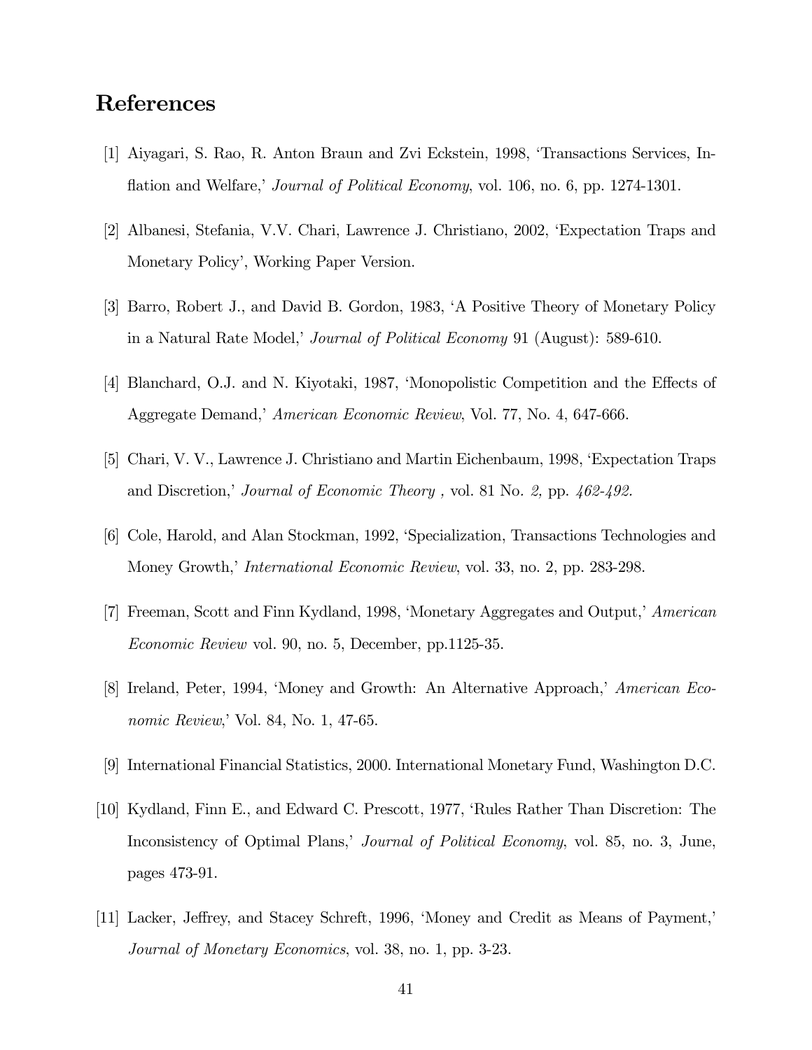## References

[1] Aiyagari, S. Rao, R. Anton Braun and Zvi Eckstein, 1998, 'Transactions Services, Inflation and Welfare,' *Journal of Political Economy*, vol. 106, no. 6, pp. 1274-1301.

[2] Albanesi, Stefania, V.V. Chari, Lawrence J. Christiano, 2002, 'Expectation Traps and Monetary Policy', Working Paper Version.

[3] Barro, Robert J., and David B. Gordon, 1983, 'A Positive Theory of Monetary Policy in a Natural Rate Model,' *Journal of Political Economy* 91 (August): 589-610.

[4] Blanchard, O.J. and N. Kiyotaki, 1987, 'Monopolistic Competition and the Effects of Aggregate Demand,' *American Economic Review*, Vol. 77, No. 4, 647-666.

[5] Chari, V. V., Lawrence J. Christiano and Martin Eichenbaum, 1998, 'Expectation Traps and Discretion,' *Journal of Economic Theory* , vol. 81 No. *2,* pp. *462-492.*

[6] Cole, Harold, and Alan Stockman, 1992, 'Specialization, Transactions Technologies and Money Growth,' *International Economic Review*, vol. 33, no. 2, pp. 283-298.

[7] Freeman, Scott and Finn Kydland, 1998, 'Monetary Aggregates and Output,' *American Economic Review* vol. 90, no. 5, December, pp.1125-35.

[8] Ireland, Peter, 1994, 'Money and Growth: An Alternative Approach,' *American Economic Review*,' Vol. 84, No. 1, 47-65.

[9] International Financial Statistics, 2000. International Monetary Fund, Washington D.C.

[10] Kydland, Finn E., and Edward C. Prescott, 1977, 'Rules Rather Than Discretion: The Inconsistency of Optimal Plans,' *Journal of Political Economy*, vol. 85, no. 3, June, pages 473-91.

[11] Lacker, Jeffrey, and Stacey Schreft, 1996, 'Money and Credit as Means of Payment,' *Journal of Monetary Economics*, vol. 38, no. 1, pp. 3-23.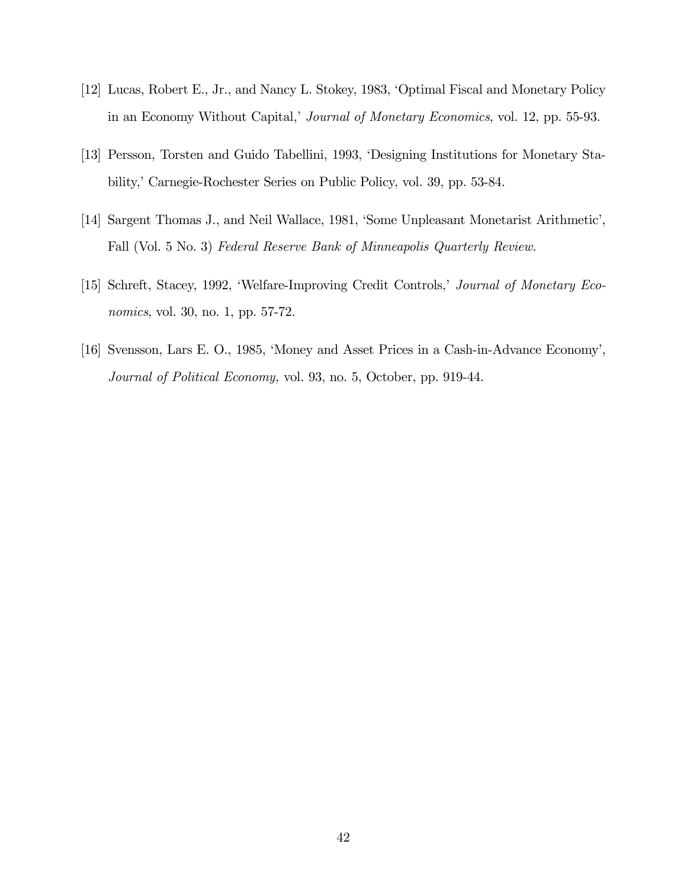[12] Lucas, Robert E., Jr., and Nancy L. Stokey, 1983, 'Optimal Fiscal and Monetary Policy in an Economy Without Capital,' *Journal of Monetary Economics*, vol. 12, pp. 55-93.

[13] Persson, Torsten and Guido Tabellini, 1993, 'Designing Institutions for Monetary Stability,' Carnegie-Rochester Series on Public Policy, vol. 39, pp. 53-84.

[14] Sargent Thomas J., and Neil Wallace, 1981, 'Some Unpleasant Monetarist Arithmetic', Fall (Vol. 5 No. 3) *Federal Reserve Bank of Minneapolis Quarterly Review.*

[15] Schreft, Stacey, 1992, 'Welfare-Improving Credit Controls,' *Journal of Monetary Economics*, vol. 30, no. 1, pp. 57-72.

[16] Svensson, Lars E. O., 1985, 'Money and Asset Prices in a Cash-in-Advance Economy', *Journal of Political Economy,* vol. 93, no. 5, October, pp. 919-44.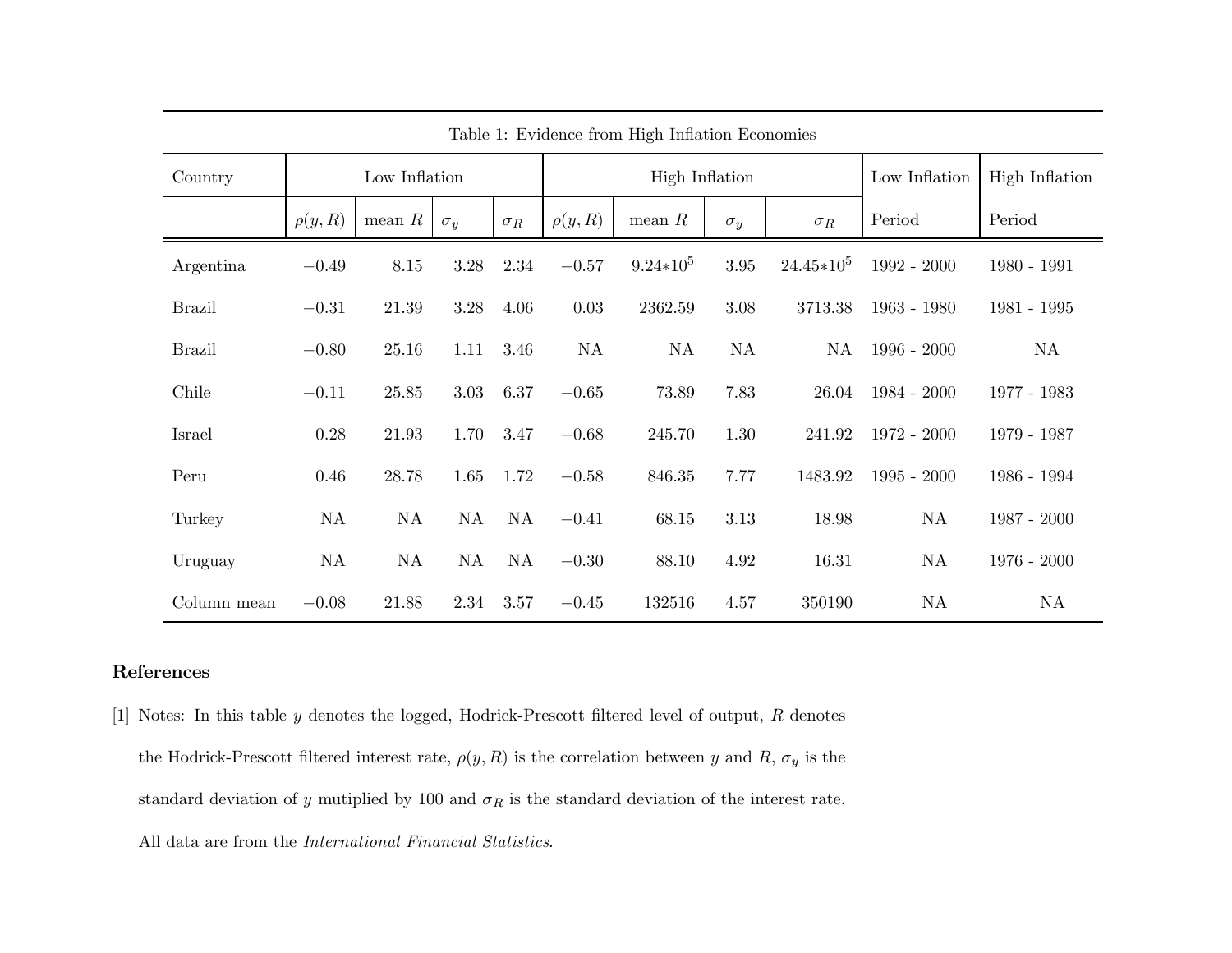Table 1: Evidence from High Inflation Economies

| Country | Low Inflation | | | | High Inflation | | | | Low Inflation | High Inflation |
|---|---|---|---|---|---|---|---|---|---|---|
| | $\rho(y,R)$ | mean $R$ | $\sigma_y$ | $\sigma_R$ | $\rho(y,R)$ | mean $R$ | $\sigma_y$ | $\sigma_R$ | Period | Period |
| Argentina | $-0.49$ | 8.15 | 3.28 | 2.34 | $-0.57$ | $9.24{*}10^5$ | 3.95 | $24.45{*}10^5$ | 1992 - 2000 | 1980 - 1991 |
| Brazil | $-0.31$ | 21.39 | 3.28 | 4.06 | 0.03 | 2362.59 | 3.08 | 3713.38 | 1963 - 1980 | 1981 - 1995 |
| Brazil | $-0.80$ | 25.16 | 1.11 | 3.46 | NA | NA | NA | NA | 1996 - 2000 | NA |
| Chile | $-0.11$ | 25.85 | 3.03 | 6.37 | $-0.65$ | 73.89 | 7.83 | 26.04 | 1984 - 2000 | 1977 - 1983 |
| Israel | 0.28 | 21.93 | 1.70 | 3.47 | $-0.68$ | 245.70 | 1.30 | 241.92 | 1972 - 2000 | 1979 - 1987 |
| Peru | 0.46 | 28.78 | 1.65 | 1.72 | $-0.58$ | 846.35 | 7.77 | 1483.92 | 1995 - 2000 | 1986 - 1994 |
| Turkey | NA | NA | NA | NA | $-0.41$ | 68.15 | 3.13 | 18.98 | NA | 1987 - 2000 |
| Uruguay | NA | NA | NA | NA | $-0.30$ | 88.10 | 4.92 | 16.31 | NA | 1976 - 2000 |
| Column mean | $-0.08$ | 21.88 | 2.34 | 3.57 | $-0.45$ | 132516 | 4.57 | 350190 | NA | NA |

## References

[1] Notes: In this table $y$ denotes the logged, Hodrick-Prescott filtered level of output, $R$ denotes the Hodrick-Prescott filtered interest rate, $\rho(y,R)$ is the correlation between $y$ and $R$, $\sigma_y$ is the standard deviation of $y$ mutiplied by 100 and $\sigma_R$ is the standard deviation of the interest rate. All data are from the *International Financial Statistics*.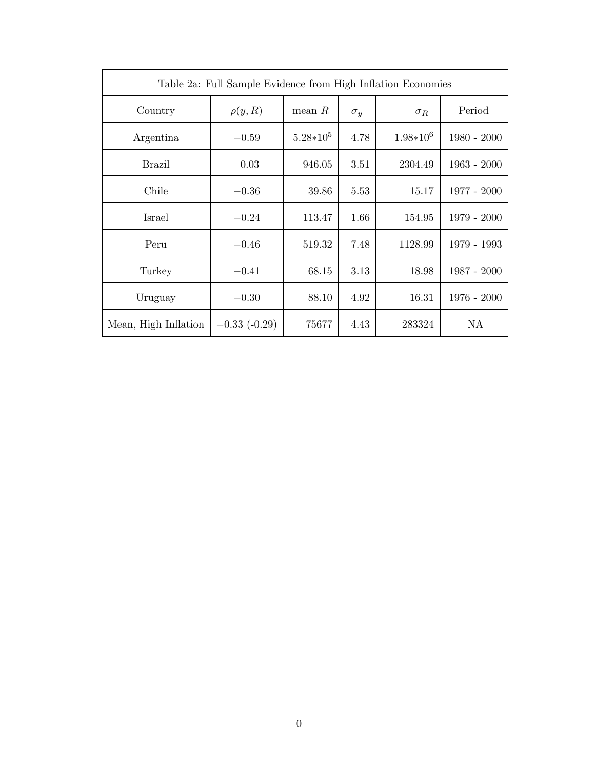| Table 2a: Full Sample Evidence from High Inflation Economies | | | | | |
|---|---|---|---|---|---|
| Country | $\rho(y, R)$ | mean $R$ | $\sigma_y$ | $\sigma_R$ | Period |
| Argentina | $-0.59$ | $5.28{*}10^5$ | 4.78 | $1.98{*}10^6$ | 1980 - 2000 |
| Brazil | 0.03 | 946.05 | 3.51 | 2304.49 | 1963 - 2000 |
| Chile | $-0.36$ | 39.86 | 5.53 | 15.17 | 1977 - 2000 |
| Israel | $-0.24$ | 113.47 | 1.66 | 154.95 | 1979 - 2000 |
| Peru | $-0.46$ | 519.32 | 7.48 | 1128.99 | 1979 - 1993 |
| Turkey | $-0.41$ | 68.15 | 3.13 | 18.98 | 1987 - 2000 |
| Uruguay | $-0.30$ | 88.10 | 4.92 | 16.31 | 1976 - 2000 |
| Mean, High Inflation | $-0.33$ (-0.29) | 75677 | 4.43 | 283324 | NA |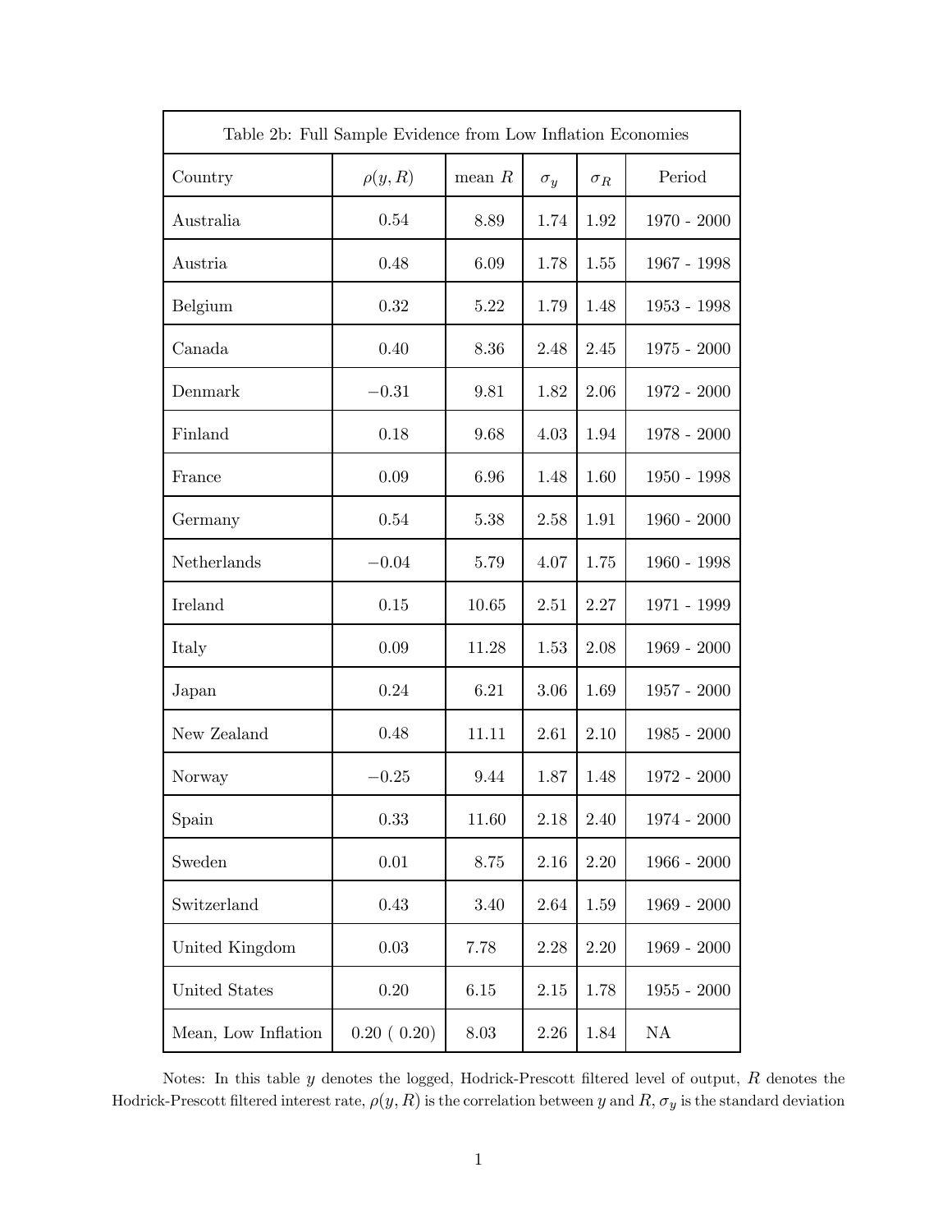| Table 2b: Full Sample Evidence from Low Inflation Economies | | | | | |
|---|---|---|---|---|---|
| Country | $\rho(y, R)$ | mean $R$ | $\sigma_y$ | $\sigma_R$ | Period |
| Australia | 0.54 | 8.89 | 1.74 | 1.92 | 1970 - 2000 |
| Austria | 0.48 | 6.09 | 1.78 | 1.55 | 1967 - 1998 |
| Belgium | 0.32 | 5.22 | 1.79 | 1.48 | 1953 - 1998 |
| Canada | 0.40 | 8.36 | 2.48 | 2.45 | 1975 - 2000 |
| Denmark | $-0.31$ | 9.81 | 1.82 | 2.06 | 1972 - 2000 |
| Finland | 0.18 | 9.68 | 4.03 | 1.94 | 1978 - 2000 |
| France | 0.09 | 6.96 | 1.48 | 1.60 | 1950 - 1998 |
| Germany | 0.54 | 5.38 | 2.58 | 1.91 | 1960 - 2000 |
| Netherlands | $-0.04$ | 5.79 | 4.07 | 1.75 | 1960 - 1998 |
| Ireland | 0.15 | 10.65 | 2.51 | 2.27 | 1971 - 1999 |
| Italy | 0.09 | 11.28 | 1.53 | 2.08 | 1969 - 2000 |
| Japan | 0.24 | 6.21 | 3.06 | 1.69 | 1957 - 2000 |
| New Zealand | 0.48 | 11.11 | 2.61 | 2.10 | 1985 - 2000 |
| Norway | $-0.25$ | 9.44 | 1.87 | 1.48 | 1972 - 2000 |
| Spain | 0.33 | 11.60 | 2.18 | 2.40 | 1974 - 2000 |
| Sweden | 0.01 | 8.75 | 2.16 | 2.20 | 1966 - 2000 |
| Switzerland | 0.43 | 3.40 | 2.64 | 1.59 | 1969 - 2000 |
| United Kingdom | 0.03 | 7.78 | 2.28 | 2.20 | 1969 - 2000 |
| United States | 0.20 | 6.15 | 2.15 | 1.78 | 1955 - 2000 |
| Mean, Low Inflation | 0.20 ( 0.20) | 8.03 | 2.26 | 1.84 | NA |

Notes: In this table $y$ denotes the logged, Hodrick-Prescott filtered level of output, $R$ denotes the Hodrick-Prescott filtered interest rate, $\rho(y, R)$ is the correlation between $y$ and $R$, $\sigma_y$ is the standard deviation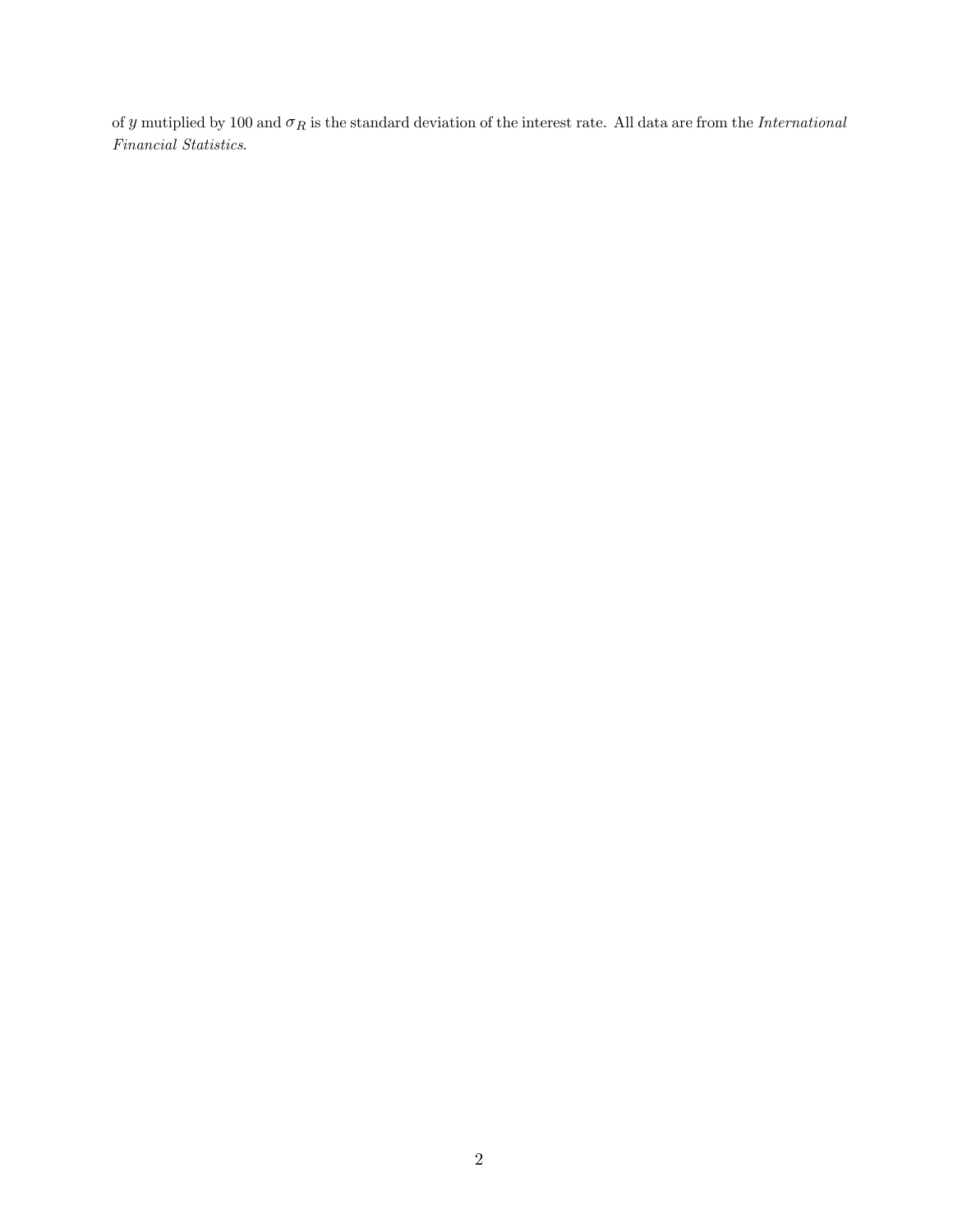of $y$ mutiplied by 100 and $\sigma_R$ is the standard deviation of the interest rate. All data are from the *International Financial Statistics*.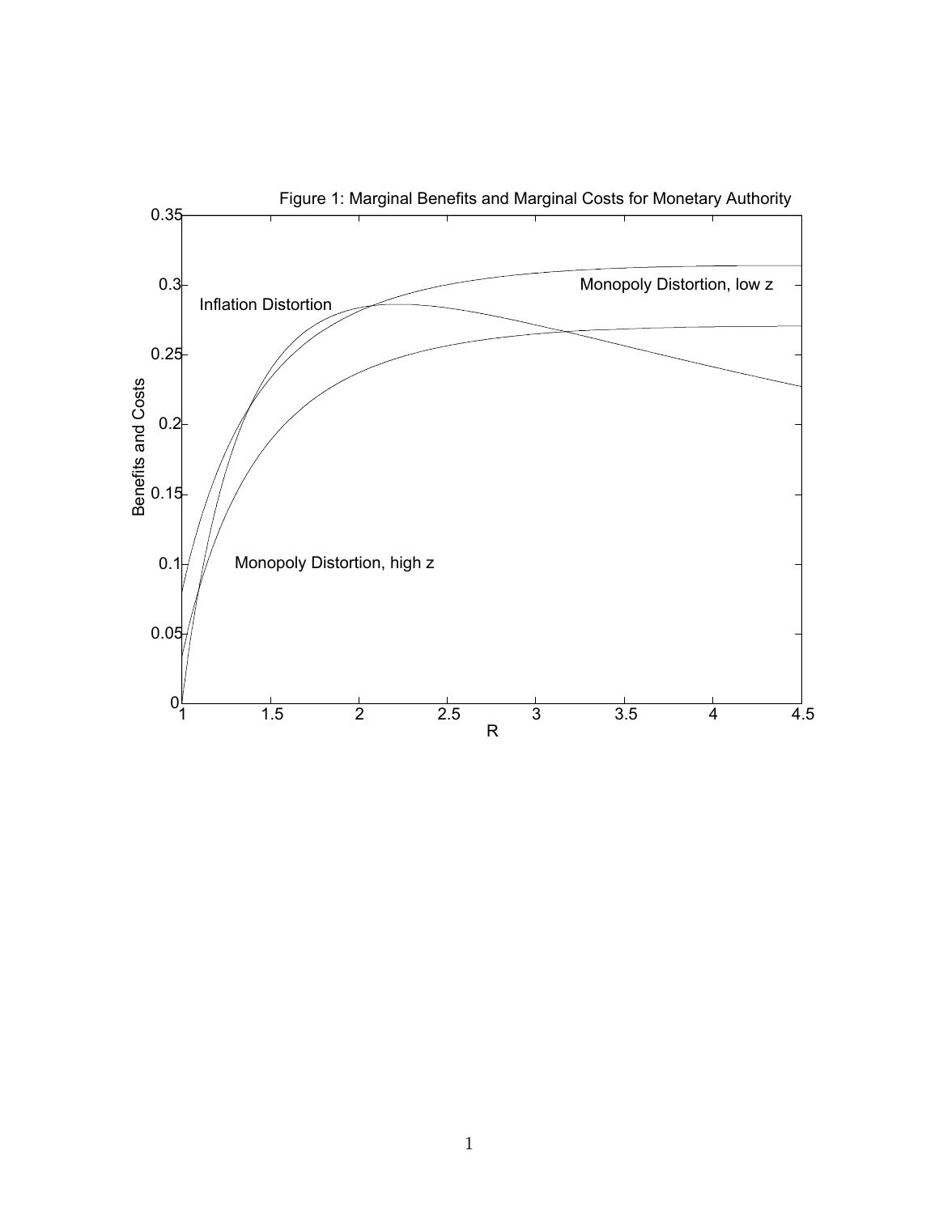Figure 1: Marginal Benefits and Marginal Costs for Monetary Authority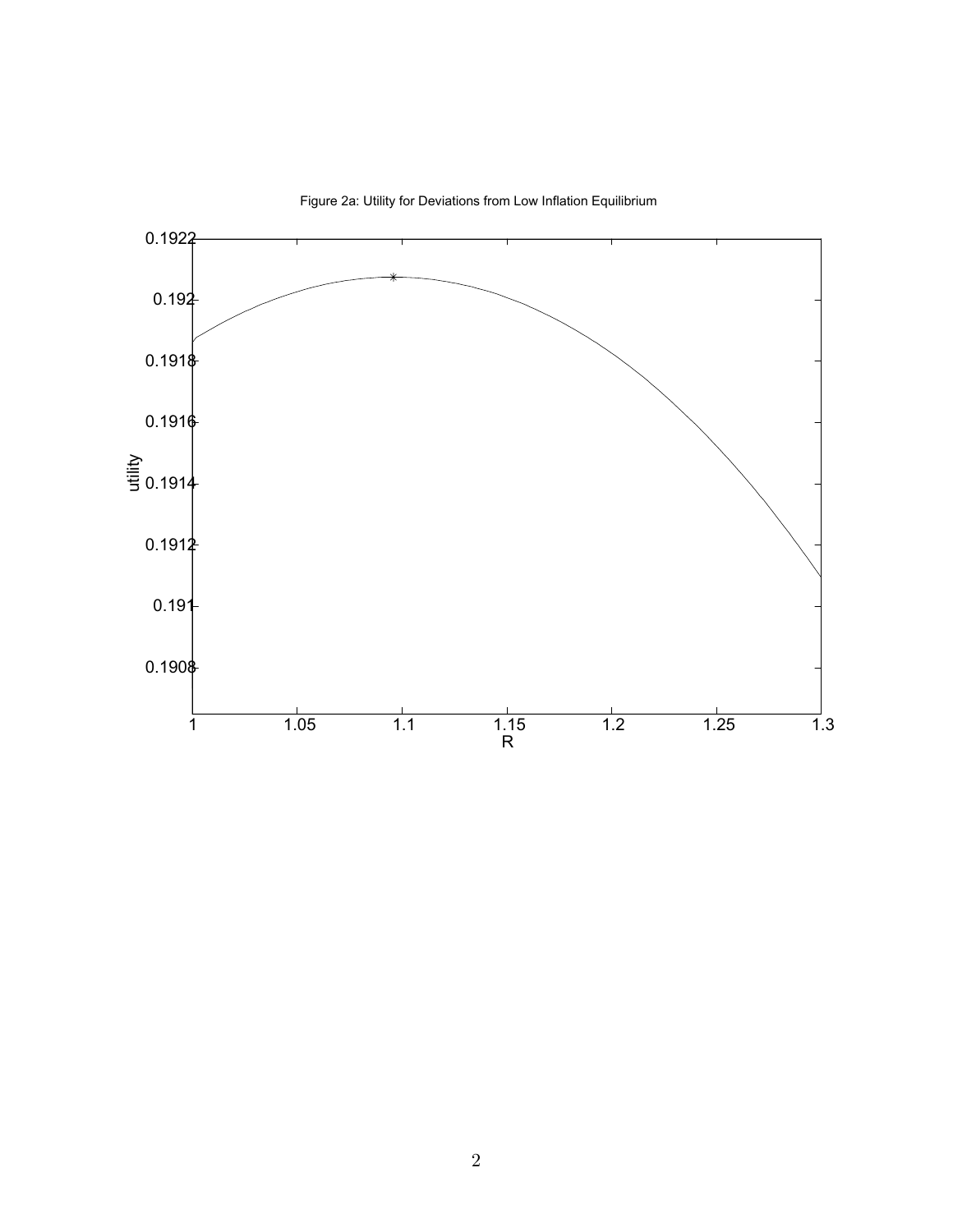Figure 2a: Utility for Deviations from Low Inflation Equilibrium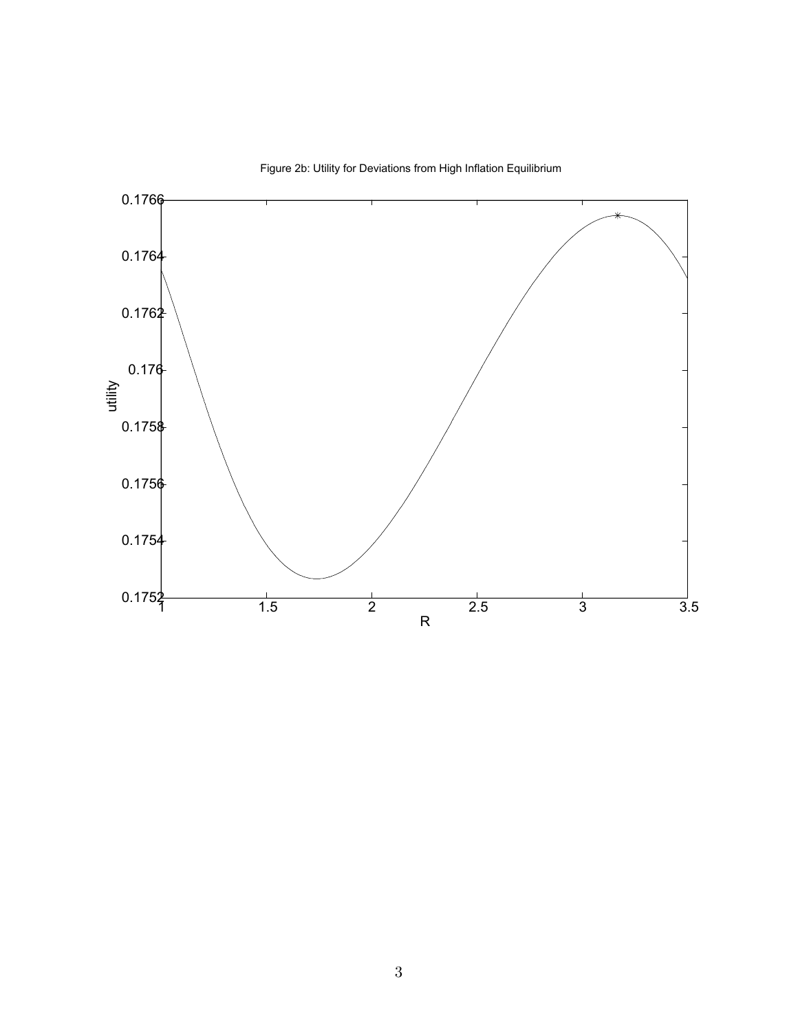Figure 2b: Utility for Deviations from High Inflation Equilibrium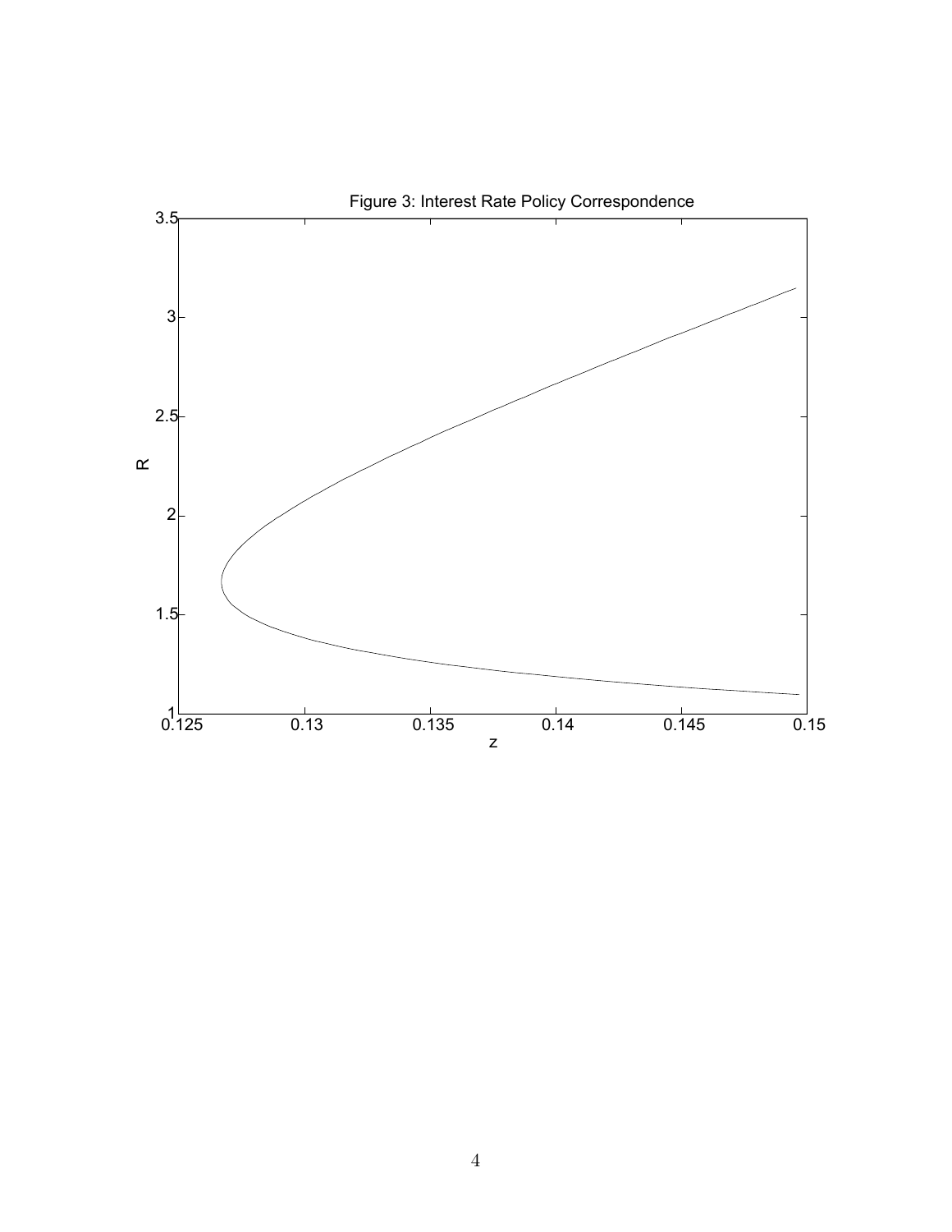Figure 3: Interest Rate Policy Correspondence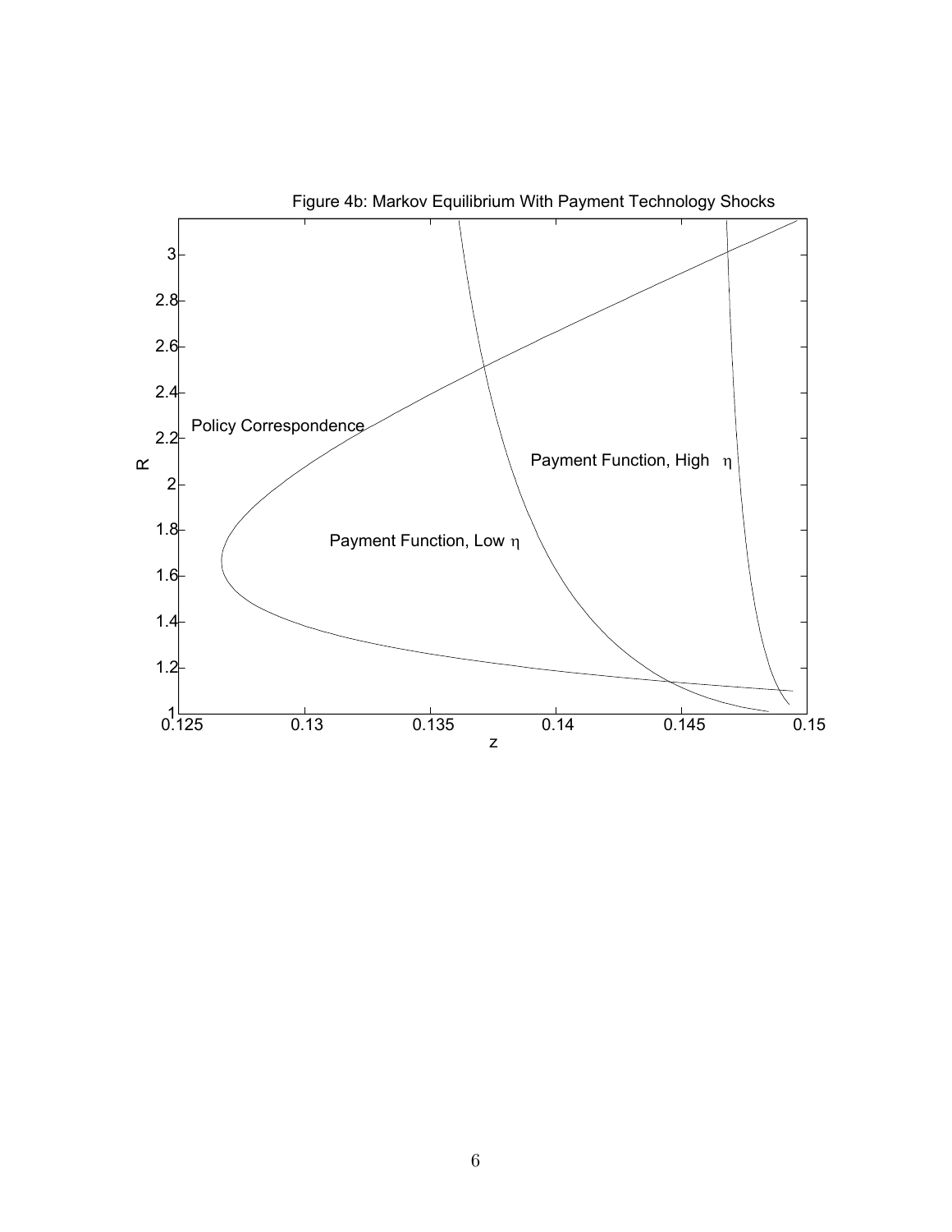Figure 4b: Markov Equilibrium With Payment Technology Shocks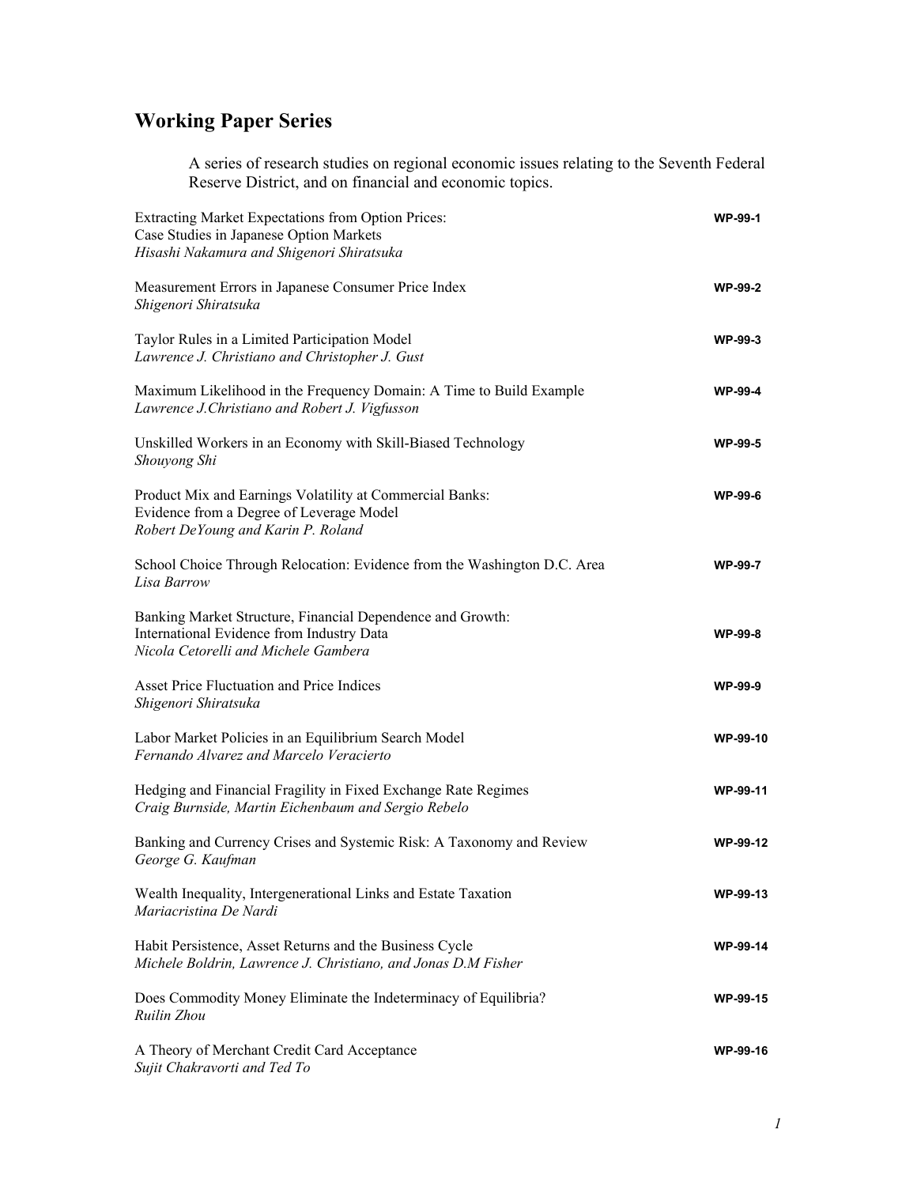## Working Paper Series

A series of research studies on regional economic issues relating to the Seventh Federal Reserve District, and on financial and economic topics.

Extracting Market Expectations from Option Prices:
Case Studies in Japanese Option Markets
*Hisashi Nakamura and Shigenori Shiratsuka* **WP-99-1**

Measurement Errors in Japanese Consumer Price Index
*Shigenori Shiratsuka* **WP-99-2**

Taylor Rules in a Limited Participation Model
*Lawrence J. Christiano and Christopher J. Gust* **WP-99-3**

Maximum Likelihood in the Frequency Domain: A Time to Build Example
*Lawrence J.Christiano and Robert J. Vigfusson* **WP-99-4**

Unskilled Workers in an Economy with Skill-Biased Technology
*Shouyong Shi* **WP-99-5**

Product Mix and Earnings Volatility at Commercial Banks:
Evidence from a Degree of Leverage Model
*Robert DeYoung and Karin P. Roland* **WP-99-6**

School Choice Through Relocation: Evidence from the Washington D.C. Area
*Lisa Barrow* **WP-99-7**

Banking Market Structure, Financial Dependence and Growth:
International Evidence from Industry Data
*Nicola Cetorelli and Michele Gambera* **WP-99-8**

Asset Price Fluctuation and Price Indices
*Shigenori Shiratsuka* **WP-99-9**

Labor Market Policies in an Equilibrium Search Model
*Fernando Alvarez and Marcelo Veracierto* **WP-99-10**

Hedging and Financial Fragility in Fixed Exchange Rate Regimes
*Craig Burnside, Martin Eichenbaum and Sergio Rebelo* **WP-99-11**

Banking and Currency Crises and Systemic Risk: A Taxonomy and Review
*George G. Kaufman* **WP-99-12**

Wealth Inequality, Intergenerational Links and Estate Taxation
*Mariacristina De Nardi* **WP-99-13**

Habit Persistence, Asset Returns and the Business Cycle
*Michele Boldrin, Lawrence J. Christiano, and Jonas D.M Fisher* **WP-99-14**

Does Commodity Money Eliminate the Indeterminacy of Equilibria?
*Ruilin Zhou* **WP-99-15**

A Theory of Merchant Credit Card Acceptance
*Sujit Chakravorti and Ted To* **WP-99-16**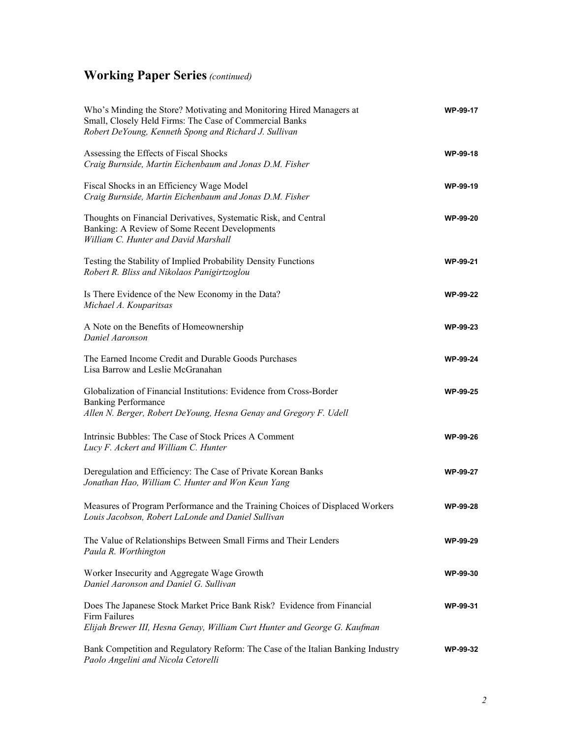## **Working Paper Series** *(continued)*

Who's Minding the Store? Motivating and Monitoring Hired Managers at Small, Closely Held Firms: The Case of Commercial Banks **WP-99-17**
*Robert DeYoung, Kenneth Spong and Richard J. Sullivan*

Assessing the Effects of Fiscal Shocks **WP-99-18**
*Craig Burnside, Martin Eichenbaum and Jonas D.M. Fisher*

Fiscal Shocks in an Efficiency Wage Model **WP-99-19**
*Craig Burnside, Martin Eichenbaum and Jonas D.M. Fisher*

Thoughts on Financial Derivatives, Systematic Risk, and Central Banking: A Review of Some Recent Developments **WP-99-20**
*William C. Hunter and David Marshall*

Testing the Stability of Implied Probability Density Functions **WP-99-21**
*Robert R. Bliss and Nikolaos Panigirtzoglou*

Is There Evidence of the New Economy in the Data? **WP-99-22**
*Michael A. Kouparitsas*

A Note on the Benefits of Homeownership **WP-99-23**
*Daniel Aaronson*

The Earned Income Credit and Durable Goods Purchases **WP-99-24**
Lisa Barrow and Leslie McGranahan

Globalization of Financial Institutions: Evidence from Cross-Border Banking Performance **WP-99-25**
*Allen N. Berger, Robert DeYoung, Hesna Genay and Gregory F. Udell*

Intrinsic Bubbles: The Case of Stock Prices A Comment **WP-99-26**
*Lucy F. Ackert and William C. Hunter*

Deregulation and Efficiency: The Case of Private Korean Banks **WP-99-27**
*Jonathan Hao, William C. Hunter and Won Keun Yang*

Measures of Program Performance and the Training Choices of Displaced Workers **WP-99-28**
*Louis Jacobson, Robert LaLonde and Daniel Sullivan*

The Value of Relationships Between Small Firms and Their Lenders **WP-99-29**
*Paula R. Worthington*

Worker Insecurity and Aggregate Wage Growth **WP-99-30**
*Daniel Aaronson and Daniel G. Sullivan*

Does The Japanese Stock Market Price Bank Risk? Evidence from Financial Firm Failures **WP-99-31**
*Elijah Brewer III, Hesna Genay, William Curt Hunter and George G. Kaufman*

Bank Competition and Regulatory Reform: The Case of the Italian Banking Industry **WP-99-32**
*Paolo Angelini and Nicola Cetorelli*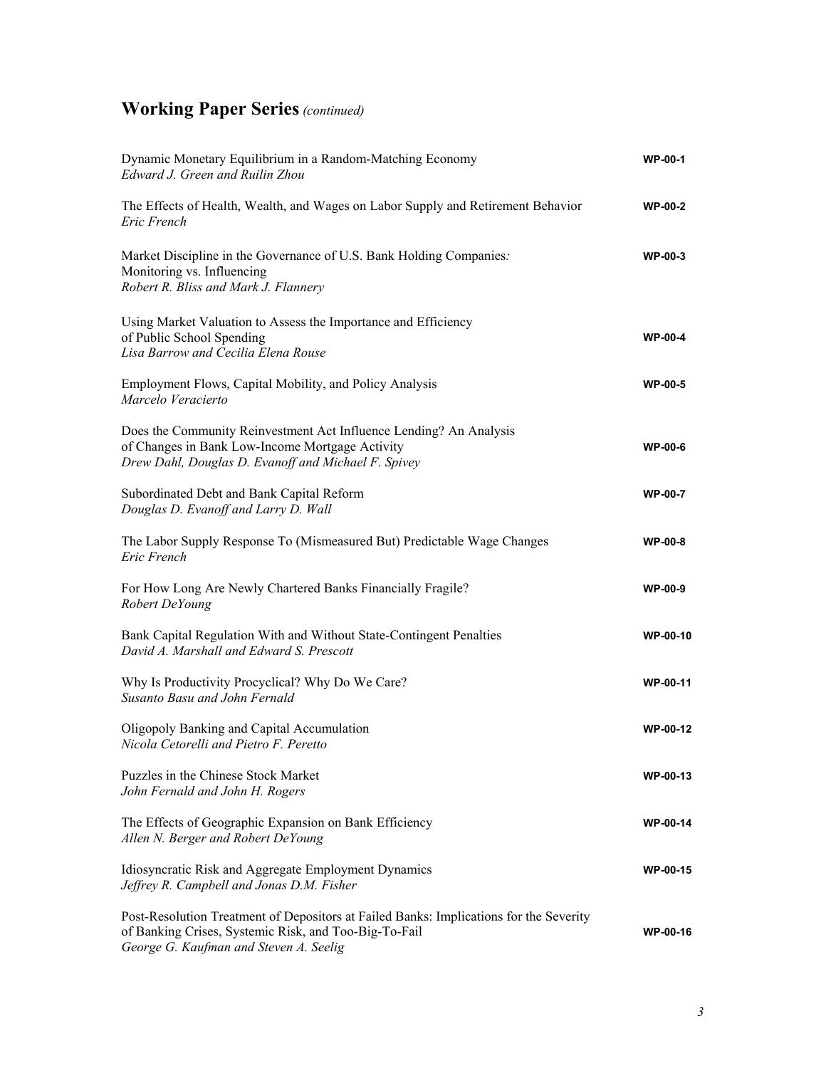## **Working Paper Series** *(continued)*

Dynamic Monetary Equilibrium in a Random-Matching Economy **WP-00-1**
*Edward J. Green and Ruilin Zhou*

The Effects of Health, Wealth, and Wages on Labor Supply and Retirement Behavior **WP-00-2**
*Eric French*

Market Discipline in the Governance of U.S. Bank Holding Companies: Monitoring vs. Influencing **WP-00-3**
*Robert R. Bliss and Mark J. Flannery*

Using Market Valuation to Assess the Importance and Efficiency of Public School Spending **WP-00-4**
*Lisa Barrow and Cecilia Elena Rouse*

Employment Flows, Capital Mobility, and Policy Analysis **WP-00-5**
*Marcelo Veracierto*

Does the Community Reinvestment Act Influence Lending? An Analysis of Changes in Bank Low-Income Mortgage Activity **WP-00-6**
*Drew Dahl, Douglas D. Evanoff and Michael F. Spivey*

Subordinated Debt and Bank Capital Reform **WP-00-7**
*Douglas D. Evanoff and Larry D. Wall*

The Labor Supply Response To (Mismeasured But) Predictable Wage Changes **WP-00-8**
*Eric French*

For How Long Are Newly Chartered Banks Financially Fragile? **WP-00-9**
*Robert DeYoung*

Bank Capital Regulation With and Without State-Contingent Penalties **WP-00-10**
*David A. Marshall and Edward S. Prescott*

Why Is Productivity Procyclical? Why Do We Care? **WP-00-11**
*Susanto Basu and John Fernald*

Oligopoly Banking and Capital Accumulation **WP-00-12**
*Nicola Cetorelli and Pietro F. Peretto*

Puzzles in the Chinese Stock Market **WP-00-13**
*John Fernald and John H. Rogers*

The Effects of Geographic Expansion on Bank Efficiency **WP-00-14**
*Allen N. Berger and Robert DeYoung*

Idiosyncratic Risk and Aggregate Employment Dynamics **WP-00-15**
*Jeffrey R. Campbell and Jonas D.M. Fisher*

Post-Resolution Treatment of Depositors at Failed Banks: Implications for the Severity of Banking Crises, Systemic Risk, and Too-Big-To-Fail **WP-00-16**
*George G. Kaufman and Steven A. Seelig*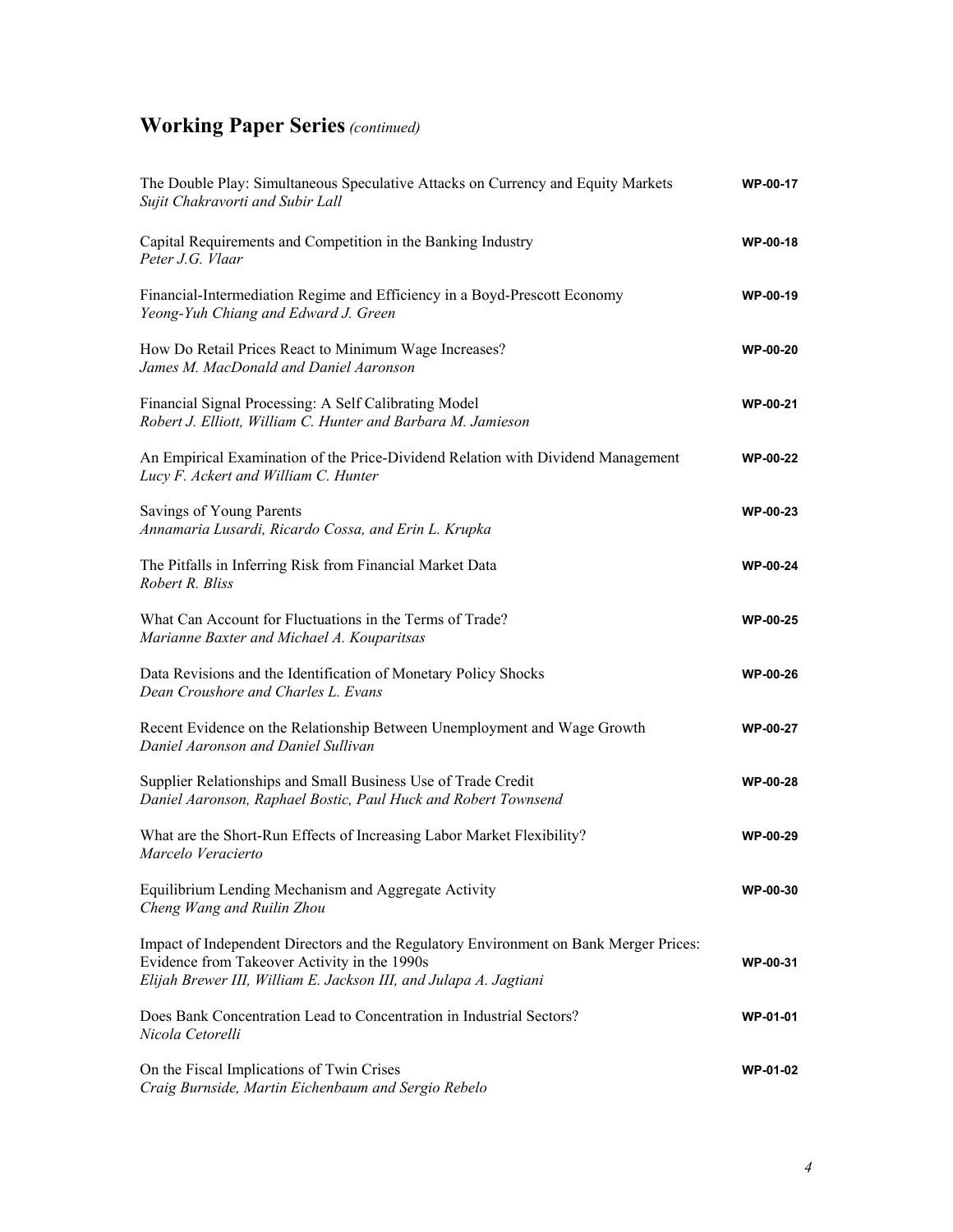## **Working Paper Series** *(continued)*

| | |
|---|---|
| The Double Play: Simultaneous Speculative Attacks on Currency and Equity Markets<br>*Sujit Chakravorti and Subir Lall* | **WP-00-17** |
| Capital Requirements and Competition in the Banking Industry<br>*Peter J.G. Vlaar* | **WP-00-18** |
| Financial-Intermediation Regime and Efficiency in a Boyd-Prescott Economy<br>*Yeong-Yuh Chiang and Edward J. Green* | **WP-00-19** |
| How Do Retail Prices React to Minimum Wage Increases?<br>*James M. MacDonald and Daniel Aaronson* | **WP-00-20** |
| Financial Signal Processing: A Self Calibrating Model<br>*Robert J. Elliott, William C. Hunter and Barbara M. Jamieson* | **WP-00-21** |
| An Empirical Examination of the Price-Dividend Relation with Dividend Management<br>*Lucy F. Ackert and William C. Hunter* | **WP-00-22** |
| Savings of Young Parents<br>*Annamaria Lusardi, Ricardo Cossa, and Erin L. Krupka* | **WP-00-23** |
| The Pitfalls in Inferring Risk from Financial Market Data<br>*Robert R. Bliss* | **WP-00-24** |
| What Can Account for Fluctuations in the Terms of Trade?<br>*Marianne Baxter and Michael A. Kouparitsas* | **WP-00-25** |
| Data Revisions and the Identification of Monetary Policy Shocks<br>*Dean Croushore and Charles L. Evans* | **WP-00-26** |
| Recent Evidence on the Relationship Between Unemployment and Wage Growth<br>*Daniel Aaronson and Daniel Sullivan* | **WP-00-27** |
| Supplier Relationships and Small Business Use of Trade Credit<br>*Daniel Aaronson, Raphael Bostic, Paul Huck and Robert Townsend* | **WP-00-28** |
| What are the Short-Run Effects of Increasing Labor Market Flexibility?<br>*Marcelo Veracierto* | **WP-00-29** |
| Equilibrium Lending Mechanism and Aggregate Activity<br>*Cheng Wang and Ruilin Zhou* | **WP-00-30** |
| Impact of Independent Directors and the Regulatory Environment on Bank Merger Prices: Evidence from Takeover Activity in the 1990s<br>*Elijah Brewer III, William E. Jackson III, and Julapa A. Jagtiani* | **WP-00-31** |
| Does Bank Concentration Lead to Concentration in Industrial Sectors?<br>*Nicola Cetorelli* | **WP-01-01** |
| On the Fiscal Implications of Twin Crises<br>*Craig Burnside, Martin Eichenbaum and Sergio Rebelo* | **WP-01-02** |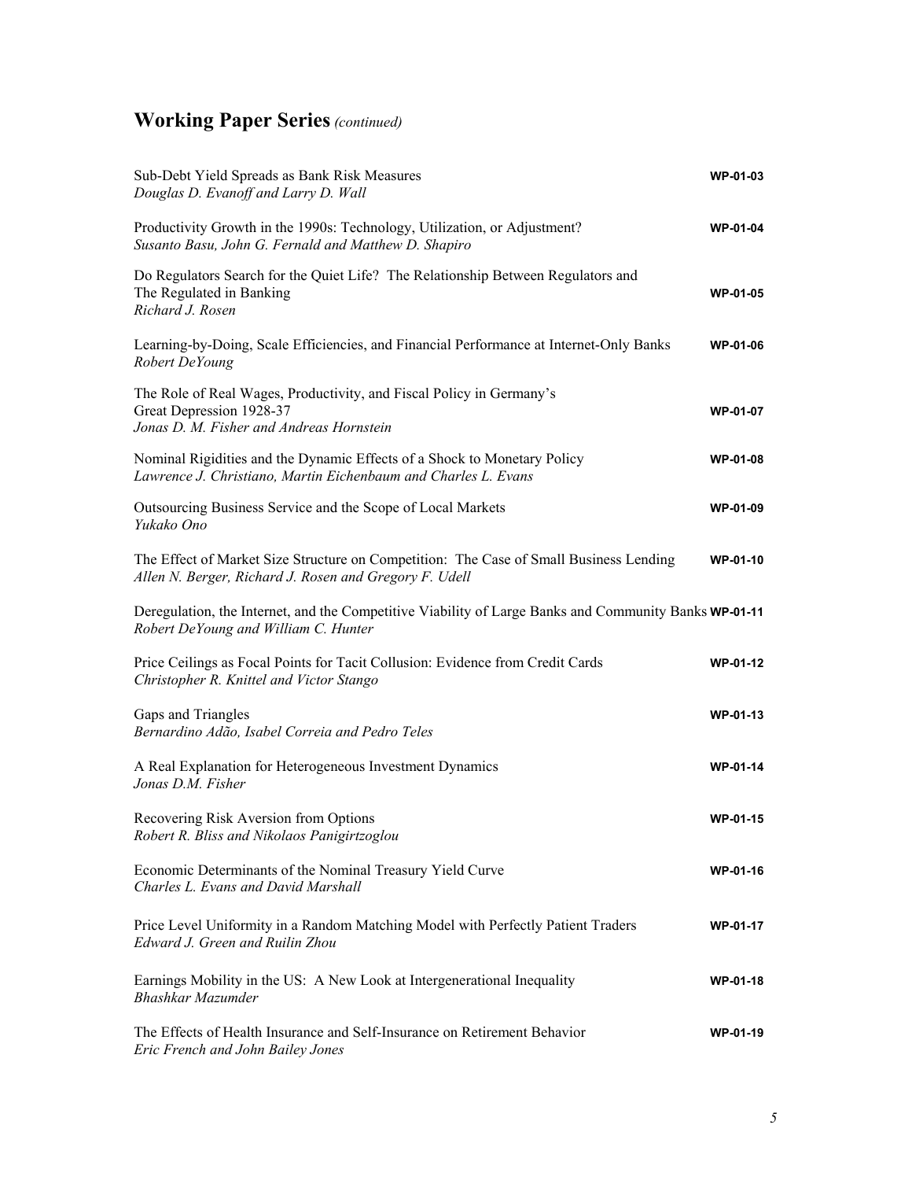## **Working Paper Series** *(continued)*

| | |
|---|---|
| Sub-Debt Yield Spreads as Bank Risk Measures<br>*Douglas D. Evanoff and Larry D. Wall* | WP-01-03 |
| Productivity Growth in the 1990s: Technology, Utilization, or Adjustment?<br>*Susanto Basu, John G. Fernald and Matthew D. Shapiro* | WP-01-04 |
| Do Regulators Search for the Quiet Life? The Relationship Between Regulators and The Regulated in Banking<br>*Richard J. Rosen* | WP-01-05 |
| Learning-by-Doing, Scale Efficiencies, and Financial Performance at Internet-Only Banks<br>*Robert DeYoung* | WP-01-06 |
| The Role of Real Wages, Productivity, and Fiscal Policy in Germany's Great Depression 1928-37<br>*Jonas D. M. Fisher and Andreas Hornstein* | WP-01-07 |
| Nominal Rigidities and the Dynamic Effects of a Shock to Monetary Policy<br>*Lawrence J. Christiano, Martin Eichenbaum and Charles L. Evans* | WP-01-08 |
| Outsourcing Business Service and the Scope of Local Markets<br>*Yukako Ono* | WP-01-09 |
| The Effect of Market Size Structure on Competition: The Case of Small Business Lending<br>*Allen N. Berger, Richard J. Rosen and Gregory F. Udell* | WP-01-10 |
| Deregulation, the Internet, and the Competitive Viability of Large Banks and Community Banks<br>*Robert DeYoung and William C. Hunter* | WP-01-11 |
| Price Ceilings as Focal Points for Tacit Collusion: Evidence from Credit Cards<br>*Christopher R. Knittel and Victor Stango* | WP-01-12 |
| Gaps and Triangles<br>*Bernardino Adão, Isabel Correia and Pedro Teles* | WP-01-13 |
| A Real Explanation for Heterogeneous Investment Dynamics<br>*Jonas D.M. Fisher* | WP-01-14 |
| Recovering Risk Aversion from Options<br>*Robert R. Bliss and Nikolaos Panigirtzoglou* | WP-01-15 |
| Economic Determinants of the Nominal Treasury Yield Curve<br>*Charles L. Evans and David Marshall* | WP-01-16 |
| Price Level Uniformity in a Random Matching Model with Perfectly Patient Traders<br>*Edward J. Green and Ruilin Zhou* | WP-01-17 |
| Earnings Mobility in the US: A New Look at Intergenerational Inequality<br>*Bhashkar Mazumder* | WP-01-18 |
| The Effects of Health Insurance and Self-Insurance on Retirement Behavior<br>*Eric French and John Bailey Jones* | WP-01-19 |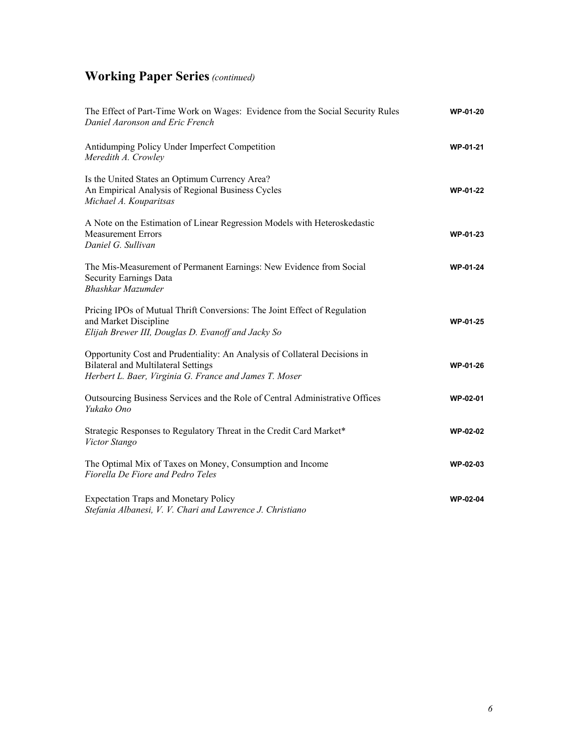## Working Paper Series *(continued)*

| | |
|---|---|
| The Effect of Part-Time Work on Wages: Evidence from the Social Security Rules<br>*Daniel Aaronson and Eric French* | **WP-01-20** |
| Antidumping Policy Under Imperfect Competition<br>*Meredith A. Crowley* | **WP-01-21** |
| Is the United States an Optimum Currency Area?<br>An Empirical Analysis of Regional Business Cycles<br>*Michael A. Kouparitsas* | **WP-01-22** |
| A Note on the Estimation of Linear Regression Models with Heteroskedastic Measurement Errors<br>*Daniel G. Sullivan* | **WP-01-23** |
| The Mis-Measurement of Permanent Earnings: New Evidence from Social Security Earnings Data<br>*Bhashkar Mazumder* | **WP-01-24** |
| Pricing IPOs of Mutual Thrift Conversions: The Joint Effect of Regulation and Market Discipline<br>*Elijah Brewer III, Douglas D. Evanoff and Jacky So* | **WP-01-25** |
| Opportunity Cost and Prudentiality: An Analysis of Collateral Decisions in Bilateral and Multilateral Settings<br>*Herbert L. Baer, Virginia G. France and James T. Moser* | **WP-01-26** |
| Outsourcing Business Services and the Role of Central Administrative Offices<br>*Yukako Ono* | **WP-02-01** |
| Strategic Responses to Regulatory Threat in the Credit Card Market*<br>*Victor Stango* | **WP-02-02** |
| The Optimal Mix of Taxes on Money, Consumption and Income<br>*Fiorella De Fiore and Pedro Teles* | **WP-02-03** |
| Expectation Traps and Monetary Policy<br>*Stefania Albanesi, V. V. Chari and Lawrence J. Christiano* | **WP-02-04** |